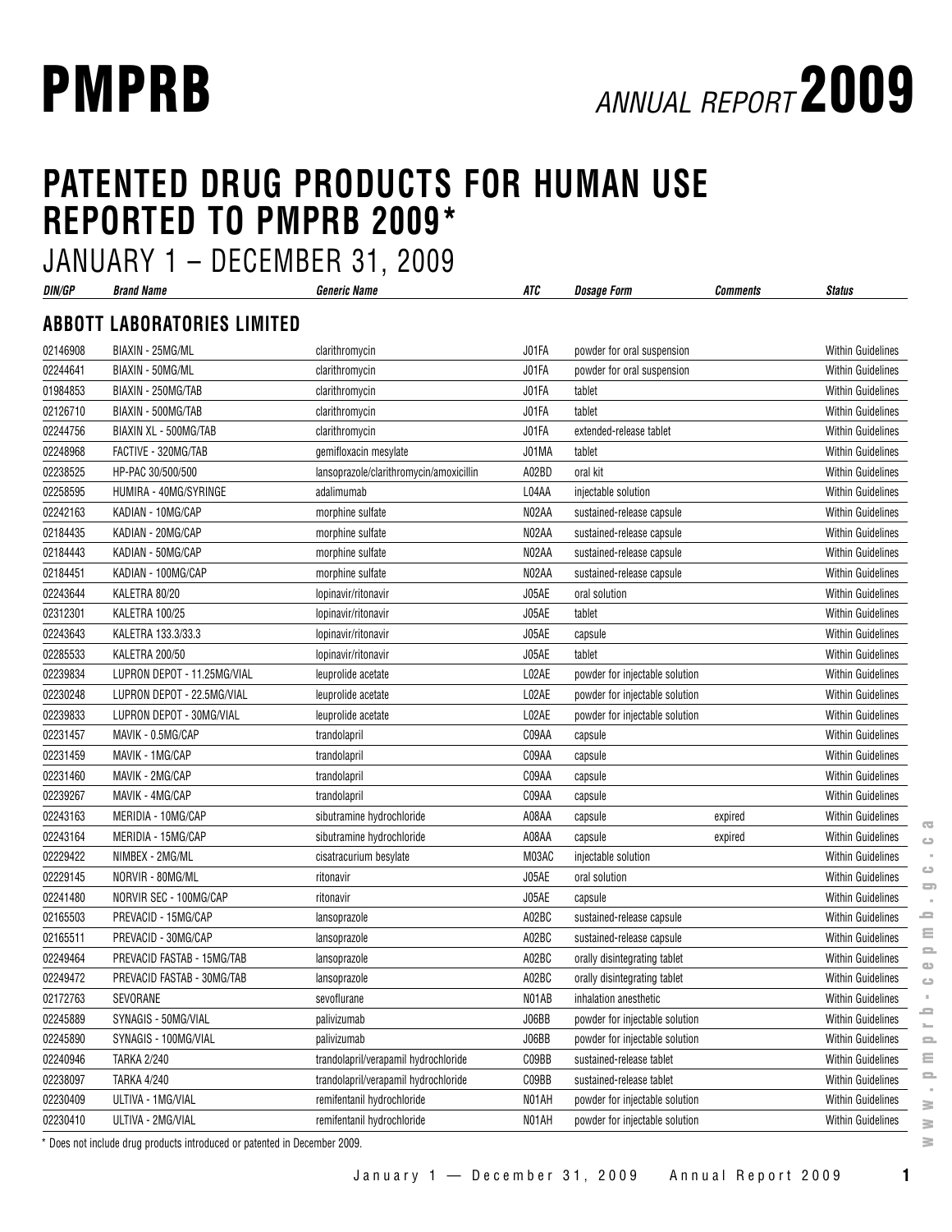# PMPRB ANNUAL REPORT 2009

## PATENTED DRUG PRODUCTS FOR HUMAN USE REPORTED TO PMPRB 2009*

JANUARY 1 – DECEMBER 31, 2009

| DIN/GP | Brand Name | Generic Name | ATC | Dosage Form | Comments | Status |
|---|---|---|---|---|---|---|
| **ABBOTT LABORATORIES LIMITED** | | | | | | |
| 02146908 | BIAXIN - 25MG/ML | clarithromycin | J01FA | powder for oral suspension | | Within Guidelines |
| 02244641 | BIAXIN - 50MG/ML | clarithromycin | J01FA | powder for oral suspension | | Within Guidelines |
| 01984853 | BIAXIN - 250MG/TAB | clarithromycin | J01FA | tablet | | Within Guidelines |
| 02126710 | BIAXIN - 500MG/TAB | clarithromycin | J01FA | tablet | | Within Guidelines |
| 02244756 | BIAXIN XL - 500MG/TAB | clarithromycin | J01FA | extended-release tablet | | Within Guidelines |
| 02248968 | FACTIVE - 320MG/TAB | gemifloxacin mesylate | J01MA | tablet | | Within Guidelines |
| 02238525 | HP-PAC 30/500/500 | lansoprazole/clarithromycin/amoxicillin | A02BD | oral kit | | Within Guidelines |
| 02258595 | HUMIRA - 40MG/SYRINGE | adalimumab | L04AA | injectable solution | | Within Guidelines |
| 02242163 | KADIAN - 10MG/CAP | morphine sulfate | N02AA | sustained-release capsule | | Within Guidelines |
| 02184435 | KADIAN - 20MG/CAP | morphine sulfate | N02AA | sustained-release capsule | | Within Guidelines |
| 02184443 | KADIAN - 50MG/CAP | morphine sulfate | N02AA | sustained-release capsule | | Within Guidelines |
| 02184451 | KADIAN - 100MG/CAP | morphine sulfate | N02AA | sustained-release capsule | | Within Guidelines |
| 02243644 | KALETRA 80/20 | lopinavir/ritonavir | J05AE | oral solution | | Within Guidelines |
| 02312301 | KALETRA 100/25 | lopinavir/ritonavir | J05AE | tablet | | Within Guidelines |
| 02243643 | KALETRA 133.3/33.3 | lopinavir/ritonavir | J05AE | capsule | | Within Guidelines |
| 02285533 | KALETRA 200/50 | lopinavir/ritonavir | J05AE | tablet | | Within Guidelines |
| 02239834 | LUPRON DEPOT - 11.25MG/VIAL | leuprolide acetate | L02AE | powder for injectable solution | | Within Guidelines |
| 02230248 | LUPRON DEPOT - 22.5MG/VIAL | leuprolide acetate | L02AE | powder for injectable solution | | Within Guidelines |
| 02239833 | LUPRON DEPOT - 30MG/VIAL | leuprolide acetate | L02AE | powder for injectable solution | | Within Guidelines |
| 02231457 | MAVIK - 0.5MG/CAP | trandolapril | C09AA | capsule | | Within Guidelines |
| 02231459 | MAVIK - 1MG/CAP | trandolapril | C09AA | capsule | | Within Guidelines |
| 02231460 | MAVIK - 2MG/CAP | trandolapril | C09AA | capsule | | Within Guidelines |
| 02239267 | MAVIK - 4MG/CAP | trandolapril | C09AA | capsule | | Within Guidelines |
| 02243163 | MERIDIA - 10MG/CAP | sibutramine hydrochloride | A08AA | capsule | expired | Within Guidelines |
| 02243164 | MERIDIA - 15MG/CAP | sibutramine hydrochloride | A08AA | capsule | expired | Within Guidelines |
| 02229422 | NIMBEX - 2MG/ML | cisatracurium besylate | M03AC | injectable solution | | Within Guidelines |
| 02229145 | NORVIR - 80MG/ML | ritonavir | J05AE | oral solution | | Within Guidelines |
| 02241480 | NORVIR SEC - 100MG/CAP | ritonavir | J05AE | capsule | | Within Guidelines |
| 02165503 | PREVACID - 15MG/CAP | lansoprazole | A02BC | sustained-release capsule | | Within Guidelines |
| 02165511 | PREVACID - 30MG/CAP | lansoprazole | A02BC | sustained-release capsule | | Within Guidelines |
| 02249464 | PREVACID FASTAB - 15MG/TAB | lansoprazole | A02BC | orally disintegrating tablet | | Within Guidelines |
| 02249472 | PREVACID FASTAB - 30MG/TAB | lansoprazole | A02BC | orally disintegrating tablet | | Within Guidelines |
| 02172763 | SEVORANE | sevoflurane | N01AB | inhalation anesthetic | | Within Guidelines |
| 02245889 | SYNAGIS - 50MG/VIAL | palivizumab | J06BB | powder for injectable solution | | Within Guidelines |
| 02245890 | SYNAGIS - 100MG/VIAL | palivizumab | J06BB | powder for injectable solution | | Within Guidelines |
| 02240946 | TARKA 2/240 | trandolapril/verapamil hydrochloride | C09BB | sustained-release tablet | | Within Guidelines |
| 02238097 | TARKA 4/240 | trandolapril/verapamil hydrochloride | C09BB | sustained-release tablet | | Within Guidelines |
| 02230409 | ULTIVA - 1MG/VIAL | remifentanil hydrochloride | N01AH | powder for injectable solution | | Within Guidelines |
| 02230410 | ULTIVA - 2MG/VIAL | remifentanil hydrochloride | N01AH | powder for injectable solution | | Within Guidelines |

* Does not include drug products introduced or patented in December 2009.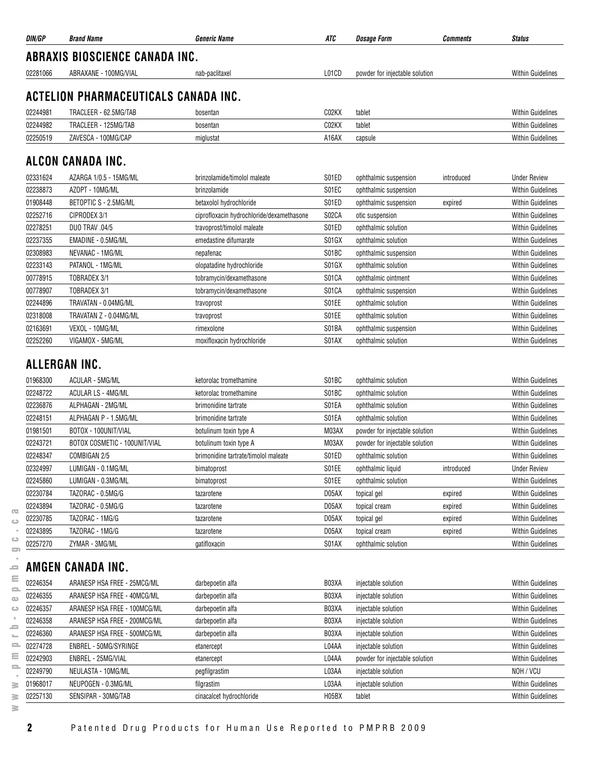| DIN/GP | Brand Name | Generic Name | ATC | Dosage Form | Comments | Status |
|---|---|---|---|---|---|---|

## ABRAXIS BIOSCIENCE CANADA INC.

| DIN/GP | Brand Name | Generic Name | ATC | Dosage Form | Comments | Status |
|---|---|---|---|---|---|---|
| 02281066 | ABRAXANE - 100MG/VIAL | nab-paclitaxel | L01CD | powder for injectable solution | | Within Guidelines |

## ACTELION PHARMACEUTICALS CANADA INC.

| DIN/GP | Brand Name | Generic Name | ATC | Dosage Form | Comments | Status |
|---|---|---|---|---|---|---|
| 02244981 | TRACLEER - 62.5MG/TAB | bosentan | C02KX | tablet | | Within Guidelines |
| 02244982 | TRACLEER - 125MG/TAB | bosentan | C02KX | tablet | | Within Guidelines |
| 02250519 | ZAVESCA - 100MG/CAP | miglustat | A16AX | capsule | | Within Guidelines |

## ALCON CANADA INC.

| DIN/GP | Brand Name | Generic Name | ATC | Dosage Form | Comments | Status |
|---|---|---|---|---|---|---|
| 02331624 | AZARGA 1/0.5 - 15MG/ML | brinzolamide/timolol maleate | S01ED | ophthalmic suspension | introduced | Under Review |
| 02238873 | AZOPT - 10MG/ML | brinzolamide | S01EC | ophthalmic suspension | | Within Guidelines |
| 01908448 | BETOPTIC S - 2.5MG/ML | betaxolol hydrochloride | S01ED | ophthalmic suspension | expired | Within Guidelines |
| 02252716 | CIPRODEX 3/1 | ciprofloxacin hydrochloride/dexamethasone | S02CA | otic suspension | | Within Guidelines |
| 02278251 | DUO TRAV .04/5 | travoprost/timolol maleate | S01ED | ophthalmic solution | | Within Guidelines |
| 02237355 | EMADINE - 0.5MG/ML | emedastine difumarate | S01GX | ophthalmic solution | | Within Guidelines |
| 02308983 | NEVANAC - 1MG/ML | nepafenac | S01BC | ophthalmic suspension | | Within Guidelines |
| 02233143 | PATANOL - 1MG/ML | olopatadine hydrochloride | S01GX | ophthalmic solution | | Within Guidelines |
| 00778915 | TOBRADEX 3/1 | tobramycin/dexamethasone | S01CA | ophthalmic ointment | | Within Guidelines |
| 00778907 | TOBRADEX 3/1 | tobramycin/dexamethasone | S01CA | ophthalmic suspension | | Within Guidelines |
| 02244896 | TRAVATAN - 0.04MG/ML | travoprost | S01EE | ophthalmic solution | | Within Guidelines |
| 02318008 | TRAVATAN Z - 0.04MG/ML | travoprost | S01EE | ophthalmic solution | | Within Guidelines |
| 02163691 | VEXOL - 10MG/ML | rimexolone | S01BA | ophthalmic suspension | | Within Guidelines |
| 02252260 | VIGAMOX - 5MG/ML | moxifloxacin hydrochloride | S01AX | ophthalmic solution | | Within Guidelines |

## ALLERGAN INC.

| DIN/GP | Brand Name | Generic Name | ATC | Dosage Form | Comments | Status |
|---|---|---|---|---|---|---|
| 01968300 | ACULAR - 5MG/ML | ketorolac tromethamine | S01BC | ophthalmic solution | | Within Guidelines |
| 02248722 | ACULAR LS - 4MG/ML | ketorolac tromethamine | S01BC | ophthalmic solution | | Within Guidelines |
| 02236876 | ALPHAGAN - 2MG/ML | brimonidine tartrate | S01EA | ophthalmic solution | | Within Guidelines |
| 02248151 | ALPHAGAN P - 1.5MG/ML | brimonidine tartrate | S01EA | ophthalmic solution | | Within Guidelines |
| 01981501 | BOTOX - 100UNIT/VIAL | botulinum toxin type A | M03AX | powder for injectable solution | | Within Guidelines |
| 02243721 | BOTOX COSMETIC - 100UNIT/VIAL | botulinum toxin type A | M03AX | powder for injectable solution | | Within Guidelines |
| 02248347 | COMBIGAN 2/5 | brimonidine tartrate/timolol maleate | S01ED | ophthalmic solution | | Within Guidelines |
| 02324997 | LUMIGAN - 0.1MG/ML | bimatoprost | S01EE | ophthalmic liquid | introduced | Under Review |
| 02245860 | LUMIGAN - 0.3MG/ML | bimatoprost | S01EE | ophthalmic solution | | Within Guidelines |
| 02230784 | TAZORAC - 0.5MG/G | tazarotene | D05AX | topical gel | expired | Within Guidelines |
| 02243894 | TAZORAC - 0.5MG/G | tazarotene | D05AX | topical cream | expired | Within Guidelines |
| 02230785 | TAZORAC - 1MG/G | tazarotene | D05AX | topical gel | expired | Within Guidelines |
| 02243895 | TAZORAC - 1MG/G | tazarotene | D05AX | topical cream | expired | Within Guidelines |
| 02257270 | ZYMAR - 3MG/ML | gatifloxacin | S01AX | ophthalmic solution | | Within Guidelines |

## AMGEN CANADA INC.

| DIN/GP | Brand Name | Generic Name | ATC | Dosage Form | Comments | Status |
|---|---|---|---|---|---|---|
| 02246354 | ARANESP HSA FREE - 25MCG/ML | darbepoetin alfa | B03XA | injectable solution | | Within Guidelines |
| 02246355 | ARANESP HSA FREE - 40MCG/ML | darbepoetin alfa | B03XA | injectable solution | | Within Guidelines |
| 02246357 | ARANESP HSA FREE - 100MCG/ML | darbepoetin alfa | B03XA | injectable solution | | Within Guidelines |
| 02246358 | ARANESP HSA FREE - 200MCG/ML | darbepoetin alfa | B03XA | injectable solution | | Within Guidelines |
| 02246360 | ARANESP HSA FREE - 500MCG/ML | darbepoetin alfa | B03XA | injectable solution | | Within Guidelines |
| 02274728 | ENBREL - 50MG/SYRINGE | etanercept | L04AA | injectable solution | | Within Guidelines |
| 02242903 | ENBREL - 25MG/VIAL | etanercept | L04AA | powder for injectable solution | | Within Guidelines |
| 02249790 | NEULASTA - 10MG/ML | pegfilgrastim | L03AA | injectable solution | | NOH / VCU |
| 01968017 | NEUPOGEN - 0.3MG/ML | filgrastim | L03AA | injectable solution | | Within Guidelines |
| 02257130 | SENSIPAR - 30MG/TAB | cinacalcet hydrochloride | H05BX | tablet | | Within Guidelines |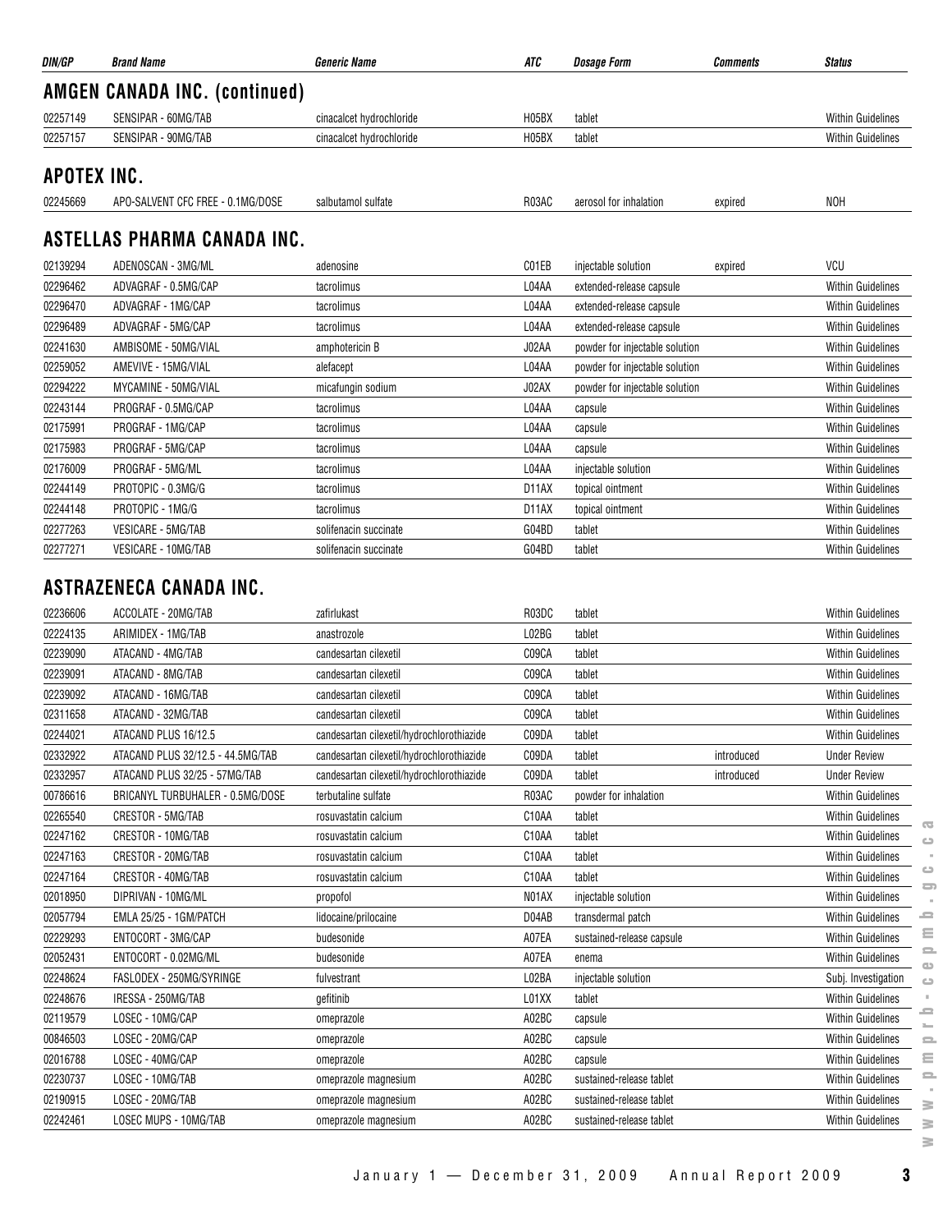| DIN/GP | Brand Name | Generic Name | ATC | Dosage Form | Comments | Status |
|---|---|---|---|---|---|---|

## AMGEN CANADA INC. (continued)

| DIN/GP | Brand Name | Generic Name | ATC | Dosage Form | Comments | Status |
|---|---|---|---|---|---|---|
| 02257149 | SENSIPAR - 60MG/TAB | cinacalcet hydrochloride | H05BX | tablet | | Within Guidelines |
| 02257157 | SENSIPAR - 90MG/TAB | cinacalcet hydrochloride | H05BX | tablet | | Within Guidelines |

## APOTEX INC.

| DIN/GP | Brand Name | Generic Name | ATC | Dosage Form | Comments | Status |
|---|---|---|---|---|---|---|
| 02245669 | APO-SALVENT CFC FREE - 0.1MG/DOSE | salbutamol sulfate | R03AC | aerosol for inhalation | expired | NOH |

## ASTELLAS PHARMA CANADA INC.

| DIN/GP | Brand Name | Generic Name | ATC | Dosage Form | Comments | Status |
|---|---|---|---|---|---|---|
| 02139294 | ADENOSCAN - 3MG/ML | adenosine | C01EB | injectable solution | expired | VCU |
| 02296462 | ADVAGRAF - 0.5MG/CAP | tacrolimus | L04AA | extended-release capsule | | Within Guidelines |
| 02296470 | ADVAGRAF - 1MG/CAP | tacrolimus | L04AA | extended-release capsule | | Within Guidelines |
| 02296489 | ADVAGRAF - 5MG/CAP | tacrolimus | L04AA | extended-release capsule | | Within Guidelines |
| 02241630 | AMBISOME - 50MG/VIAL | amphotericin B | J02AA | powder for injectable solution | | Within Guidelines |
| 02259052 | AMEVIVE - 15MG/VIAL | alefacept | L04AA | powder for injectable solution | | Within Guidelines |
| 02294222 | MYCAMINE - 50MG/VIAL | micafungin sodium | J02AX | powder for injectable solution | | Within Guidelines |
| 02243144 | PROGRAF - 0.5MG/CAP | tacrolimus | L04AA | capsule | | Within Guidelines |
| 02175991 | PROGRAF - 1MG/CAP | tacrolimus | L04AA | capsule | | Within Guidelines |
| 02175983 | PROGRAF - 5MG/CAP | tacrolimus | L04AA | capsule | | Within Guidelines |
| 02176009 | PROGRAF - 5MG/ML | tacrolimus | L04AA | injectable solution | | Within Guidelines |
| 02244149 | PROTOPIC - 0.3MG/G | tacrolimus | D11AX | topical ointment | | Within Guidelines |
| 02244148 | PROTOPIC - 1MG/G | tacrolimus | D11AX | topical ointment | | Within Guidelines |
| 02277263 | VESICARE - 5MG/TAB | solifenacin succinate | G04BD | tablet | | Within Guidelines |
| 02277271 | VESICARE - 10MG/TAB | solifenacin succinate | G04BD | tablet | | Within Guidelines |

## ASTRAZENECA CANADA INC.

| DIN/GP | Brand Name | Generic Name | ATC | Dosage Form | Comments | Status |
|---|---|---|---|---|---|---|
| 02236606 | ACCOLATE - 20MG/TAB | zafirlukast | R03DC | tablet | | Within Guidelines |
| 02224135 | ARIMIDEX - 1MG/TAB | anastrozole | L02BG | tablet | | Within Guidelines |
| 02239090 | ATACAND - 4MG/TAB | candesartan cilexetil | C09CA | tablet | | Within Guidelines |
| 02239091 | ATACAND - 8MG/TAB | candesartan cilexetil | C09CA | tablet | | Within Guidelines |
| 02239092 | ATACAND - 16MG/TAB | candesartan cilexetil | C09CA | tablet | | Within Guidelines |
| 02311658 | ATACAND - 32MG/TAB | candesartan cilexetil | C09CA | tablet | | Within Guidelines |
| 02244021 | ATACAND PLUS 16/12.5 | candesartan cilexetil/hydrochlorothiazide | C09DA | tablet | | Within Guidelines |
| 02332922 | ATACAND PLUS 32/12.5 - 44.5MG/TAB | candesartan cilexetil/hydrochlorothiazide | C09DA | tablet | introduced | Under Review |
| 02332957 | ATACAND PLUS 32/25 - 57MG/TAB | candesartan cilexetil/hydrochlorothiazide | C09DA | tablet | introduced | Under Review |
| 00786616 | BRICANYL TURBUHALER - 0.5MG/DOSE | terbutaline sulfate | R03AC | powder for inhalation | | Within Guidelines |
| 02265540 | CRESTOR - 5MG/TAB | rosuvastatin calcium | C10AA | tablet | | Within Guidelines |
| 02247162 | CRESTOR - 10MG/TAB | rosuvastatin calcium | C10AA | tablet | | Within Guidelines |
| 02247163 | CRESTOR - 20MG/TAB | rosuvastatin calcium | C10AA | tablet | | Within Guidelines |
| 02247164 | CRESTOR - 40MG/TAB | rosuvastatin calcium | C10AA | tablet | | Within Guidelines |
| 02018950 | DIPRIVAN - 10MG/ML | propofol | N01AX | injectable solution | | Within Guidelines |
| 02057794 | EMLA 25/25 - 1GM/PATCH | lidocaine/prilocaine | D04AB | transdermal patch | | Within Guidelines |
| 02229293 | ENTOCORT - 3MG/CAP | budesonide | A07EA | sustained-release capsule | | Within Guidelines |
| 02052431 | ENTOCORT - 0.02MG/ML | budesonide | A07EA | enema | | Within Guidelines |
| 02248624 | FASLODEX - 250MG/SYRINGE | fulvestrant | L02BA | injectable solution | | Subj. Investigation |
| 02248676 | IRESSA - 250MG/TAB | gefitinib | L01XX | tablet | | Within Guidelines |
| 02119579 | LOSEC - 10MG/CAP | omeprazole | A02BC | capsule | | Within Guidelines |
| 00846503 | LOSEC - 20MG/CAP | omeprazole | A02BC | capsule | | Within Guidelines |
| 02016788 | LOSEC - 40MG/CAP | omeprazole | A02BC | capsule | | Within Guidelines |
| 02230737 | LOSEC - 10MG/TAB | omeprazole magnesium | A02BC | sustained-release tablet | | Within Guidelines |
| 02190915 | LOSEC - 20MG/TAB | omeprazole magnesium | A02BC | sustained-release tablet | | Within Guidelines |
| 02242461 | LOSEC MUPS - 10MG/TAB | omeprazole magnesium | A02BC | sustained-release tablet | | Within Guidelines |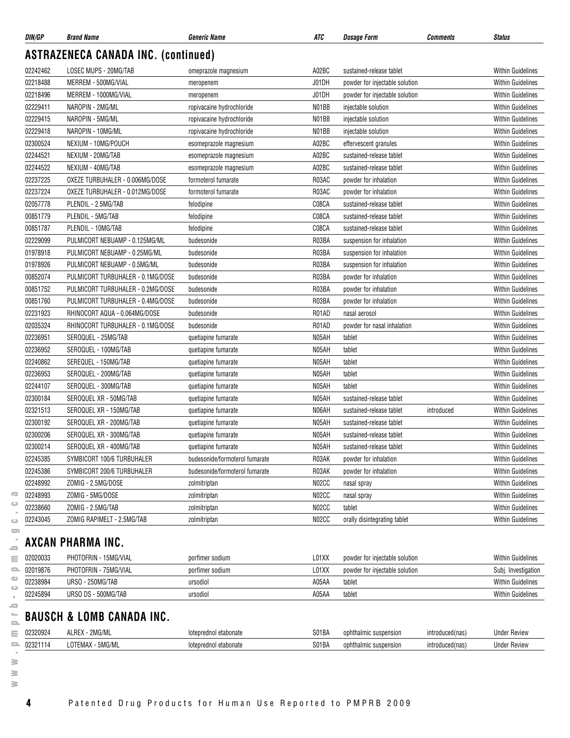| DIN/GP | Brand Name | Generic Name | ATC | Dosage Form | Comments | Status |
|---|---|---|---|---|---|---|

## ASTRAZENECA CANADA INC. (continued)

| DIN/GP | Brand Name | Generic Name | ATC | Dosage Form | Comments | Status |
|---|---|---|---|---|---|---|
| 02242462 | LOSEC MUPS - 20MG/TAB | omeprazole magnesium | A02BC | sustained-release tablet | | Within Guidelines |
| 02218488 | MERREM - 500MG/VIAL | meropenem | J01DH | powder for injectable solution | | Within Guidelines |
| 02218496 | MERREM - 1000MG/VIAL | meropenem | J01DH | powder for injectable solution | | Within Guidelines |
| 02229411 | NAROPIN - 2MG/ML | ropivacaine hydrochloride | N01BB | injectable solution | | Within Guidelines |
| 02229415 | NAROPIN - 5MG/ML | ropivacaine hydrochloride | N01BB | injectable solution | | Within Guidelines |
| 02229418 | NAROPIN - 10MG/ML | ropivacaine hydrochloride | N01BB | injectable solution | | Within Guidelines |
| 02300524 | NEXIUM - 10MG/POUCH | esomeprazole magnesium | A02BC | effervescent granules | | Within Guidelines |
| 02244521 | NEXIUM - 20MG/TAB | esomeprazole magnesium | A02BC | sustained-release tablet | | Within Guidelines |
| 02244522 | NEXIUM - 40MG/TAB | esomeprazole magnesium | A02BC | sustained-release tablet | | Within Guidelines |
| 02237225 | OXEZE TURBUHALER - 0.006MG/DOSE | formoterol fumarate | R03AC | powder for inhalation | | Within Guidelines |
| 02237224 | OXEZE TURBUHALER - 0.012MG/DOSE | formoterol fumarate | R03AC | powder for inhalation | | Within Guidelines |
| 02057778 | PLENDIL - 2.5MG/TAB | felodipine | C08CA | sustained-release tablet | | Within Guidelines |
| 00851779 | PLENDIL - 5MG/TAB | felodipine | C08CA | sustained-release tablet | | Within Guidelines |
| 00851787 | PLENDIL - 10MG/TAB | felodipine | C08CA | sustained-release tablet | | Within Guidelines |
| 02229099 | PULMICORT NEBUAMP - 0.125MG/ML | budesonide | R03BA | suspension for inhalation | | Within Guidelines |
| 01978918 | PULMICORT NEBUAMP - 0.25MG/ML | budesonide | R03BA | suspension for inhalation | | Within Guidelines |
| 01978926 | PULMICORT NEBUAMP - 0.5MG/ML | budesonide | R03BA | suspension for inhalation | | Within Guidelines |
| 00852074 | PULMICORT TURBUHALER - 0.1MG/DOSE | budesonide | R03BA | powder for inhalation | | Within Guidelines |
| 00851752 | PULMICORT TURBUHALER - 0.2MG/DOSE | budesonide | R03BA | powder for inhalation | | Within Guidelines |
| 00851760 | PULMICORT TURBUHALER - 0.4MG/DOSE | budesonide | R03BA | powder for inhalation | | Within Guidelines |
| 02231923 | RHINOCORT AQUA - 0.064MG/DOSE | budesonide | R01AD | nasal aerosol | | Within Guidelines |
| 02035324 | RHINOCORT TURBUHALER - 0.1MG/DOSE | budesonide | R01AD | powder for nasal inhalation | | Within Guidelines |
| 02236951 | SEROQUEL - 25MG/TAB | quetiapine fumarate | N05AH | tablet | | Within Guidelines |
| 02236952 | SEROQUEL - 100MG/TAB | quetiapine fumarate | N05AH | tablet | | Within Guidelines |
| 02240862 | SEREQUEL - 150MG/TAB | quetiapine fumarate | N05AH | tablet | | Within Guidelines |
| 02236953 | SEROQUEL - 200MG/TAB | quetiapine fumarate | N05AH | tablet | | Within Guidelines |
| 02244107 | SEROQUEL - 300MG/TAB | quetiapine fumarate | N05AH | tablet | | Within Guidelines |
| 02300184 | SEROQUEL XR - 50MG/TAB | quetiapine fumarate | N05AH | sustained-release tablet | | Within Guidelines |
| 02321513 | SEROQUEL XR - 150MG/TAB | quetiapine fumarate | N06AH | sustained-release tablet | introduced | Within Guidelines |
| 02300192 | SEROQUEL XR - 200MG/TAB | quetiapine fumarate | N05AH | sustained-release tablet | | Within Guidelines |
| 02300206 | SEROQUEL XR - 300MG/TAB | quetiapine fumarate | N05AH | sustained-release tablet | | Within Guidelines |
| 02300214 | SEROQUEL XR - 400MG/TAB | quetiapine fumarate | N05AH | sustained-release tablet | | Within Guidelines |
| 02245385 | SYMBICORT 100/6 TURBUHALER | budesonide/formoterol fumarate | R03AK | powder for inhalation | | Within Guidelines |
| 02245386 | SYMBICORT 200/6 TURBUHALER | budesonide/formoterol fumarate | R03AK | powder for inhalation | | Within Guidelines |
| 02248992 | ZOMIG - 2.5MG/DOSE | zolmitriptan | N02CC | nasal spray | | Within Guidelines |
| 02248993 | ZOMIG - 5MG/DOSE | zolmitriptan | N02CC | nasal spray | | Within Guidelines |
| 02238660 | ZOMIG - 2.5MG/TAB | zolmitriptan | N02CC | tablet | | Within Guidelines |
| 02243045 | ZOMIG RAPIMELT - 2.5MG/TAB | zolmitriptan | N02CC | orally disintegrating tablet | | Within Guidelines |

## AXCAN PHARMA INC.

| DIN/GP | Brand Name | Generic Name | ATC | Dosage Form | Comments | Status |
|---|---|---|---|---|---|---|
| 02020033 | PHOTOFRIN - 15MG/VIAL | porfimer sodium | L01XX | powder for injectable solution | | Within Guidelines |
| 02019876 | PHOTOFRIN - 75MG/VIAL | porfimer sodium | L01XX | powder for injectable solution | | Subj. Investigation |
| 02238984 | URSO - 250MG/TAB | ursodiol | A05AA | tablet | | Within Guidelines |
| 02245894 | URSO DS - 500MG/TAB | ursodiol | A05AA | tablet | | Within Guidelines |

## BAUSCH & LOMB CANADA INC.

| DIN/GP | Brand Name | Generic Name | ATC | Dosage Form | Comments | Status |
|---|---|---|---|---|---|---|
| 02320924 | ALREX - 2MG/ML | loteprednol etabonate | S01BA | ophthalmic suspension | introduced(nas) | Under Review |
| 02321114 | LOTEMAX - 5MG/ML | loteprednol etabonate | S01BA | ophthalmic suspension | introduced(nas) | Under Review |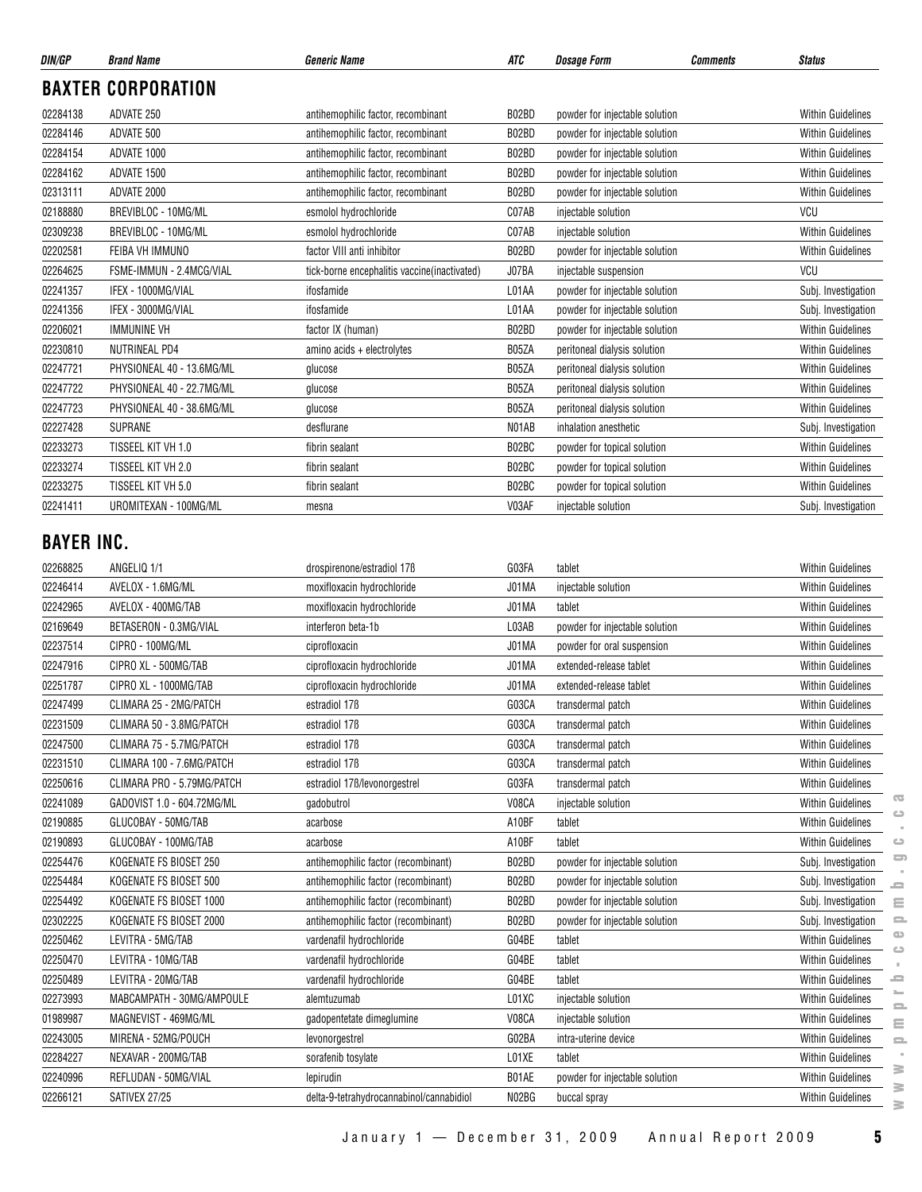## BAXTER CORPORATION

| DIN/GP | Brand Name | Generic Name | ATC | Dosage Form | Comments | Status |
|---|---|---|---|---|---|---|
| 02284138 | ADVATE 250 | antihemophilic factor, recombinant | B02BD | powder for injectable solution | | Within Guidelines |
| 02284146 | ADVATE 500 | antihemophilic factor, recombinant | B02BD | powder for injectable solution | | Within Guidelines |
| 02284154 | ADVATE 1000 | antihemophilic factor, recombinant | B02BD | powder for injectable solution | | Within Guidelines |
| 02284162 | ADVATE 1500 | antihemophilic factor, recombinant | B02BD | powder for injectable solution | | Within Guidelines |
| 02313111 | ADVATE 2000 | antihemophilic factor, recombinant | B02BD | powder for injectable solution | | Within Guidelines |
| 02188880 | BREVIBLOC - 10MG/ML | esmolol hydrochloride | C07AB | injectable solution | | VCU |
| 02309238 | BREVIBLOC - 10MG/ML | esmolol hydrochloride | C07AB | injectable solution | | Within Guidelines |
| 02202581 | FEIBA VH IMMUNO | factor VIII anti inhibitor | B02BD | powder for injectable solution | | Within Guidelines |
| 02264625 | FSME-IMMUN - 2.4MCG/VIAL | tick-borne encephalitis vaccine(inactivated) | J07BA | injectable suspension | | VCU |
| 02241357 | IFEX - 1000MG/VIAL | ifosfamide | L01AA | powder for injectable solution | | Subj. Investigation |
| 02241356 | IFEX - 3000MG/VIAL | ifosfamide | L01AA | powder for injectable solution | | Subj. Investigation |
| 02206021 | IMMUNINE VH | factor IX (human) | B02BD | powder for injectable solution | | Within Guidelines |
| 02230810 | NUTRINEAL PD4 | amino acids + electrolytes | B05ZA | peritoneal dialysis solution | | Within Guidelines |
| 02247721 | PHYSIONEAL 40 - 13.6MG/ML | glucose | B05ZA | peritoneal dialysis solution | | Within Guidelines |
| 02247722 | PHYSIONEAL 40 - 22.7MG/ML | glucose | B05ZA | peritoneal dialysis solution | | Within Guidelines |
| 02247723 | PHYSIONEAL 40 - 38.6MG/ML | glucose | B05ZA | peritoneal dialysis solution | | Within Guidelines |
| 02227428 | SUPRANE | desflurane | N01AB | inhalation anesthetic | | Subj. Investigation |
| 02233273 | TISSEEL KIT VH 1.0 | fibrin sealant | B02BC | powder for topical solution | | Within Guidelines |
| 02233274 | TISSEEL KIT VH 2.0 | fibrin sealant | B02BC | powder for topical solution | | Within Guidelines |
| 02233275 | TISSEEL KIT VH 5.0 | fibrin sealant | B02BC | powder for topical solution | | Within Guidelines |
| 02241411 | UROMITEXAN - 100MG/ML | mesna | V03AF | injectable solution | | Subj. Investigation |

## BAYER INC.

| DIN/GP | Brand Name | Generic Name | ATC | Dosage Form | Comments | Status |
|---|---|---|---|---|---|---|
| 02268825 | ANGELIQ 1/1 | drospirenone/estradiol 17ß | G03FA | tablet | | Within Guidelines |
| 02246414 | AVELOX - 1.6MG/ML | moxifloxacin hydrochloride | J01MA | injectable solution | | Within Guidelines |
| 02242965 | AVELOX - 400MG/TAB | moxifloxacin hydrochloride | J01MA | tablet | | Within Guidelines |
| 02169649 | BETASERON - 0.3MG/VIAL | interferon beta-1b | L03AB | powder for injectable solution | | Within Guidelines |
| 02237514 | CIPRO - 100MG/ML | ciprofloxacin | J01MA | powder for oral suspension | | Within Guidelines |
| 02247916 | CIPRO XL - 500MG/TAB | ciprofloxacin hydrochloride | J01MA | extended-release tablet | | Within Guidelines |
| 02251787 | CIPRO XL - 1000MG/TAB | ciprofloxacin hydrochloride | J01MA | extended-release tablet | | Within Guidelines |
| 02247499 | CLIMARA 25 - 2MG/PATCH | estradiol 17ß | G03CA | transdermal patch | | Within Guidelines |
| 02231509 | CLIMARA 50 - 3.8MG/PATCH | estradiol 17ß | G03CA | transdermal patch | | Within Guidelines |
| 02247500 | CLIMARA 75 - 5.7MG/PATCH | estradiol 17ß | G03CA | transdermal patch | | Within Guidelines |
| 02231510 | CLIMARA 100 - 7.6MG/PATCH | estradiol 17ß | G03CA | transdermal patch | | Within Guidelines |
| 02250616 | CLIMARA PRO - 5.79MG/PATCH | estradiol 17ß/levonorgestrel | G03FA | transdermal patch | | Within Guidelines |
| 02241089 | GADOVIST 1.0 - 604.72MG/ML | gadobutrol | V08CA | injectable solution | | Within Guidelines |
| 02190885 | GLUCOBAY - 50MG/TAB | acarbose | A10BF | tablet | | Within Guidelines |
| 02190893 | GLUCOBAY - 100MG/TAB | acarbose | A10BF | tablet | | Within Guidelines |
| 02254476 | KOGENATE FS BIOSET 250 | antihemophilic factor (recombinant) | B02BD | powder for injectable solution | | Subj. Investigation |
| 02254484 | KOGENATE FS BIOSET 500 | antihemophilic factor (recombinant) | B02BD | powder for injectable solution | | Subj. Investigation |
| 02254492 | KOGENATE FS BIOSET 1000 | antihemophilic factor (recombinant) | B02BD | powder for injectable solution | | Subj. Investigation |
| 02302225 | KOGENATE FS BIOSET 2000 | antihemophilic factor (recombinant) | B02BD | powder for injectable solution | | Subj. Investigation |
| 02250462 | LEVITRA - 5MG/TAB | vardenafil hydrochloride | G04BE | tablet | | Within Guidelines |
| 02250470 | LEVITRA - 10MG/TAB | vardenafil hydrochloride | G04BE | tablet | | Within Guidelines |
| 02250489 | LEVITRA - 20MG/TAB | vardenafil hydrochloride | G04BE | tablet | | Within Guidelines |
| 02273993 | MABCAMPATH - 30MG/AMPOULE | alemtuzumab | L01XC | injectable solution | | Within Guidelines |
| 01989987 | MAGNEVIST - 469MG/ML | gadopentetate dimeglumine | V08CA | injectable solution | | Within Guidelines |
| 02243005 | MIRENA - 52MG/POUCH | levonorgestrel | G02BA | intra-uterine device | | Within Guidelines |
| 02284227 | NEXAVAR - 200MG/TAB | sorafenib tosylate | L01XE | tablet | | Within Guidelines |
| 02240996 | REFLUDAN - 50MG/VIAL | lepirudin | B01AE | powder for injectable solution | | Within Guidelines |
| 02266121 | SATIVEX 27/25 | delta-9-tetrahydrocannabinol/cannabidiol | N02BG | buccal spray | | Within Guidelines |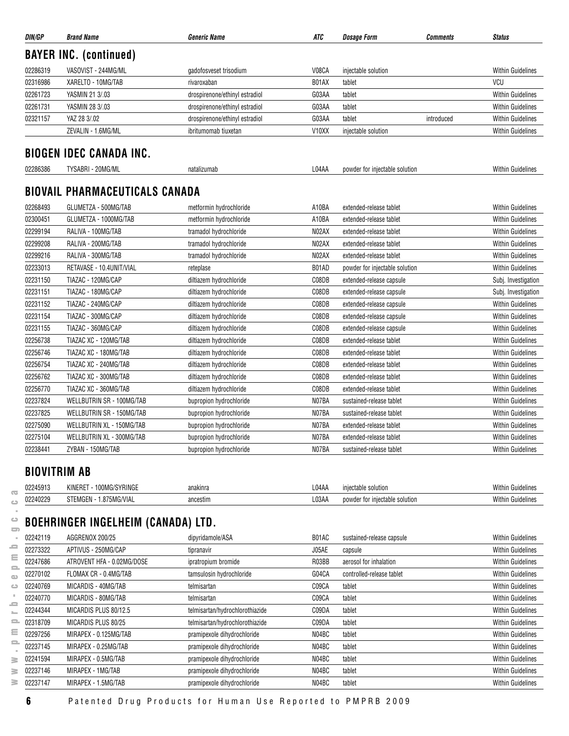| DIN/GP | Brand Name | Generic Name | ATC | Dosage Form | Comments | Status |
|---|---|---|---|---|---|---|

## BAYER INC. (continued)

| DIN/GP | Brand Name | Generic Name | ATC | Dosage Form | Comments | Status |
|---|---|---|---|---|---|---|
| 02286319 | VASOVIST - 244MG/ML | gadofosveset trisodium | V08CA | injectable solution | | Within Guidelines |
| 02316986 | XARELTO - 10MG/TAB | rivaroxaban | B01AX | tablet | | VCU |
| 02261723 | YASMIN 21 3/.03 | drospirenone/ethinyl estradiol | G03AA | tablet | | Within Guidelines |
| 02261731 | YASMIN 28 3/.03 | drospirenone/ethinyl estradiol | G03AA | tablet | | Within Guidelines |
| 02321157 | YAZ 28 3/.02 | drospirenone/ethinyl estradiol | G03AA | tablet | introduced | Within Guidelines |
| | ZEVALIN - 1.6MG/ML | ibritumomab tiuxetan | V10XX | injectable solution | | Within Guidelines |

## BIOGEN IDEC CANADA INC.

| DIN/GP | Brand Name | Generic Name | ATC | Dosage Form | Comments | Status |
|---|---|---|---|---|---|---|
| 02286386 | TYSABRI - 20MG/ML | natalizumab | L04AA | powder for injectable solution | | Within Guidelines |

## BIOVAIL PHARMACEUTICALS CANADA

| DIN/GP | Brand Name | Generic Name | ATC | Dosage Form | Comments | Status |
|---|---|---|---|---|---|---|
| 02268493 | GLUMETZA - 500MG/TAB | metformin hydrochloride | A10BA | extended-release tablet | | Within Guidelines |
| 02300451 | GLUMETZA - 1000MG/TAB | metformin hydrochloride | A10BA | extended-release tablet | | Within Guidelines |
| 02299194 | RALIVA - 100MG/TAB | tramadol hydrochloride | N02AX | extended-release tablet | | Within Guidelines |
| 02299208 | RALIVA - 200MG/TAB | tramadol hydrochloride | N02AX | extended-release tablet | | Within Guidelines |
| 02299216 | RALIVA - 300MG/TAB | tramadol hydrochloride | N02AX | extended-release tablet | | Within Guidelines |
| 02233013 | RETAVASE - 10.4UNIT/VIAL | reteplase | B01AD | powder for injectable solution | | Within Guidelines |
| 02231150 | TIAZAC - 120MG/CAP | diltiazem hydrochloride | C08DB | extended-release capsule | | Subj. Investigation |
| 02231151 | TIAZAC - 180MG/CAP | diltiazem hydrochloride | C08DB | extended-release capsule | | Subj. Investigation |
| 02231152 | TIAZAC - 240MG/CAP | diltiazem hydrochloride | C08DB | extended-release capsule | | Within Guidelines |
| 02231154 | TIAZAC - 300MG/CAP | diltiazem hydrochloride | C08DB | extended-release capsule | | Within Guidelines |
| 02231155 | TIAZAC - 360MG/CAP | diltiazem hydrochloride | C08DB | extended-release capsule | | Within Guidelines |
| 02256738 | TIAZAC XC - 120MG/TAB | diltiazem hydrochloride | C08DB | extended-release tablet | | Within Guidelines |
| 02256746 | TIAZAC XC - 180MG/TAB | diltiazem hydrochloride | C08DB | extended-release tablet | | Within Guidelines |
| 02256754 | TIAZAC XC - 240MG/TAB | diltiazem hydrochloride | C08DB | extended-release tablet | | Within Guidelines |
| 02256762 | TIAZAC XC - 300MG/TAB | diltiazem hydrochloride | C08DB | extended-release tablet | | Within Guidelines |
| 02256770 | TIAZAC XC - 360MG/TAB | diltiazem hydrochloride | C08DB | extended-release tablet | | Within Guidelines |
| 02237824 | WELLBUTRIN SR - 100MG/TAB | bupropion hydrochloride | N07BA | sustained-release tablet | | Within Guidelines |
| 02237825 | WELLBUTRIN SR - 150MG/TAB | bupropion hydrochloride | N07BA | sustained-release tablet | | Within Guidelines |
| 02275090 | WELLBUTRIN XL - 150MG/TAB | bupropion hydrochloride | N07BA | extended-release tablet | | Within Guidelines |
| 02275104 | WELLBUTRIN XL - 300MG/TAB | bupropion hydrochloride | N07BA | extended-release tablet | | Within Guidelines |
| 02238441 | ZYBAN - 150MG/TAB | bupropion hydrochloride | N07BA | sustained-release tablet | | Within Guidelines |

## BIOVITRIM AB

| DIN/GP | Brand Name | Generic Name | ATC | Dosage Form | Comments | Status |
|---|---|---|---|---|---|---|
| 02245913 | KINERET - 100MG/SYRINGE | anakinra | L04AA | injectable solution | | Within Guidelines |
| 02240229 | STEMGEN - 1.875MG/VIAL | ancestim | L03AA | powder for injectable solution | | Within Guidelines |

## BOEHRINGER INGELHEIM (CANADA) LTD.

| DIN/GP | Brand Name | Generic Name | ATC | Dosage Form | Comments | Status |
|---|---|---|---|---|---|---|
| 02242119 | AGGRENOX 200/25 | dipyridamole/ASA | B01AC | sustained-release capsule | | Within Guidelines |
| 02273322 | APTIVUS - 250MG/CAP | tipranavir | J05AE | capsule | | Within Guidelines |
| 02247686 | ATROVENT HFA - 0.02MG/DOSE | ipratropium bromide | R03BB | aerosol for inhalation | | Within Guidelines |
| 02270102 | FLOMAX CR - 0.4MG/TAB | tamsulosin hydrochloride | G04CA | controlled-release tablet | | Within Guidelines |
| 02240769 | MICARDIS - 40MG/TAB | telmisartan | C09CA | tablet | | Within Guidelines |
| 02240770 | MICARDIS - 80MG/TAB | telmisartan | C09CA | tablet | | Within Guidelines |
| 02244344 | MICARDIS PLUS 80/12.5 | telmisartan/hydrochlorothiazide | C09DA | tablet | | Within Guidelines |
| 02318709 | MICARDIS PLUS 80/25 | telmisartan/hydrochlorothiazide | C09DA | tablet | | Within Guidelines |
| 02297256 | MIRAPEX - 0.125MG/TAB | pramipexole dihydrochloride | N04BC | tablet | | Within Guidelines |
| 02237145 | MIRAPEX - 0.25MG/TAB | pramipexole dihydrochloride | N04BC | tablet | | Within Guidelines |
| 02241594 | MIRAPEX - 0.5MG/TAB | pramipexole dihydrochloride | N04BC | tablet | | Within Guidelines |
| 02237146 | MIRAPEX - 1MG/TAB | pramipexole dihydrochloride | N04BC | tablet | | Within Guidelines |
| 02237147 | MIRAPEX - 1.5MG/TAB | pramipexole dihydrochloride | N04BC | tablet | | Within Guidelines |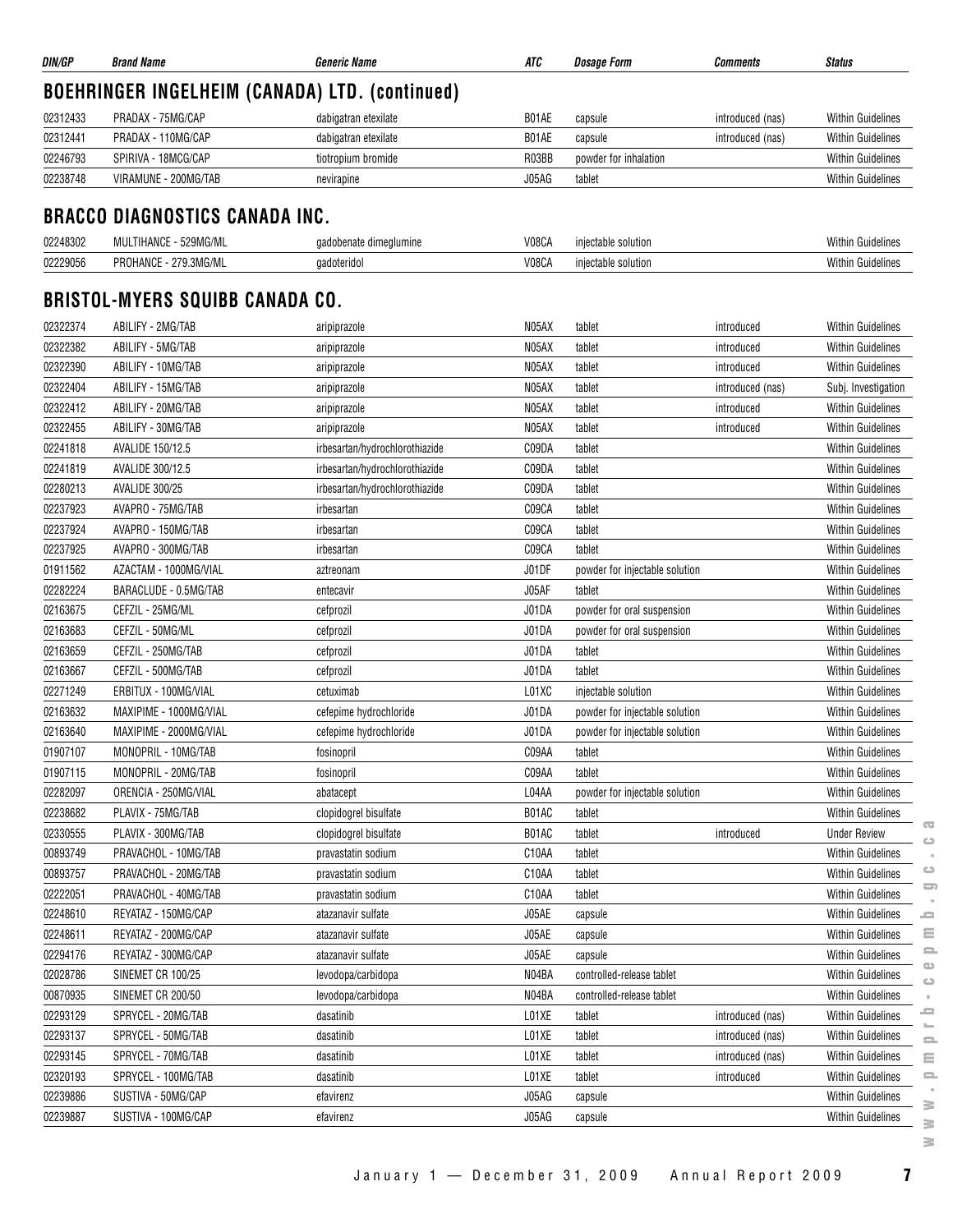| DIN/GP | Brand Name | Generic Name | ATC | Dosage Form | Comments | Status |
|---|---|---|---|---|---|---|

## BOEHRINGER INGELHEIM (CANADA) LTD. (continued)

| DIN/GP | Brand Name | Generic Name | ATC | Dosage Form | Comments | Status |
|---|---|---|---|---|---|---|
| 02312433 | PRADAX - 75MG/CAP | dabigatran etexilate | B01AE | capsule | introduced (nas) | Within Guidelines |
| 02312441 | PRADAX - 110MG/CAP | dabigatran etexilate | B01AE | capsule | introduced (nas) | Within Guidelines |
| 02246793 | SPIRIVA - 18MCG/CAP | tiotropium bromide | R03BB | powder for inhalation | | Within Guidelines |
| 02238748 | VIRAMUNE - 200MG/TAB | nevirapine | J05AG | tablet | | Within Guidelines |

## BRACCO DIAGNOSTICS CANADA INC.

| DIN/GP | Brand Name | Generic Name | ATC | Dosage Form | Comments | Status |
|---|---|---|---|---|---|---|
| 02248302 | MULTIHANCE - 529MG/ML | gadobenate dimeglumine | V08CA | injectable solution | | Within Guidelines |
| 02229056 | PROHANCE - 279.3MG/ML | gadoteridol | V08CA | injectable solution | | Within Guidelines |

## BRISTOL-MYERS SQUIBB CANADA CO.

| DIN/GP | Brand Name | Generic Name | ATC | Dosage Form | Comments | Status |
|---|---|---|---|---|---|---|
| 02322374 | ABILIFY - 2MG/TAB | aripiprazole | N05AX | tablet | introduced | Within Guidelines |
| 02322382 | ABILIFY - 5MG/TAB | aripiprazole | N05AX | tablet | introduced | Within Guidelines |
| 02322390 | ABILIFY - 10MG/TAB | aripiprazole | N05AX | tablet | introduced | Within Guidelines |
| 02322404 | ABILIFY - 15MG/TAB | aripiprazole | N05AX | tablet | introduced (nas) | Subj. Investigation |
| 02322412 | ABILIFY - 20MG/TAB | aripiprazole | N05AX | tablet | introduced | Within Guidelines |
| 02322455 | ABILIFY - 30MG/TAB | aripiprazole | N05AX | tablet | introduced | Within Guidelines |
| 02241818 | AVALIDE 150/12.5 | irbesartan/hydrochlorothiazide | C09DA | tablet | | Within Guidelines |
| 02241819 | AVALIDE 300/12.5 | irbesartan/hydrochlorothiazide | C09DA | tablet | | Within Guidelines |
| 02280213 | AVALIDE 300/25 | irbesartan/hydrochlorothiazide | C09DA | tablet | | Within Guidelines |
| 02237923 | AVAPRO - 75MG/TAB | irbesartan | C09CA | tablet | | Within Guidelines |
| 02237924 | AVAPRO - 150MG/TAB | irbesartan | C09CA | tablet | | Within Guidelines |
| 02237925 | AVAPRO - 300MG/TAB | irbesartan | C09CA | tablet | | Within Guidelines |
| 01911562 | AZACTAM - 1000MG/VIAL | aztreonam | J01DF | powder for injectable solution | | Within Guidelines |
| 02282224 | BARACLUDE - 0.5MG/TAB | entecavir | J05AF | tablet | | Within Guidelines |
| 02163675 | CEFZIL - 25MG/ML | cefprozil | J01DA | powder for oral suspension | | Within Guidelines |
| 02163683 | CEFZIL - 50MG/ML | cefprozil | J01DA | powder for oral suspension | | Within Guidelines |
| 02163659 | CEFZIL - 250MG/TAB | cefprozil | J01DA | tablet | | Within Guidelines |
| 02163667 | CEFZIL - 500MG/TAB | cefprozil | J01DA | tablet | | Within Guidelines |
| 02271249 | ERBITUX - 100MG/VIAL | cetuximab | L01XC | injectable solution | | Within Guidelines |
| 02163632 | MAXIPIME - 1000MG/VIAL | cefepime hydrochloride | J01DA | powder for injectable solution | | Within Guidelines |
| 02163640 | MAXIPIME - 2000MG/VIAL | cefepime hydrochloride | J01DA | powder for injectable solution | | Within Guidelines |
| 01907107 | MONOPRIL - 10MG/TAB | fosinopril | C09AA | tablet | | Within Guidelines |
| 01907115 | MONOPRIL - 20MG/TAB | fosinopril | C09AA | tablet | | Within Guidelines |
| 02282097 | ORENCIA - 250MG/VIAL | abatacept | L04AA | powder for injectable solution | | Within Guidelines |
| 02238682 | PLAVIX - 75MG/TAB | clopidogrel bisulfate | B01AC | tablet | | Within Guidelines |
| 02330555 | PLAVIX - 300MG/TAB | clopidogrel bisulfate | B01AC | tablet | introduced | Under Review |
| 00893749 | PRAVACHOL - 10MG/TAB | pravastatin sodium | C10AA | tablet | | Within Guidelines |
| 00893757 | PRAVACHOL - 20MG/TAB | pravastatin sodium | C10AA | tablet | | Within Guidelines |
| 02222051 | PRAVACHOL - 40MG/TAB | pravastatin sodium | C10AA | tablet | | Within Guidelines |
| 02248610 | REYATAZ - 150MG/CAP | atazanavir sulfate | J05AE | capsule | | Within Guidelines |
| 02248611 | REYATAZ - 200MG/CAP | atazanavir sulfate | J05AE | capsule | | Within Guidelines |
| 02294176 | REYATAZ - 300MG/CAP | atazanavir sulfate | J05AE | capsule | | Within Guidelines |
| 02028786 | SINEMET CR 100/25 | levodopa/carbidopa | N04BA | controlled-release tablet | | Within Guidelines |
| 00870935 | SINEMET CR 200/50 | levodopa/carbidopa | N04BA | controlled-release tablet | | Within Guidelines |
| 02293129 | SPRYCEL - 20MG/TAB | dasatinib | L01XE | tablet | introduced (nas) | Within Guidelines |
| 02293137 | SPRYCEL - 50MG/TAB | dasatinib | L01XE | tablet | introduced (nas) | Within Guidelines |
| 02293145 | SPRYCEL - 70MG/TAB | dasatinib | L01XE | tablet | introduced (nas) | Within Guidelines |
| 02320193 | SPRYCEL - 100MG/TAB | dasatinib | L01XE | tablet | introduced | Within Guidelines |
| 02239886 | SUSTIVA - 50MG/CAP | efavirenz | J05AG | capsule | | Within Guidelines |
| 02239887 | SUSTIVA - 100MG/CAP | efavirenz | J05AG | capsule | | Within Guidelines |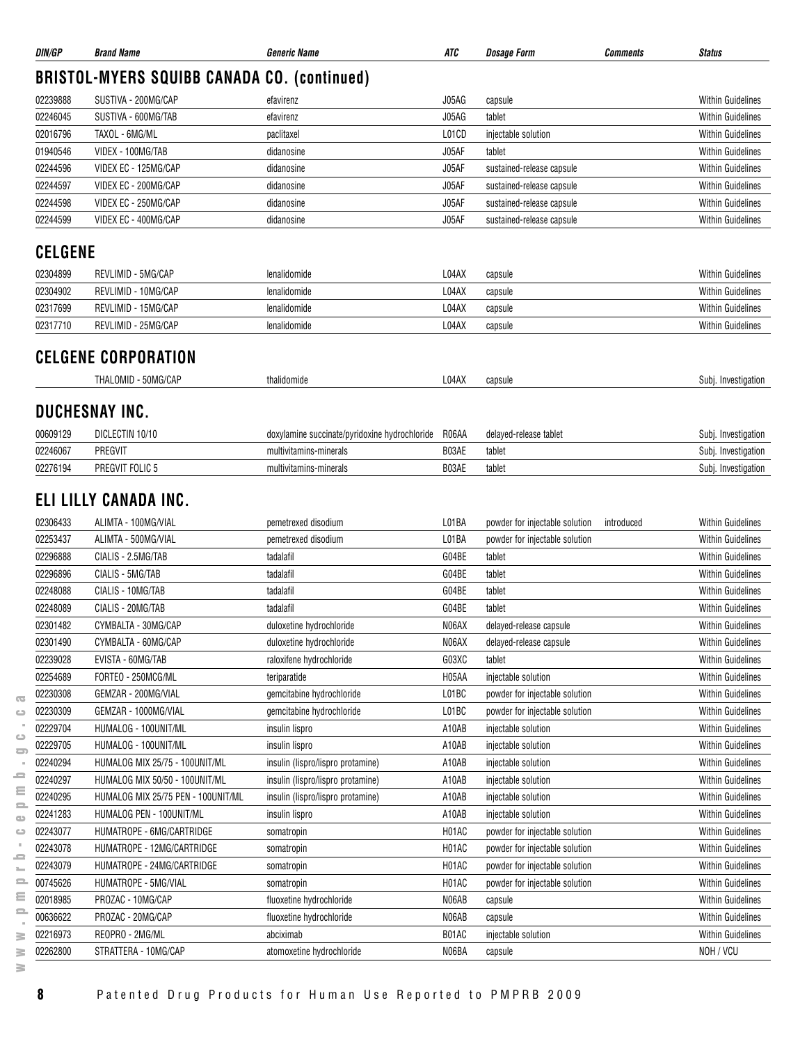| DIN/GP | Brand Name | Generic Name | ATC | Dosage Form | Comments | Status |
|---|---|---|---|---|---|---|

## BRISTOL-MYERS SQUIBB CANADA CO. (continued)

| DIN/GP | Brand Name | Generic Name | ATC | Dosage Form | Comments | Status |
|---|---|---|---|---|---|---|
| 02239888 | SUSTIVA - 200MG/CAP | efavirenz | J05AG | capsule | | Within Guidelines |
| 02246045 | SUSTIVA - 600MG/TAB | efavirenz | J05AG | tablet | | Within Guidelines |
| 02016796 | TAXOL - 6MG/ML | paclitaxel | L01CD | injectable solution | | Within Guidelines |
| 01940546 | VIDEX - 100MG/TAB | didanosine | J05AF | tablet | | Within Guidelines |
| 02244596 | VIDEX EC - 125MG/CAP | didanosine | J05AF | sustained-release capsule | | Within Guidelines |
| 02244597 | VIDEX EC - 200MG/CAP | didanosine | J05AF | sustained-release capsule | | Within Guidelines |
| 02244598 | VIDEX EC - 250MG/CAP | didanosine | J05AF | sustained-release capsule | | Within Guidelines |
| 02244599 | VIDEX EC - 400MG/CAP | didanosine | J05AF | sustained-release capsule | | Within Guidelines |

## CELGENE

| DIN/GP | Brand Name | Generic Name | ATC | Dosage Form | Comments | Status |
|---|---|---|---|---|---|---|
| 02304899 | REVLIMID - 5MG/CAP | lenalidomide | L04AX | capsule | | Within Guidelines |
| 02304902 | REVLIMID - 10MG/CAP | lenalidomide | L04AX | capsule | | Within Guidelines |
| 02317699 | REVLIMID - 15MG/CAP | lenalidomide | L04AX | capsule | | Within Guidelines |
| 02317710 | REVLIMID - 25MG/CAP | lenalidomide | L04AX | capsule | | Within Guidelines |

## CELGENE CORPORATION

| DIN/GP | Brand Name | Generic Name | ATC | Dosage Form | Comments | Status |
|---|---|---|---|---|---|---|
| | THALOMID - 50MG/CAP | thalidomide | L04AX | capsule | | Subj. Investigation |

## DUCHESNAY INC.

| DIN/GP | Brand Name | Generic Name | ATC | Dosage Form | Comments | Status |
|---|---|---|---|---|---|---|
| 00609129 | DICLECTIN 10/10 | doxylamine succinate/pyridoxine hydrochloride | R06AA | delayed-release tablet | | Subj. Investigation |
| 02246067 | PREGVIT | multivitamins-minerals | B03AE | tablet | | Subj. Investigation |
| 02276194 | PREGVIT FOLIC 5 | multivitamins-minerals | B03AE | tablet | | Subj. Investigation |

## ELI LILLY CANADA INC.

| DIN/GP | Brand Name | Generic Name | ATC | Dosage Form | Comments | Status |
|---|---|---|---|---|---|---|
| 02306433 | ALIMTA - 100MG/VIAL | pemetrexed disodium | L01BA | powder for injectable solution | introduced | Within Guidelines |
| 02253437 | ALIMTA - 500MG/VIAL | pemetrexed disodium | L01BA | powder for injectable solution | | Within Guidelines |
| 02296888 | CIALIS - 2.5MG/TAB | tadalafil | G04BE | tablet | | Within Guidelines |
| 02296896 | CIALIS - 5MG/TAB | tadalafil | G04BE | tablet | | Within Guidelines |
| 02248088 | CIALIS - 10MG/TAB | tadalafil | G04BE | tablet | | Within Guidelines |
| 02248089 | CIALIS - 20MG/TAB | tadalafil | G04BE | tablet | | Within Guidelines |
| 02301482 | CYMBALTA - 30MG/CAP | duloxetine hydrochloride | N06AX | delayed-release capsule | | Within Guidelines |
| 02301490 | CYMBALTA - 60MG/CAP | duloxetine hydrochloride | N06AX | delayed-release capsule | | Within Guidelines |
| 02239028 | EVISTA - 60MG/TAB | raloxifene hydrochloride | G03XC | tablet | | Within Guidelines |
| 02254689 | FORTEO - 250MCG/ML | teriparatide | H05AA | injectable solution | | Within Guidelines |
| 02230308 | GEMZAR - 200MG/VIAL | gemcitabine hydrochloride | L01BC | powder for injectable solution | | Within Guidelines |
| 02230309 | GEMZAR - 1000MG/VIAL | gemcitabine hydrochloride | L01BC | powder for injectable solution | | Within Guidelines |
| 02229704 | HUMALOG - 100UNIT/ML | insulin lispro | A10AB | injectable solution | | Within Guidelines |
| 02229705 | HUMALOG - 100UNIT/ML | insulin lispro | A10AB | injectable solution | | Within Guidelines |
| 02240294 | HUMALOG MIX 25/75 - 100UNIT/ML | insulin (lispro/lispro protamine) | A10AB | injectable solution | | Within Guidelines |
| 02240297 | HUMALOG MIX 50/50 - 100UNIT/ML | insulin (lispro/lispro protamine) | A10AB | injectable solution | | Within Guidelines |
| 02240295 | HUMALOG MIX 25/75 PEN - 100UNIT/ML | insulin (lispro/lispro protamine) | A10AB | injectable solution | | Within Guidelines |
| 02241283 | HUMALOG PEN - 100UNIT/ML | insulin lispro | A10AB | injectable solution | | Within Guidelines |
| 02243077 | HUMATROPE - 6MG/CARTRIDGE | somatropin | H01AC | powder for injectable solution | | Within Guidelines |
| 02243078 | HUMATROPE - 12MG/CARTRIDGE | somatropin | H01AC | powder for injectable solution | | Within Guidelines |
| 02243079 | HUMATROPE - 24MG/CARTRIDGE | somatropin | H01AC | powder for injectable solution | | Within Guidelines |
| 00745626 | HUMATROPE - 5MG/VIAL | somatropin | H01AC | powder for injectable solution | | Within Guidelines |
| 02018985 | PROZAC - 10MG/CAP | fluoxetine hydrochloride | N06AB | capsule | | Within Guidelines |
| 00636622 | PROZAC - 20MG/CAP | fluoxetine hydrochloride | N06AB | capsule | | Within Guidelines |
| 02216973 | REOPRO - 2MG/ML | abciximab | B01AC | injectable solution | | Within Guidelines |
| 02262800 | STRATTERA - 10MG/CAP | atomoxetine hydrochloride | N06BA | capsule | | NOH / VCU |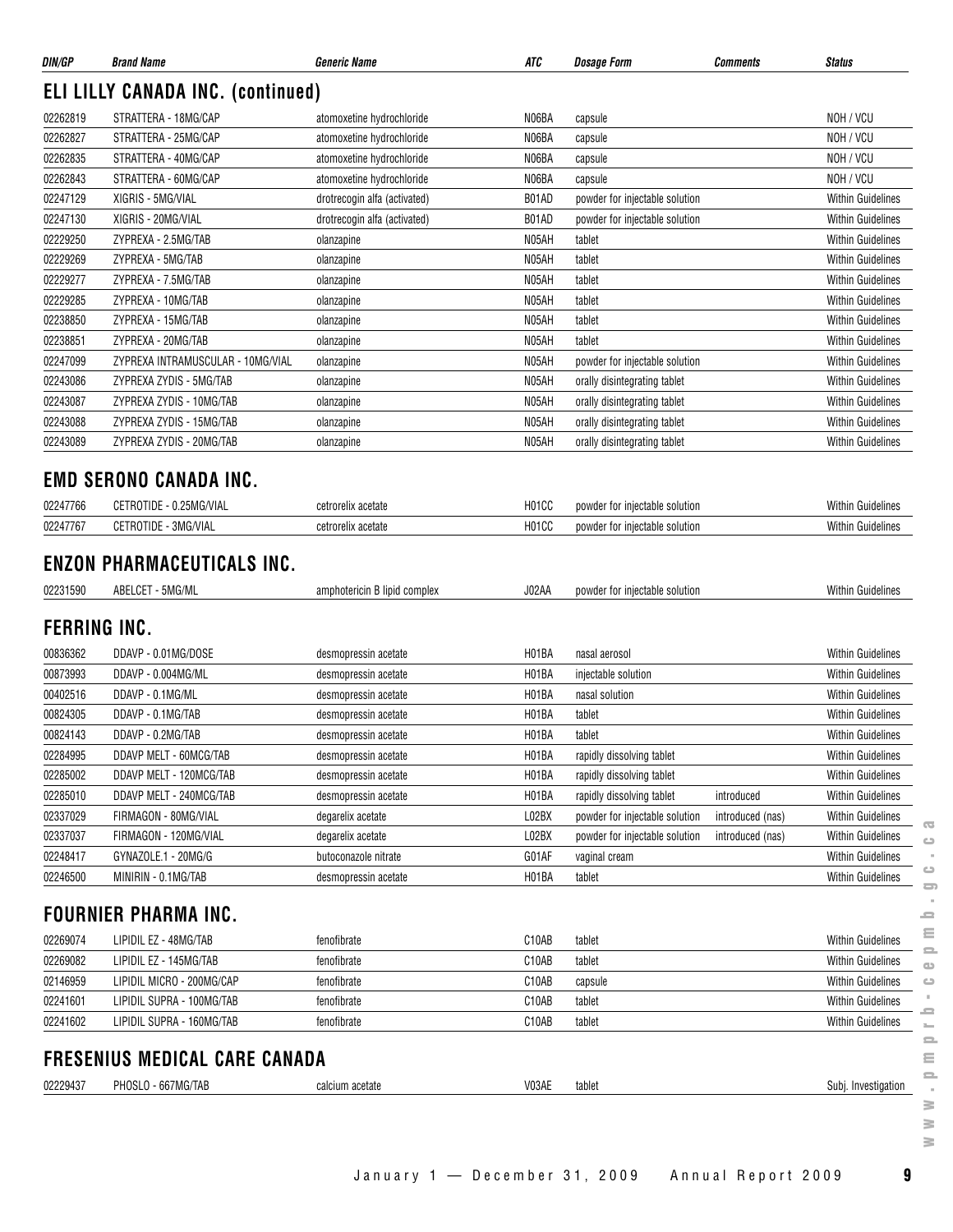| DIN/GP | Brand Name | Generic Name | ATC | Dosage Form | Comments | Status |
|---|---|---|---|---|---|---|

## ELI LILLY CANADA INC. (continued)

| DIN/GP | Brand Name | Generic Name | ATC | Dosage Form | Comments | Status |
|---|---|---|---|---|---|---|
| 02262819 | STRATTERA - 18MG/CAP | atomoxetine hydrochloride | N06BA | capsule | | NOH / VCU |
| 02262827 | STRATTERA - 25MG/CAP | atomoxetine hydrochloride | N06BA | capsule | | NOH / VCU |
| 02262835 | STRATTERA - 40MG/CAP | atomoxetine hydrochloride | N06BA | capsule | | NOH / VCU |
| 02262843 | STRATTERA - 60MG/CAP | atomoxetine hydrochloride | N06BA | capsule | | NOH / VCU |
| 02247129 | XIGRIS - 5MG/VIAL | drotrecogin alfa (activated) | B01AD | powder for injectable solution | | Within Guidelines |
| 02247130 | XIGRIS - 20MG/VIAL | drotrecogin alfa (activated) | B01AD | powder for injectable solution | | Within Guidelines |
| 02229250 | ZYPREXA - 2.5MG/TAB | olanzapine | N05AH | tablet | | Within Guidelines |
| 02229269 | ZYPREXA - 5MG/TAB | olanzapine | N05AH | tablet | | Within Guidelines |
| 02229277 | ZYPREXA - 7.5MG/TAB | olanzapine | N05AH | tablet | | Within Guidelines |
| 02229285 | ZYPREXA - 10MG/TAB | olanzapine | N05AH | tablet | | Within Guidelines |
| 02238850 | ZYPREXA - 15MG/TAB | olanzapine | N05AH | tablet | | Within Guidelines |
| 02238851 | ZYPREXA - 20MG/TAB | olanzapine | N05AH | tablet | | Within Guidelines |
| 02247099 | ZYPREXA INTRAMUSCULAR - 10MG/VIAL | olanzapine | N05AH | powder for injectable solution | | Within Guidelines |
| 02243086 | ZYPREXA ZYDIS - 5MG/TAB | olanzapine | N05AH | orally disintegrating tablet | | Within Guidelines |
| 02243087 | ZYPREXA ZYDIS - 10MG/TAB | olanzapine | N05AH | orally disintegrating tablet | | Within Guidelines |
| 02243088 | ZYPREXA ZYDIS - 15MG/TAB | olanzapine | N05AH | orally disintegrating tablet | | Within Guidelines |
| 02243089 | ZYPREXA ZYDIS - 20MG/TAB | olanzapine | N05AH | orally disintegrating tablet | | Within Guidelines |

## EMD SERONO CANADA INC.

| DIN/GP | Brand Name | Generic Name | ATC | Dosage Form | Comments | Status |
|---|---|---|---|---|---|---|
| 02247766 | CETROTIDE - 0.25MG/VIAL | cetrorelix acetate | H01CC | powder for injectable solution | | Within Guidelines |
| 02247767 | CETROTIDE - 3MG/VIAL | cetrorelix acetate | H01CC | powder for injectable solution | | Within Guidelines |

## ENZON PHARMACEUTICALS INC.

| DIN/GP | Brand Name | Generic Name | ATC | Dosage Form | Comments | Status |
|---|---|---|---|---|---|---|
| 02231590 | ABELCET - 5MG/ML | amphotericin B lipid complex | J02AA | powder for injectable solution | | Within Guidelines |

## FERRING INC.

| DIN/GP | Brand Name | Generic Name | ATC | Dosage Form | Comments | Status |
|---|---|---|---|---|---|---|
| 00836362 | DDAVP - 0.01MG/DOSE | desmopressin acetate | H01BA | nasal aerosol | | Within Guidelines |
| 00873993 | DDAVP - 0.004MG/ML | desmopressin acetate | H01BA | injectable solution | | Within Guidelines |
| 00402516 | DDAVP - 0.1MG/ML | desmopressin acetate | H01BA | nasal solution | | Within Guidelines |
| 00824305 | DDAVP - 0.1MG/TAB | desmopressin acetate | H01BA | tablet | | Within Guidelines |
| 00824143 | DDAVP - 0.2MG/TAB | desmopressin acetate | H01BA | tablet | | Within Guidelines |
| 02284995 | DDAVP MELT - 60MCG/TAB | desmopressin acetate | H01BA | rapidly dissolving tablet | | Within Guidelines |
| 02285002 | DDAVP MELT - 120MCG/TAB | desmopressin acetate | H01BA | rapidly dissolving tablet | | Within Guidelines |
| 02285010 | DDAVP MELT - 240MCG/TAB | desmopressin acetate | H01BA | rapidly dissolving tablet | introduced | Within Guidelines |
| 02337029 | FIRMAGON - 80MG/VIAL | degarelix acetate | L02BX | powder for injectable solution | introduced (nas) | Within Guidelines |
| 02337037 | FIRMAGON - 120MG/VIAL | degarelix acetate | L02BX | powder for injectable solution | introduced (nas) | Within Guidelines |
| 02248417 | GYNAZOLE.1 - 20MG/G | butoconazole nitrate | G01AF | vaginal cream | | Within Guidelines |
| 02246500 | MINIRIN - 0.1MG/TAB | desmopressin acetate | H01BA | tablet | | Within Guidelines |

## FOURNIER PHARMA INC.

| DIN/GP | Brand Name | Generic Name | ATC | Dosage Form | Comments | Status |
|---|---|---|---|---|---|---|
| 02269074 | LIPIDIL EZ - 48MG/TAB | fenofibrate | C10AB | tablet | | Within Guidelines |
| 02269082 | LIPIDIL EZ - 145MG/TAB | fenofibrate | C10AB | tablet | | Within Guidelines |
| 02146959 | LIPIDIL MICRO - 200MG/CAP | fenofibrate | C10AB | capsule | | Within Guidelines |
| 02241601 | LIPIDIL SUPRA - 100MG/TAB | fenofibrate | C10AB | tablet | | Within Guidelines |
| 02241602 | LIPIDIL SUPRA - 160MG/TAB | fenofibrate | C10AB | tablet | | Within Guidelines |

## FRESENIUS MEDICAL CARE CANADA

| DIN/GP | Brand Name | Generic Name | ATC | Dosage Form | Comments | Status |
|---|---|---|---|---|---|---|
| 02229437 | PHOSLO - 667MG/TAB | calcium acetate | V03AE | tablet | | Subj. Investigation |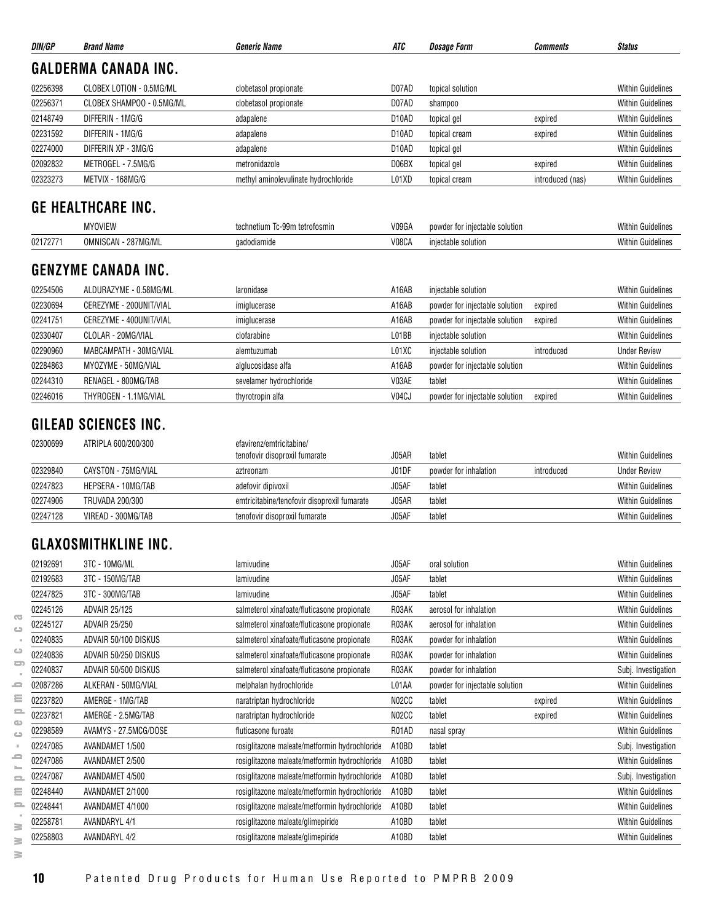| DIN/GP | Brand Name | Generic Name | ATC | Dosage Form | Comments | Status |
|---|---|---|---|---|---|---|

## GALDERMA CANADA INC.

| DIN/GP | Brand Name | Generic Name | ATC | Dosage Form | Comments | Status |
|---|---|---|---|---|---|---|
| 02256398 | CLOBEX LOTION - 0.5MG/ML | clobetasol propionate | D07AD | topical solution | | Within Guidelines |
| 02256371 | CLOBEX SHAMPOO - 0.5MG/ML | clobetasol propionate | D07AD | shampoo | | Within Guidelines |
| 02148749 | DIFFERIN - 1MG/G | adapalene | D10AD | topical gel | expired | Within Guidelines |
| 02231592 | DIFFERIN - 1MG/G | adapalene | D10AD | topical cream | expired | Within Guidelines |
| 02274000 | DIFFERIN XP - 3MG/G | adapalene | D10AD | topical gel | | Within Guidelines |
| 02092832 | METROGEL - 7.5MG/G | metronidazole | D06BX | topical gel | expired | Within Guidelines |
| 02323273 | METVIX - 168MG/G | methyl aminolevulinate hydrochloride | L01XD | topical cream | introduced (nas) | Within Guidelines |

## GE HEALTHCARE INC.

| DIN/GP | Brand Name | Generic Name | ATC | Dosage Form | Comments | Status |
|---|---|---|---|---|---|---|
| | MYOVIEW | technetium Tc-99m tetrofosmin | V09GA | powder for injectable solution | | Within Guidelines |
| 02172771 | OMNISCAN - 287MG/ML | gadodiamide | V08CA | injectable solution | | Within Guidelines |

## GENZYME CANADA INC.

| DIN/GP | Brand Name | Generic Name | ATC | Dosage Form | Comments | Status |
|---|---|---|---|---|---|---|
| 02254506 | ALDURAZYME - 0.58MG/ML | laronidase | A16AB | injectable solution | | Within Guidelines |
| 02230694 | CEREZYME - 200UNIT/VIAL | imiglucerase | A16AB | powder for injectable solution | expired | Within Guidelines |
| 02241751 | CEREZYME - 400UNIT/VIAL | imiglucerase | A16AB | powder for injectable solution | expired | Within Guidelines |
| 02330407 | CLOLAR - 20MG/VIAL | clofarabine | L01BB | injectable solution | | Within Guidelines |
| 02290960 | MABCAMPATH - 30MG/VIAL | alemtuzumab | L01XC | injectable solution | introduced | Under Review |
| 02284863 | MYOZYME - 50MG/VIAL | alglucosidase alfa | A16AB | powder for injectable solution | | Within Guidelines |
| 02244310 | RENAGEL - 800MG/TAB | sevelamer hydrochloride | V03AE | tablet | | Within Guidelines |
| 02246016 | THYROGEN - 1.1MG/VIAL | thyrotropin alfa | V04CJ | powder for injectable solution | expired | Within Guidelines |

## GILEAD SCIENCES INC.

| DIN/GP | Brand Name | Generic Name | ATC | Dosage Form | Comments | Status |
|---|---|---|---|---|---|---|
| 02300699 | ATRIPLA 600/200/300 | efavirenz/emtricitabine/ tenofovir disoproxil fumarate | J05AR | tablet | | Within Guidelines |
| 02329840 | CAYSTON - 75MG/VIAL | aztreonam | J01DF | powder for inhalation | introduced | Under Review |
| 02247823 | HEPSERA - 10MG/TAB | adefovir dipivoxil | J05AF | tablet | | Within Guidelines |
| 02274906 | TRUVADA 200/300 | emtricitabine/tenofovir disoproxil fumarate | J05AR | tablet | | Within Guidelines |
| 02247128 | VIREAD - 300MG/TAB | tenofovir disoproxil fumarate | J05AF | tablet | | Within Guidelines |

## GLAXOSMITHKLINE INC.

| DIN/GP | Brand Name | Generic Name | ATC | Dosage Form | Comments | Status |
|---|---|---|---|---|---|---|
| 02192691 | 3TC - 10MG/ML | lamivudine | J05AF | oral solution | | Within Guidelines |
| 02192683 | 3TC - 150MG/TAB | lamivudine | J05AF | tablet | | Within Guidelines |
| 02247825 | 3TC - 300MG/TAB | lamivudine | J05AF | tablet | | Within Guidelines |
| 02245126 | ADVAIR 25/125 | salmeterol xinafoate/fluticasone propionate | R03AK | aerosol for inhalation | | Within Guidelines |
| 02245127 | ADVAIR 25/250 | salmeterol xinafoate/fluticasone propionate | R03AK | aerosol for inhalation | | Within Guidelines |
| 02240835 | ADVAIR 50/100 DISKUS | salmeterol xinafoate/fluticasone propionate | R03AK | powder for inhalation | | Within Guidelines |
| 02240836 | ADVAIR 50/250 DISKUS | salmeterol xinafoate/fluticasone propionate | R03AK | powder for inhalation | | Within Guidelines |
| 02240837 | ADVAIR 50/500 DISKUS | salmeterol xinafoate/fluticasone propionate | R03AK | powder for inhalation | | Subj. Investigation |
| 02087286 | ALKERAN - 50MG/VIAL | melphalan hydrochloride | L01AA | powder for injectable solution | | Within Guidelines |
| 02237820 | AMERGE - 1MG/TAB | naratriptan hydrochloride | N02CC | tablet | expired | Within Guidelines |
| 02237821 | AMERGE - 2.5MG/TAB | naratriptan hydrochloride | N02CC | tablet | expired | Within Guidelines |
| 02298589 | AVAMYS - 27.5MCG/DOSE | fluticasone furoate | R01AD | nasal spray | | Within Guidelines |
| 02247085 | AVANDAMET 1/500 | rosiglitazone maleate/metformin hydrochloride | A10BD | tablet | | Subj. Investigation |
| 02247086 | AVANDAMET 2/500 | rosiglitazone maleate/metformin hydrochloride | A10BD | tablet | | Within Guidelines |
| 02247087 | AVANDAMET 4/500 | rosiglitazone maleate/metformin hydrochloride | A10BD | tablet | | Subj. Investigation |
| 02248440 | AVANDAMET 2/1000 | rosiglitazone maleate/metformin hydrochloride | A10BD | tablet | | Within Guidelines |
| 02248441 | AVANDAMET 4/1000 | rosiglitazone maleate/metformin hydrochloride | A10BD | tablet | | Within Guidelines |
| 02258781 | AVANDARYL 4/1 | rosiglitazone maleate/glimepiride | A10BD | tablet | | Within Guidelines |
| 02258803 | AVANDARYL 4/2 | rosiglitazone maleate/glimepiride | A10BD | tablet | | Within Guidelines |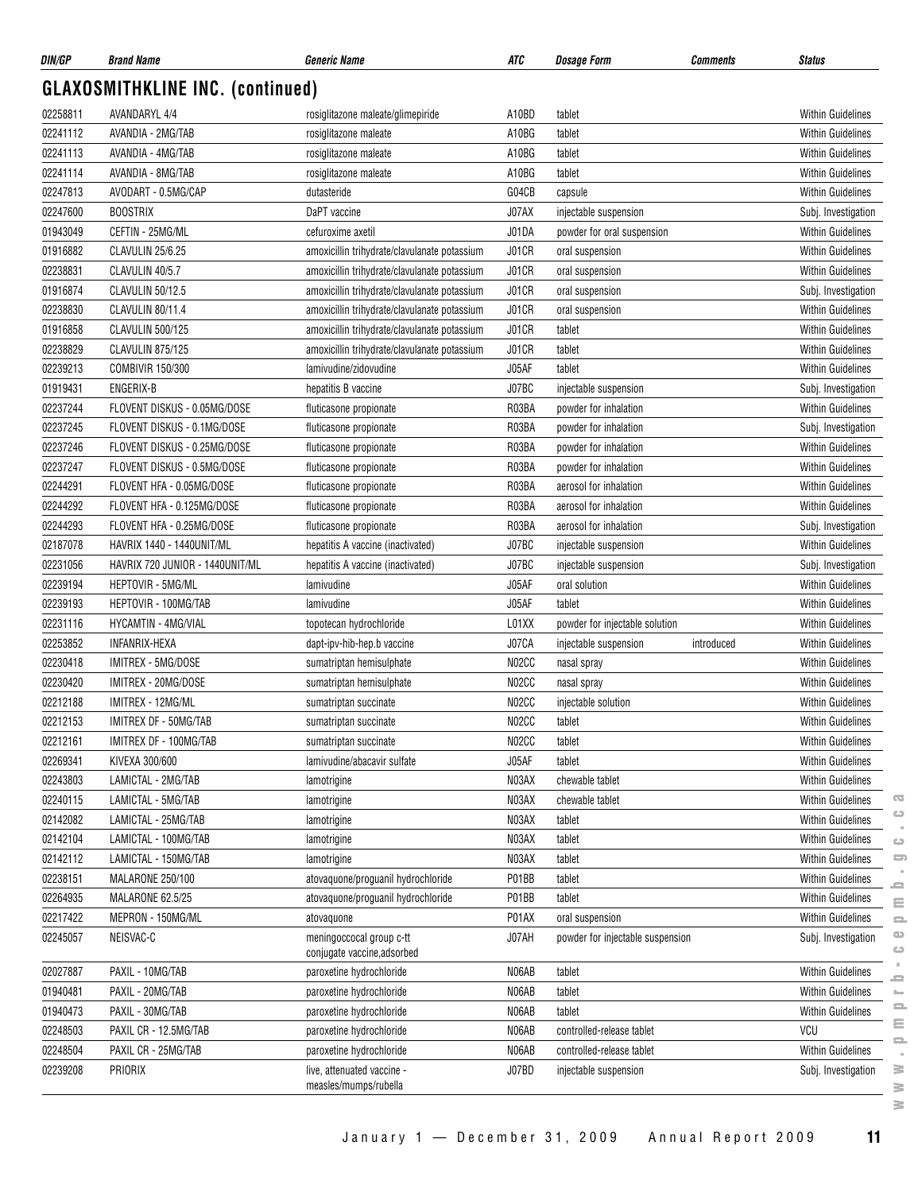## GLAXOSMITHKLINE INC. (continued)

| DIN/GP | Brand Name | Generic Name | ATC | Dosage Form | Comments | Status |
|---|---|---|---|---|---|---|
| 02258811 | AVANDARYL 4/4 | rosiglitazone maleate/glimepiride | A10BD | tablet | | Within Guidelines |
| 02241112 | AVANDIA - 2MG/TAB | rosiglitazone maleate | A10BG | tablet | | Within Guidelines |
| 02241113 | AVANDIA - 4MG/TAB | rosiglitazone maleate | A10BG | tablet | | Within Guidelines |
| 02241114 | AVANDIA - 8MG/TAB | rosiglitazone maleate | A10BG | tablet | | Within Guidelines |
| 02247813 | AVODART - 0.5MG/CAP | dutasteride | G04CB | capsule | | Within Guidelines |
| 02247600 | BOOSTRIX | DaPT vaccine | J07AX | injectable suspension | | Subj. Investigation |
| 01943049 | CEFTIN - 25MG/ML | cefuroxime axetil | J01DA | powder for oral suspension | | Within Guidelines |
| 01916882 | CLAVULIN 25/6.25 | amoxicillin trihydrate/clavulanate potassium | J01CR | oral suspension | | Within Guidelines |
| 02238831 | CLAVULIN 40/5.7 | amoxicillin trihydrate/clavulanate potassium | J01CR | oral suspension | | Within Guidelines |
| 01916874 | CLAVULIN 50/12.5 | amoxicillin trihydrate/clavulanate potassium | J01CR | oral suspension | | Subj. Investigation |
| 02238830 | CLAVULIN 80/11.4 | amoxicillin trihydrate/clavulanate potassium | J01CR | oral suspension | | Within Guidelines |
| 01916858 | CLAVULIN 500/125 | amoxicillin trihydrate/clavulanate potassium | J01CR | tablet | | Within Guidelines |
| 02238829 | CLAVULIN 875/125 | amoxicillin trihydrate/clavulanate potassium | J01CR | tablet | | Within Guidelines |
| 02239213 | COMBIVIR 150/300 | lamivudine/zidovudine | J05AF | tablet | | Within Guidelines |
| 01919431 | ENGERIX-B | hepatitis B vaccine | J07BC | injectable suspension | | Subj. Investigation |
| 02237244 | FLOVENT DISKUS - 0.05MG/DOSE | fluticasone propionate | R03BA | powder for inhalation | | Within Guidelines |
| 02237245 | FLOVENT DISKUS - 0.1MG/DOSE | fluticasone propionate | R03BA | powder for inhalation | | Subj. Investigation |
| 02237246 | FLOVENT DISKUS - 0.25MG/DOSE | fluticasone propionate | R03BA | powder for inhalation | | Within Guidelines |
| 02237247 | FLOVENT DISKUS - 0.5MG/DOSE | fluticasone propionate | R03BA | powder for inhalation | | Within Guidelines |
| 02244291 | FLOVENT HFA - 0.05MG/DOSE | fluticasone propionate | R03BA | aerosol for inhalation | | Within Guidelines |
| 02244292 | FLOVENT HFA - 0.125MG/DOSE | fluticasone propionate | R03BA | aerosol for inhalation | | Within Guidelines |
| 02244293 | FLOVENT HFA - 0.25MG/DOSE | fluticasone propionate | R03BA | aerosol for inhalation | | Subj. Investigation |
| 02187078 | HAVRIX 1440 - 1440UNIT/ML | hepatitis A vaccine (inactivated) | J07BC | injectable suspension | | Within Guidelines |
| 02231056 | HAVRIX 720 JUNIOR - 1440UNIT/ML | hepatitis A vaccine (inactivated) | J07BC | injectable suspension | | Subj. Investigation |
| 02239194 | HEPTOVIR - 5MG/ML | lamivudine | J05AF | oral solution | | Within Guidelines |
| 02239193 | HEPTOVIR - 100MG/TAB | lamivudine | J05AF | tablet | | Within Guidelines |
| 02231116 | HYCAMTIN - 4MG/VIAL | topotecan hydrochloride | L01XX | powder for injectable solution | | Within Guidelines |
| 02253852 | INFANRIX-HEXA | dapt-ipv-hib-hep.b vaccine | J07CA | injectable suspension | introduced | Within Guidelines |
| 02230418 | IMITREX - 5MG/DOSE | sumatriptan hemisulphate | N02CC | nasal spray | | Within Guidelines |
| 02230420 | IMITREX - 20MG/DOSE | sumatriptan hemisulphate | N02CC | nasal spray | | Within Guidelines |
| 02212188 | IMITREX - 12MG/ML | sumatriptan succinate | N02CC | injectable solution | | Within Guidelines |
| 02212153 | IMITREX DF - 50MG/TAB | sumatriptan succinate | N02CC | tablet | | Within Guidelines |
| 02212161 | IMITREX DF - 100MG/TAB | sumatriptan succinate | N02CC | tablet | | Within Guidelines |
| 02269341 | KIVEXA 300/600 | lamivudine/abacavir sulfate | J05AF | tablet | | Within Guidelines |
| 02243803 | LAMICTAL - 2MG/TAB | lamotrigine | N03AX | chewable tablet | | Within Guidelines |
| 02240115 | LAMICTAL - 5MG/TAB | lamotrigine | N03AX | chewable tablet | | Within Guidelines |
| 02142082 | LAMICTAL - 25MG/TAB | lamotrigine | N03AX | tablet | | Within Guidelines |
| 02142104 | LAMICTAL - 100MG/TAB | lamotrigine | N03AX | tablet | | Within Guidelines |
| 02142112 | LAMICTAL - 150MG/TAB | lamotrigine | N03AX | tablet | | Within Guidelines |
| 02238151 | MALARONE 250/100 | atovaquone/proguanil hydrochloride | P01BB | tablet | | Within Guidelines |
| 02264935 | MALARONE 62.5/25 | atovaquone/proguanil hydrochloride | P01BB | tablet | | Within Guidelines |
| 02217422 | MEPRON - 150MG/ML | atovaquone | P01AX | oral suspension | | Within Guidelines |
| 02245057 | NEISVAC-C | meningoccocal group c-tt conjugate vaccine,adsorbed | J07AH | powder for injectable suspension | | Subj. Investigation |
| 02027887 | PAXIL - 10MG/TAB | paroxetine hydrochloride | N06AB | tablet | | Within Guidelines |
| 01940481 | PAXIL - 20MG/TAB | paroxetine hydrochloride | N06AB | tablet | | Within Guidelines |
| 01940473 | PAXIL - 30MG/TAB | paroxetine hydrochloride | N06AB | tablet | | Within Guidelines |
| 02248503 | PAXIL CR - 12.5MG/TAB | paroxetine hydrochloride | N06AB | controlled-release tablet | | VCU |
| 02248504 | PAXIL CR - 25MG/TAB | paroxetine hydrochloride | N06AB | controlled-release tablet | | Within Guidelines |
| 02239208 | PRIORIX | live, attenuated vaccine - measles/mumps/rubella | J07BD | injectable suspension | | Subj. Investigation |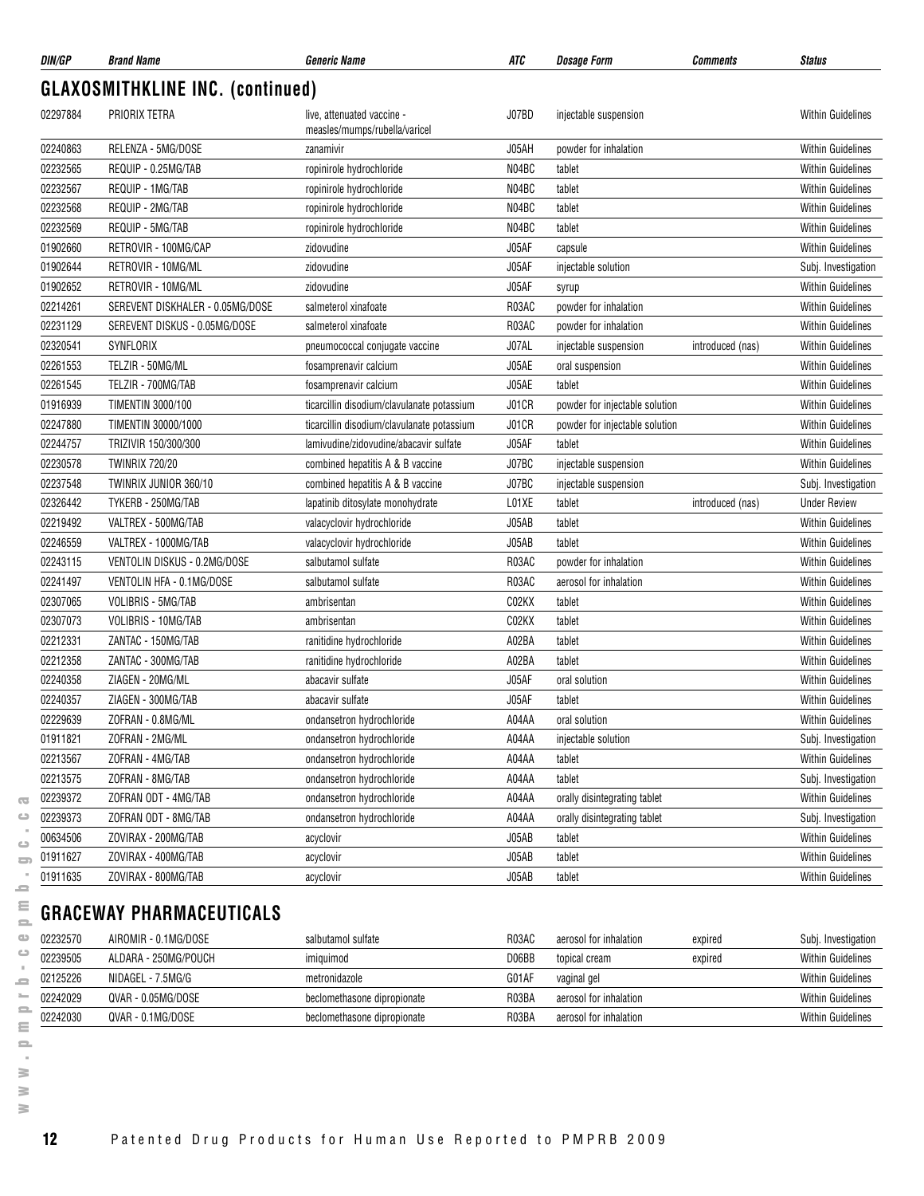| DIN/GP | Brand Name | Generic Name | ATC | Dosage Form | Comments | Status |
|---|---|---|---|---|---|---|

## GLAXOSMITHKLINE INC. (continued)

| DIN/GP | Brand Name | Generic Name | ATC | Dosage Form | Comments | Status |
|---|---|---|---|---|---|---|
| 02297884 | PRIORIX TETRA | live, attenuated vaccine - measles/mumps/rubella/varicel | J07BD | injectable suspension | | Within Guidelines |
| 02240863 | RELENZA - 5MG/DOSE | zanamivir | J05AH | powder for inhalation | | Within Guidelines |
| 02232565 | REQUIP - 0.25MG/TAB | ropinirole hydrochloride | N04BC | tablet | | Within Guidelines |
| 02232567 | REQUIP - 1MG/TAB | ropinirole hydrochloride | N04BC | tablet | | Within Guidelines |
| 02232568 | REQUIP - 2MG/TAB | ropinirole hydrochloride | N04BC | tablet | | Within Guidelines |
| 02232569 | REQUIP - 5MG/TAB | ropinirole hydrochloride | N04BC | tablet | | Within Guidelines |
| 01902660 | RETROVIR - 100MG/CAP | zidovudine | J05AF | capsule | | Within Guidelines |
| 01902644 | RETROVIR - 10MG/ML | zidovudine | J05AF | injectable solution | | Subj. Investigation |
| 01902652 | RETROVIR - 10MG/ML | zidovudine | J05AF | syrup | | Within Guidelines |
| 02214261 | SEREVENT DISKHALER - 0.05MG/DOSE | salmeterol xinafoate | R03AC | powder for inhalation | | Within Guidelines |
| 02231129 | SEREVENT DISKUS - 0.05MG/DOSE | salmeterol xinafoate | R03AC | powder for inhalation | | Within Guidelines |
| 02320541 | SYNFLORIX | pneumococcal conjugate vaccine | J07AL | injectable suspension | introduced (nas) | Within Guidelines |
| 02261553 | TELZIR - 50MG/ML | fosamprenavir calcium | J05AE | oral suspension | | Within Guidelines |
| 02261545 | TELZIR - 700MG/TAB | fosamprenavir calcium | J05AE | tablet | | Within Guidelines |
| 01916939 | TIMENTIN 3000/100 | ticarcillin disodium/clavulanate potassium | J01CR | powder for injectable solution | | Within Guidelines |
| 02247880 | TIMENTIN 30000/1000 | ticarcillin disodium/clavulanate potassium | J01CR | powder for injectable solution | | Within Guidelines |
| 02244757 | TRIZIVIR 150/300/300 | lamivudine/zidovudine/abacavir sulfate | J05AF | tablet | | Within Guidelines |
| 02230578 | TWINRIX 720/20 | combined hepatitis A & B vaccine | J07BC | injectable suspension | | Within Guidelines |
| 02237548 | TWINRIX JUNIOR 360/10 | combined hepatitis A & B vaccine | J07BC | injectable suspension | | Subj. Investigation |
| 02326442 | TYKERB - 250MG/TAB | lapatinib ditosylate monohydrate | L01XE | tablet | introduced (nas) | Under Review |
| 02219492 | VALTREX - 500MG/TAB | valacyclovir hydrochloride | J05AB | tablet | | Within Guidelines |
| 02246559 | VALTREX - 1000MG/TAB | valacyclovir hydrochloride | J05AB | tablet | | Within Guidelines |
| 02243115 | VENTOLIN DISKUS - 0.2MG/DOSE | salbutamol sulfate | R03AC | powder for inhalation | | Within Guidelines |
| 02241497 | VENTOLIN HFA - 0.1MG/DOSE | salbutamol sulfate | R03AC | aerosol for inhalation | | Within Guidelines |
| 02307065 | VOLIBRIS - 5MG/TAB | ambrisentan | C02KX | tablet | | Within Guidelines |
| 02307073 | VOLIBRIS - 10MG/TAB | ambrisentan | C02KX | tablet | | Within Guidelines |
| 02212331 | ZANTAC - 150MG/TAB | ranitidine hydrochloride | A02BA | tablet | | Within Guidelines |
| 02212358 | ZANTAC - 300MG/TAB | ranitidine hydrochloride | A02BA | tablet | | Within Guidelines |
| 02240358 | ZIAGEN - 20MG/ML | abacavir sulfate | J05AF | oral solution | | Within Guidelines |
| 02240357 | ZIAGEN - 300MG/TAB | abacavir sulfate | J05AF | tablet | | Within Guidelines |
| 02229639 | ZOFRAN - 0.8MG/ML | ondansetron hydrochloride | A04AA | oral solution | | Within Guidelines |
| 01911821 | ZOFRAN - 2MG/ML | ondansetron hydrochloride | A04AA | injectable solution | | Subj. Investigation |
| 02213567 | ZOFRAN - 4MG/TAB | ondansetron hydrochloride | A04AA | tablet | | Within Guidelines |
| 02213575 | ZOFRAN - 8MG/TAB | ondansetron hydrochloride | A04AA | tablet | | Subj. Investigation |
| 02239372 | ZOFRAN ODT - 4MG/TAB | ondansetron hydrochloride | A04AA | orally disintegrating tablet | | Within Guidelines |
| 02239373 | ZOFRAN ODT - 8MG/TAB | ondansetron hydrochloride | A04AA | orally disintegrating tablet | | Subj. Investigation |
| 00634506 | ZOVIRAX - 200MG/TAB | acyclovir | J05AB | tablet | | Within Guidelines |
| 01911627 | ZOVIRAX - 400MG/TAB | acyclovir | J05AB | tablet | | Within Guidelines |
| 01911635 | ZOVIRAX - 800MG/TAB | acyclovir | J05AB | tablet | | Within Guidelines |

## GRACEWAY PHARMACEUTICALS

| DIN/GP | Brand Name | Generic Name | ATC | Dosage Form | Comments | Status |
|---|---|---|---|---|---|---|
| 02232570 | AIROMIR - 0.1MG/DOSE | salbutamol sulfate | R03AC | aerosol for inhalation | expired | Subj. Investigation |
| 02239505 | ALDARA - 250MG/POUCH | imiquimod | D06BB | topical cream | expired | Within Guidelines |
| 02125226 | NIDAGEL - 7.5MG/G | metronidazole | G01AF | vaginal gel | | Within Guidelines |
| 02242029 | QVAR - 0.05MG/DOSE | beclomethasone dipropionate | R03BA | aerosol for inhalation | | Within Guidelines |
| 02242030 | QVAR - 0.1MG/DOSE | beclomethasone dipropionate | R03BA | aerosol for inhalation | | Within Guidelines |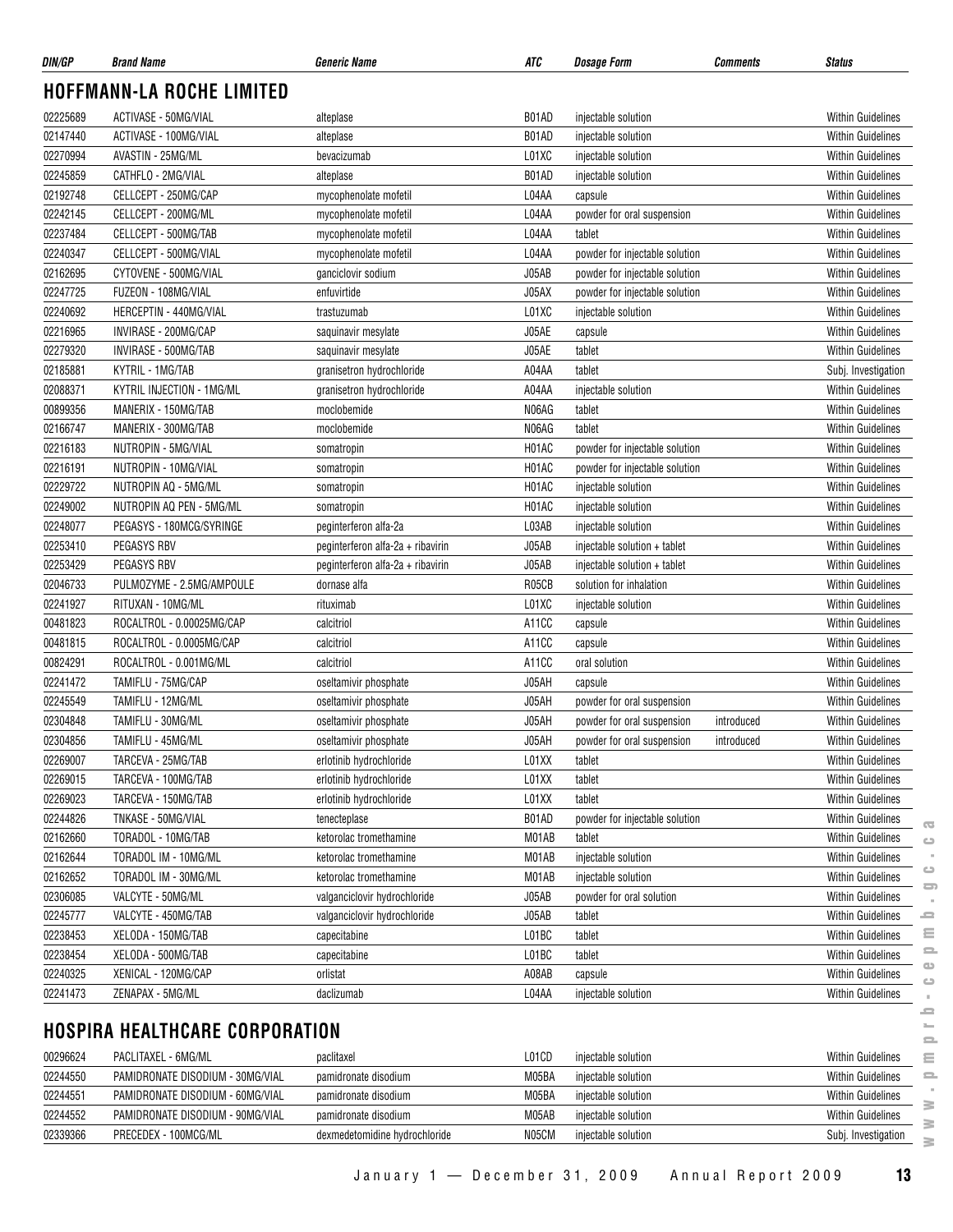| DIN/GP | Brand Name | Generic Name | ATC | Dosage Form | Comments | Status |
|---|---|---|---|---|---|---|

## HOFFMANN-LA ROCHE LIMITED

| DIN/GP | Brand Name | Generic Name | ATC | Dosage Form | Comments | Status |
|---|---|---|---|---|---|---|
| 02225689 | ACTIVASE - 50MG/VIAL | alteplase | B01AD | injectable solution | | Within Guidelines |
| 02147440 | ACTIVASE - 100MG/VIAL | alteplase | B01AD | injectable solution | | Within Guidelines |
| 02270994 | AVASTIN - 25MG/ML | bevacizumab | L01XC | injectable solution | | Within Guidelines |
| 02245859 | CATHFLO - 2MG/VIAL | alteplase | B01AD | injectable solution | | Within Guidelines |
| 02192748 | CELLCEPT - 250MG/CAP | mycophenolate mofetil | L04AA | capsule | | Within Guidelines |
| 02242145 | CELLCEPT - 200MG/ML | mycophenolate mofetil | L04AA | powder for oral suspension | | Within Guidelines |
| 02237484 | CELLCEPT - 500MG/TAB | mycophenolate mofetil | L04AA | tablet | | Within Guidelines |
| 02240347 | CELLCEPT - 500MG/VIAL | mycophenolate mofetil | L04AA | powder for injectable solution | | Within Guidelines |
| 02162695 | CYTOVENE - 500MG/VIAL | ganciclovir sodium | J05AB | powder for injectable solution | | Within Guidelines |
| 02247725 | FUZEON - 108MG/VIAL | enfuvirtide | J05AX | powder for injectable solution | | Within Guidelines |
| 02240692 | HERCEPTIN - 440MG/VIAL | trastuzumab | L01XC | injectable solution | | Within Guidelines |
| 02216965 | INVIRASE - 200MG/CAP | saquinavir mesylate | J05AE | capsule | | Within Guidelines |
| 02279320 | INVIRASE - 500MG/TAB | saquinavir mesylate | J05AE | tablet | | Within Guidelines |
| 02185881 | KYTRIL - 1MG/TAB | granisetron hydrochloride | A04AA | tablet | | Subj. Investigation |
| 02088371 | KYTRIL INJECTION - 1MG/ML | granisetron hydrochloride | A04AA | injectable solution | | Within Guidelines |
| 00899356 | MANERIX - 150MG/TAB | moclobemide | N06AG | tablet | | Within Guidelines |
| 02166747 | MANERIX - 300MG/TAB | moclobemide | N06AG | tablet | | Within Guidelines |
| 02216183 | NUTROPIN - 5MG/VIAL | somatropin | H01AC | powder for injectable solution | | Within Guidelines |
| 02216191 | NUTROPIN - 10MG/VIAL | somatropin | H01AC | powder for injectable solution | | Within Guidelines |
| 02229722 | NUTROPIN AQ - 5MG/ML | somatropin | H01AC | injectable solution | | Within Guidelines |
| 02249002 | NUTROPIN AQ PEN - 5MG/ML | somatropin | H01AC | injectable solution | | Within Guidelines |
| 02248077 | PEGASYS - 180MCG/SYRINGE | peginterferon alfa-2a | L03AB | injectable solution | | Within Guidelines |
| 02253410 | PEGASYS RBV | peginterferon alfa-2a + ribavirin | J05AB | injectable solution + tablet | | Within Guidelines |
| 02253429 | PEGASYS RBV | peginterferon alfa-2a + ribavirin | J05AB | injectable solution + tablet | | Within Guidelines |
| 02046733 | PULMOZYME - 2.5MG/AMPOULE | dornase alfa | R05CB | solution for inhalation | | Within Guidelines |
| 02241927 | RITUXAN - 10MG/ML | rituximab | L01XC | injectable solution | | Within Guidelines |
| 00481823 | ROCALTROL - 0.00025MG/CAP | calcitriol | A11CC | capsule | | Within Guidelines |
| 00481815 | ROCALTROL - 0.0005MG/CAP | calcitriol | A11CC | capsule | | Within Guidelines |
| 00824291 | ROCALTROL - 0.001MG/ML | calcitriol | A11CC | oral solution | | Within Guidelines |
| 02241472 | TAMIFLU - 75MG/CAP | oseltamivir phosphate | J05AH | capsule | | Within Guidelines |
| 02245549 | TAMIFLU - 12MG/ML | oseltamivir phosphate | J05AH | powder for oral suspension | | Within Guidelines |
| 02304848 | TAMIFLU - 30MG/ML | oseltamivir phosphate | J05AH | powder for oral suspension | introduced | Within Guidelines |
| 02304856 | TAMIFLU - 45MG/ML | oseltamivir phosphate | J05AH | powder for oral suspension | introduced | Within Guidelines |
| 02269007 | TARCEVA - 25MG/TAB | erlotinib hydrochloride | L01XX | tablet | | Within Guidelines |
| 02269015 | TARCEVA - 100MG/TAB | erlotinib hydrochloride | L01XX | tablet | | Within Guidelines |
| 02269023 | TARCEVA - 150MG/TAB | erlotinib hydrochloride | L01XX | tablet | | Within Guidelines |
| 02244826 | TNKASE - 50MG/VIAL | tenecteplase | B01AD | powder for injectable solution | | Within Guidelines |
| 02162660 | TORADOL - 10MG/TAB | ketorolac tromethamine | M01AB | tablet | | Within Guidelines |
| 02162644 | TORADOL IM - 10MG/ML | ketorolac tromethamine | M01AB | injectable solution | | Within Guidelines |
| 02162652 | TORADOL IM - 30MG/ML | ketorolac tromethamine | M01AB | injectable solution | | Within Guidelines |
| 02306085 | VALCYTE - 50MG/ML | valganciclovir hydrochloride | J05AB | powder for oral solution | | Within Guidelines |
| 02245777 | VALCYTE - 450MG/TAB | valganciclovir hydrochloride | J05AB | tablet | | Within Guidelines |
| 02238453 | XELODA - 150MG/TAB | capecitabine | L01BC | tablet | | Within Guidelines |
| 02238454 | XELODA - 500MG/TAB | capecitabine | L01BC | tablet | | Within Guidelines |
| 02240325 | XENICAL - 120MG/CAP | orlistat | A08AB | capsule | | Within Guidelines |
| 02241473 | ZENAPAX - 5MG/ML | daclizumab | L04AA | injectable solution | | Within Guidelines |

## HOSPIRA HEALTHCARE CORPORATION

| DIN/GP | Brand Name | Generic Name | ATC | Dosage Form | Comments | Status |
|---|---|---|---|---|---|---|
| 00296624 | PACLITAXEL - 6MG/ML | paclitaxel | L01CD | injectable solution | | Within Guidelines |
| 02244550 | PAMIDRONATE DISODIUM - 30MG/VIAL | pamidronate disodium | M05BA | injectable solution | | Within Guidelines |
| 02244551 | PAMIDRONATE DISODIUM - 60MG/VIAL | pamidronate disodium | M05BA | injectable solution | | Within Guidelines |
| 02244552 | PAMIDRONATE DISODIUM - 90MG/VIAL | pamidronate disodium | M05AB | injectable solution | | Within Guidelines |
| 02339366 | PRECEDEX - 100MCG/ML | dexmedetomidine hydrochloride | N05CM | injectable solution | | Subj. Investigation |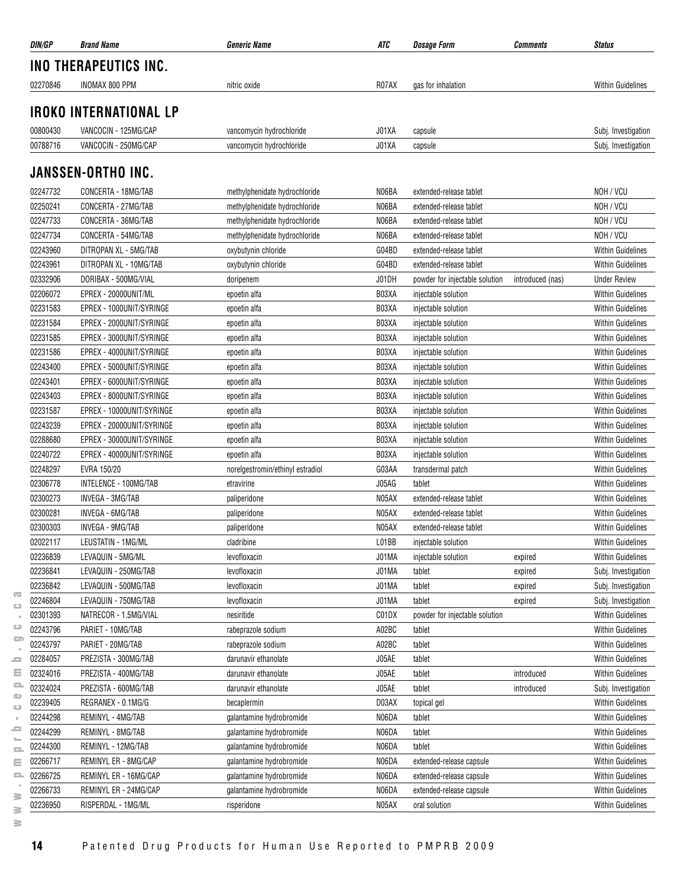| DIN/GP | Brand Name | Generic Name | ATC | Dosage Form | Comments | Status |
|---|---|---|---|---|---|---|

## INO THERAPEUTICS INC.

| DIN/GP | Brand Name | Generic Name | ATC | Dosage Form | Comments | Status |
|---|---|---|---|---|---|---|
| 02270846 | INOMAX 800 PPM | nitric oxide | R07AX | gas for inhalation | | Within Guidelines |

## IROKO INTERNATIONAL LP

| DIN/GP | Brand Name | Generic Name | ATC | Dosage Form | Comments | Status |
|---|---|---|---|---|---|---|
| 00800430 | VANCOCIN - 125MG/CAP | vancomycin hydrochloride | J01XA | capsule | | Subj. Investigation |
| 00788716 | VANCOCIN - 250MG/CAP | vancomycin hydrochloride | J01XA | capsule | | Subj. Investigation |

## JANSSEN-ORTHO INC.

| DIN/GP | Brand Name | Generic Name | ATC | Dosage Form | Comments | Status |
|---|---|---|---|---|---|---|
| 02247732 | CONCERTA - 18MG/TAB | methylphenidate hydrochloride | N06BA | extended-release tablet | | NOH / VCU |
| 02250241 | CONCERTA - 27MG/TAB | methylphenidate hydrochloride | N06BA | extended-release tablet | | NOH / VCU |
| 02247733 | CONCERTA - 36MG/TAB | methylphenidate hydrochloride | N06BA | extended-release tablet | | NOH / VCU |
| 02247734 | CONCERTA - 54MG/TAB | methylphenidate hydrochloride | N06BA | extended-release tablet | | NOH / VCU |
| 02243960 | DITROPAN XL - 5MG/TAB | oxybutynin chloride | G04BD | extended-release tablet | | Within Guidelines |
| 02243961 | DITROPAN XL - 10MG/TAB | oxybutynin chloride | G04BD | extended-release tablet | | Within Guidelines |
| 02332906 | DORIBAX - 500MG/VIAL | doripenem | J01DH | powder for injectable solution | introduced (nas) | Under Review |
| 02206072 | EPREX - 20000UNIT/ML | epoetin alfa | B03XA | injectable solution | | Within Guidelines |
| 02231583 | EPREX - 1000UNIT/SYRINGE | epoetin alfa | B03XA | injectable solution | | Within Guidelines |
| 02231584 | EPREX - 2000UNIT/SYRINGE | epoetin alfa | B03XA | injectable solution | | Within Guidelines |
| 02231585 | EPREX - 3000UNIT/SYRINGE | epoetin alfa | B03XA | injectable solution | | Within Guidelines |
| 02231586 | EPREX - 4000UNIT/SYRINGE | epoetin alfa | B03XA | injectable solution | | Within Guidelines |
| 02243400 | EPREX - 5000UNIT/SYRINGE | epoetin alfa | B03XA | injectable solution | | Within Guidelines |
| 02243401 | EPREX - 6000UNIT/SYRINGE | epoetin alfa | B03XA | injectable solution | | Within Guidelines |
| 02243403 | EPREX - 8000UNIT/SYRINGE | epoetin alfa | B03XA | injectable solution | | Within Guidelines |
| 02231587 | EPREX - 10000UNIT/SYRINGE | epoetin alfa | B03XA | injectable solution | | Within Guidelines |
| 02243239 | EPREX - 20000UNIT/SYRINGE | epoetin alfa | B03XA | injectable solution | | Within Guidelines |
| 02288680 | EPREX - 30000UNIT/SYRINGE | epoetin alfa | B03XA | injectable solution | | Within Guidelines |
| 02240722 | EPREX - 40000UNIT/SYRINGE | epoetin alfa | B03XA | injectable solution | | Within Guidelines |
| 02248297 | EVRA 150/20 | norelgestromin/ethinyl estradiol | G03AA | transdermal patch | | Within Guidelines |
| 02306778 | INTELENCE - 100MG/TAB | etravirine | J05AG | tablet | | Within Guidelines |
| 02300273 | INVEGA - 3MG/TAB | paliperidone | N05AX | extended-release tablet | | Within Guidelines |
| 02300281 | INVEGA - 6MG/TAB | paliperidone | N05AX | extended-release tablet | | Within Guidelines |
| 02300303 | INVEGA - 9MG/TAB | paliperidone | N05AX | extended-release tablet | | Within Guidelines |
| 02022117 | LEUSTATIN - 1MG/ML | cladribine | L01BB | injectable solution | | Within Guidelines |
| 02236839 | LEVAQUIN - 5MG/ML | levofloxacin | J01MA | injectable solution | expired | Within Guidelines |
| 02236841 | LEVAQUIN - 250MG/TAB | levofloxacin | J01MA | tablet | expired | Subj. Investigation |
| 02236842 | LEVAQUIN - 500MG/TAB | levofloxacin | J01MA | tablet | expired | Subj. Investigation |
| 02246804 | LEVAQUIN - 750MG/TAB | levofloxacin | J01MA | tablet | expired | Subj. Investigation |
| 02301393 | NATRECOR - 1.5MG/VIAL | nesiritide | C01DX | powder for injectable solution | | Within Guidelines |
| 02243796 | PARIET - 10MG/TAB | rabeprazole sodium | A02BC | tablet | | Within Guidelines |
| 02243797 | PARIET - 20MG/TAB | rabeprazole sodium | A02BC | tablet | | Within Guidelines |
| 02284057 | PREZISTA - 300MG/TAB | darunavir ethanolate | J05AE | tablet | | Within Guidelines |
| 02324016 | PREZISTA - 400MG/TAB | darunavir ethanolate | J05AE | tablet | introduced | Within Guidelines |
| 02324024 | PREZISTA - 600MG/TAB | darunavir ethanolate | J05AE | tablet | introduced | Subj. Investigation |
| 02239405 | REGRANEX - 0.1MG/G | becaplermin | D03AX | topical gel | | Within Guidelines |
| 02244298 | REMINYL - 4MG/TAB | galantamine hydrobromide | N06DA | tablet | | Within Guidelines |
| 02244299 | REMINYL - 8MG/TAB | galantamine hydrobromide | N06DA | tablet | | Within Guidelines |
| 02244300 | REMINYL - 12MG/TAB | galantamine hydrobromide | N06DA | tablet | | Within Guidelines |
| 02266717 | REMINYL ER - 8MG/CAP | galantamine hydrobromide | N06DA | extended-release capsule | | Within Guidelines |
| 02266725 | REMINYL ER - 16MG/CAP | galantamine hydrobromide | N06DA | extended-release capsule | | Within Guidelines |
| 02266733 | REMINYL ER - 24MG/CAP | galantamine hydrobromide | N06DA | extended-release capsule | | Within Guidelines |
| 02236950 | RISPERDAL - 1MG/ML | risperidone | N05AX | oral solution | | Within Guidelines |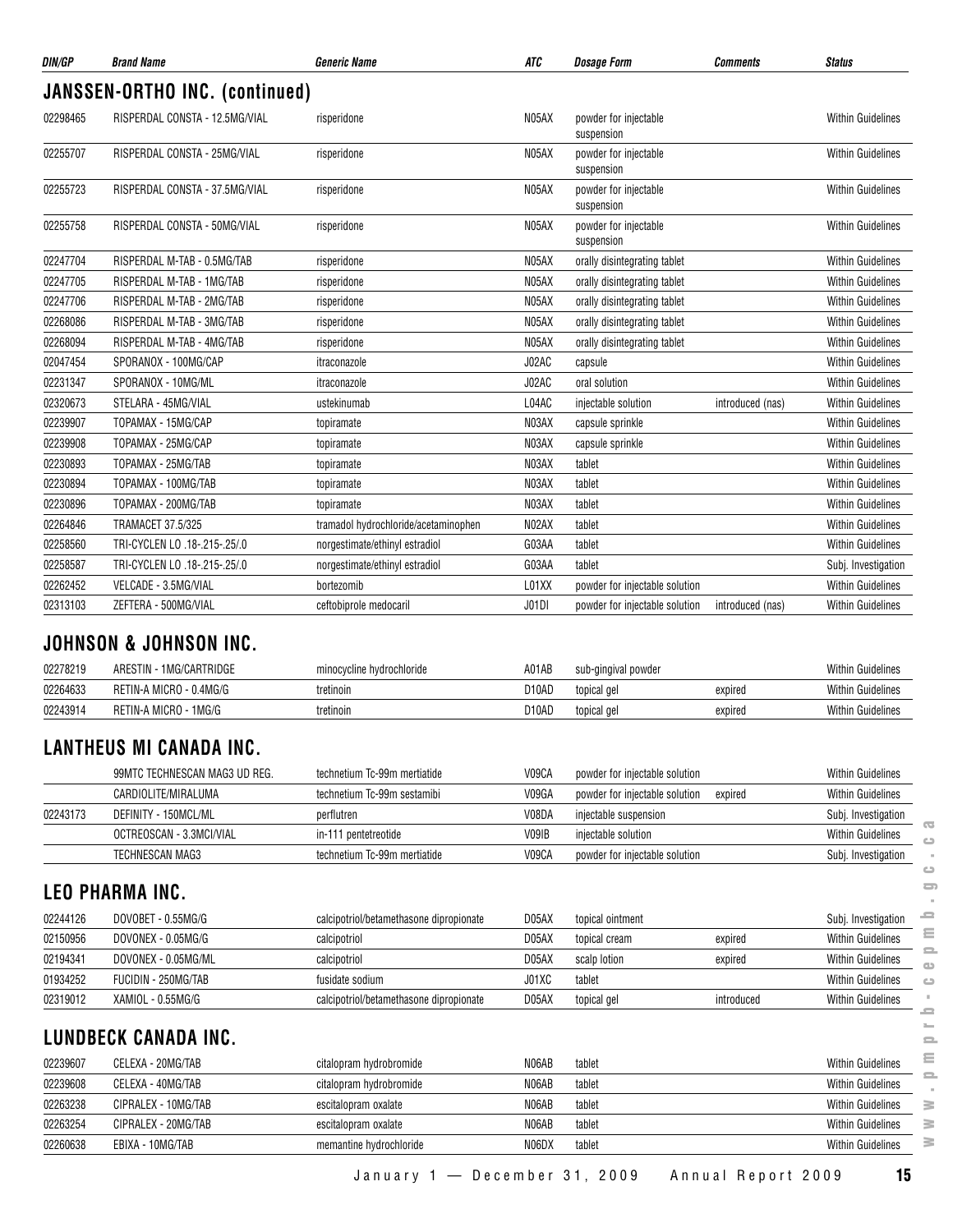| DIN/GP | Brand Name | Generic Name | ATC | Dosage Form | Comments | Status |
|---|---|---|---|---|---|---|

## JANSSEN-ORTHO INC. (continued)

| DIN/GP | Brand Name | Generic Name | ATC | Dosage Form | Comments | Status |
|---|---|---|---|---|---|---|
| 02298465 | RISPERDAL CONSTA - 12.5MG/VIAL | risperidone | N05AX | powder for injectable suspension | | Within Guidelines |
| 02255707 | RISPERDAL CONSTA - 25MG/VIAL | risperidone | N05AX | powder for injectable suspension | | Within Guidelines |
| 02255723 | RISPERDAL CONSTA - 37.5MG/VIAL | risperidone | N05AX | powder for injectable suspension | | Within Guidelines |
| 02255758 | RISPERDAL CONSTA - 50MG/VIAL | risperidone | N05AX | powder for injectable suspension | | Within Guidelines |
| 02247704 | RISPERDAL M-TAB - 0.5MG/TAB | risperidone | N05AX | orally disintegrating tablet | | Within Guidelines |
| 02247705 | RISPERDAL M-TAB - 1MG/TAB | risperidone | N05AX | orally disintegrating tablet | | Within Guidelines |
| 02247706 | RISPERDAL M-TAB - 2MG/TAB | risperidone | N05AX | orally disintegrating tablet | | Within Guidelines |
| 02268086 | RISPERDAL M-TAB - 3MG/TAB | risperidone | N05AX | orally disintegrating tablet | | Within Guidelines |
| 02268094 | RISPERDAL M-TAB - 4MG/TAB | risperidone | N05AX | orally disintegrating tablet | | Within Guidelines |
| 02047454 | SPORANOX - 100MG/CAP | itraconazole | J02AC | capsule | | Within Guidelines |
| 02231347 | SPORANOX - 10MG/ML | itraconazole | J02AC | oral solution | | Within Guidelines |
| 02320673 | STELARA - 45MG/VIAL | ustekinumab | L04AC | injectable solution | introduced (nas) | Within Guidelines |
| 02239907 | TOPAMAX - 15MG/CAP | topiramate | N03AX | capsule sprinkle | | Within Guidelines |
| 02239908 | TOPAMAX - 25MG/CAP | topiramate | N03AX | capsule sprinkle | | Within Guidelines |
| 02230893 | TOPAMAX - 25MG/TAB | topiramate | N03AX | tablet | | Within Guidelines |
| 02230894 | TOPAMAX - 100MG/TAB | topiramate | N03AX | tablet | | Within Guidelines |
| 02230896 | TOPAMAX - 200MG/TAB | topiramate | N03AX | tablet | | Within Guidelines |
| 02264846 | TRAMACET 37.5/325 | tramadol hydrochloride/acetaminophen | N02AX | tablet | | Within Guidelines |
| 02258560 | TRI-CYCLEN LO .18-.215-.25/.0 | norgestimate/ethinyl estradiol | G03AA | tablet | | Within Guidelines |
| 02258587 | TRI-CYCLEN LO .18-.215-.25/.0 | norgestimate/ethinyl estradiol | G03AA | tablet | | Subj. Investigation |
| 02262452 | VELCADE - 3.5MG/VIAL | bortezomib | L01XX | powder for injectable solution | | Within Guidelines |
| 02313103 | ZEFTERA - 500MG/VIAL | ceftobiprole medocaril | J01DI | powder for injectable solution | introduced (nas) | Within Guidelines |

## JOHNSON & JOHNSON INC.

| DIN/GP | Brand Name | Generic Name | ATC | Dosage Form | Comments | Status |
|---|---|---|---|---|---|---|
| 02278219 | ARESTIN - 1MG/CARTRIDGE | minocycline hydrochloride | A01AB | sub-gingival powder | | Within Guidelines |
| 02264633 | RETIN-A MICRO - 0.4MG/G | tretinoin | D10AD | topical gel | expired | Within Guidelines |
| 02243914 | RETIN-A MICRO - 1MG/G | tretinoin | D10AD | topical gel | expired | Within Guidelines |

## LANTHEUS MI CANADA INC.

| DIN/GP | Brand Name | Generic Name | ATC | Dosage Form | Comments | Status |
|---|---|---|---|---|---|---|
| | 99MTC TECHNESCAN MAG3 UD REG. | technetium Tc-99m mertiatide | V09CA | powder for injectable solution | | Within Guidelines |
| | CARDIOLITE/MIRALUMA | technetium Tc-99m sestamibi | V09GA | powder for injectable solution | expired | Within Guidelines |
| 02243173 | DEFINITY - 150MCL/ML | perflutren | V08DA | injectable suspension | | Subj. Investigation |
| | OCTREOSCAN - 3.3MCI/VIAL | in-111 pentetreotide | V09IB | injectable solution | | Within Guidelines |
| | TECHNESCAN MAG3 | technetium Tc-99m mertiatide | V09CA | powder for injectable solution | | Subj. Investigation |

## LEO PHARMA INC.

| DIN/GP | Brand Name | Generic Name | ATC | Dosage Form | Comments | Status |
|---|---|---|---|---|---|---|
| 02244126 | DOVOBET - 0.55MG/G | calcipotriol/betamethasone dipropionate | D05AX | topical ointment | | Subj. Investigation |
| 02150956 | DOVONEX - 0.05MG/G | calcipotriol | D05AX | topical cream | expired | Within Guidelines |
| 02194341 | DOVONEX - 0.05MG/ML | calcipotriol | D05AX | scalp lotion | expired | Within Guidelines |
| 01934252 | FUCIDIN - 250MG/TAB | fusidate sodium | J01XC | tablet | | Within Guidelines |
| 02319012 | XAMIOL - 0.55MG/G | calcipotriol/betamethasone dipropionate | D05AX | topical gel | introduced | Within Guidelines |

## LUNDBECK CANADA INC.

| DIN/GP | Brand Name | Generic Name | ATC | Dosage Form | Comments | Status |
|---|---|---|---|---|---|---|
| 02239607 | CELEXA - 20MG/TAB | citalopram hydrobromide | N06AB | tablet | | Within Guidelines |
| 02239608 | CELEXA - 40MG/TAB | citalopram hydrobromide | N06AB | tablet | | Within Guidelines |
| 02263238 | CIPRALEX - 10MG/TAB | escitalopram oxalate | N06AB | tablet | | Within Guidelines |
| 02263254 | CIPRALEX - 20MG/TAB | escitalopram oxalate | N06AB | tablet | | Within Guidelines |
| 02260638 | EBIXA - 10MG/TAB | memantine hydrochloride | N06DX | tablet | | Within Guidelines |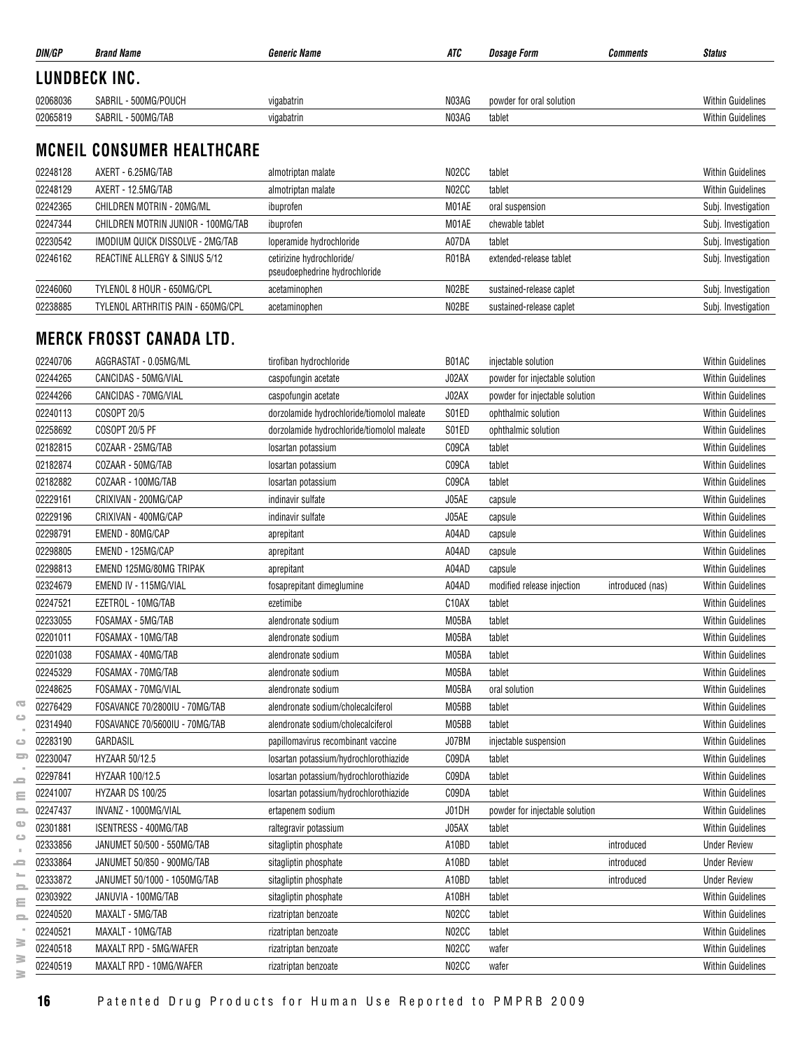| DIN/GP | Brand Name | Generic Name | ATC | Dosage Form | Comments | Status |
|---|---|---|---|---|---|---|

## LUNDBECK INC.

| DIN/GP | Brand Name | Generic Name | ATC | Dosage Form | Comments | Status |
|---|---|---|---|---|---|---|
| 02068036 | SABRIL - 500MG/POUCH | vigabatrin | N03AG | powder for oral solution | | Within Guidelines |
| 02065819 | SABRIL - 500MG/TAB | vigabatrin | N03AG | tablet | | Within Guidelines |

## MCNEIL CONSUMER HEALTHCARE

| DIN/GP | Brand Name | Generic Name | ATC | Dosage Form | Comments | Status |
|---|---|---|---|---|---|---|
| 02248128 | AXERT - 6.25MG/TAB | almotriptan malate | N02CC | tablet | | Within Guidelines |
| 02248129 | AXERT - 12.5MG/TAB | almotriptan malate | N02CC | tablet | | Within Guidelines |
| 02242365 | CHILDREN MOTRIN - 20MG/ML | ibuprofen | M01AE | oral suspension | | Subj. Investigation |
| 02247344 | CHILDREN MOTRIN JUNIOR - 100MG/TAB | ibuprofen | M01AE | chewable tablet | | Subj. Investigation |
| 02230542 | IMODIUM QUICK DISSOLVE - 2MG/TAB | loperamide hydrochloride | A07DA | tablet | | Subj. Investigation |
| 02246162 | REACTINE ALLERGY & SINUS 5/12 | cetirizine hydrochloride/ pseudoephedrine hydrochloride | R01BA | extended-release tablet | | Subj. Investigation |
| 02246060 | TYLENOL 8 HOUR - 650MG/CPL | acetaminophen | N02BE | sustained-release caplet | | Subj. Investigation |
| 02238885 | TYLENOL ARTHRITIS PAIN - 650MG/CPL | acetaminophen | N02BE | sustained-release caplet | | Subj. Investigation |

## MERCK FROSST CANADA LTD.

| DIN/GP | Brand Name | Generic Name | ATC | Dosage Form | Comments | Status |
|---|---|---|---|---|---|---|
| 02240706 | AGGRASTAT - 0.05MG/ML | tirofiban hydrochloride | B01AC | injectable solution | | Within Guidelines |
| 02244265 | CANCIDAS - 50MG/VIAL | caspofungin acetate | J02AX | powder for injectable solution | | Within Guidelines |
| 02244266 | CANCIDAS - 70MG/VIAL | caspofungin acetate | J02AX | powder for injectable solution | | Within Guidelines |
| 02240113 | COSOPT 20/5 | dorzolamide hydrochloride/timolol maleate | S01ED | ophthalmic solution | | Within Guidelines |
| 02258692 | COSOPT 20/5 PF | dorzolamide hydrochloride/timolol maleate | S01ED | ophthalmic solution | | Within Guidelines |
| 02182815 | COZAAR - 25MG/TAB | losartan potassium | C09CA | tablet | | Within Guidelines |
| 02182874 | COZAAR - 50MG/TAB | losartan potassium | C09CA | tablet | | Within Guidelines |
| 02182882 | COZAAR - 100MG/TAB | losartan potassium | C09CA | tablet | | Within Guidelines |
| 02229161 | CRIXIVAN - 200MG/CAP | indinavir sulfate | J05AE | capsule | | Within Guidelines |
| 02229196 | CRIXIVAN - 400MG/CAP | indinavir sulfate | J05AE | capsule | | Within Guidelines |
| 02298791 | EMEND - 80MG/CAP | aprepitant | A04AD | capsule | | Within Guidelines |
| 02298805 | EMEND - 125MG/CAP | aprepitant | A04AD | capsule | | Within Guidelines |
| 02298813 | EMEND 125MG/80MG TRIPAK | aprepitant | A04AD | capsule | | Within Guidelines |
| 02324679 | EMEND IV - 115MG/VIAL | fosaprepitant dimeglumine | A04AD | modified release injection | introduced (nas) | Within Guidelines |
| 02247521 | EZETROL - 10MG/TAB | ezetimibe | C10AX | tablet | | Within Guidelines |
| 02233055 | FOSAMAX - 5MG/TAB | alendronate sodium | M05BA | tablet | | Within Guidelines |
| 02201011 | FOSAMAX - 10MG/TAB | alendronate sodium | M05BA | tablet | | Within Guidelines |
| 02201038 | FOSAMAX - 40MG/TAB | alendronate sodium | M05BA | tablet | | Within Guidelines |
| 02245329 | FOSAMAX - 70MG/TAB | alendronate sodium | M05BA | tablet | | Within Guidelines |
| 02248625 | FOSAMAX - 70MG/VIAL | alendronate sodium | M05BA | oral solution | | Within Guidelines |
| 02276429 | FOSAVANCE 70/2800IU - 70MG/TAB | alendronate sodium/cholecalciferol | M05BB | tablet | | Within Guidelines |
| 02314940 | FOSAVANCE 70/5600IU - 70MG/TAB | alendronate sodium/cholecalciferol | M05BB | tablet | | Within Guidelines |
| 02283190 | GARDASIL | papillomavirus recombinant vaccine | J07BM | injectable suspension | | Within Guidelines |
| 02230047 | HYZAAR 50/12.5 | losartan potassium/hydrochlorothiazide | C09DA | tablet | | Within Guidelines |
| 02297841 | HYZAAR 100/12.5 | losartan potassium/hydrochlorothiazide | C09DA | tablet | | Within Guidelines |
| 02241007 | HYZAAR DS 100/25 | losartan potassium/hydrochlorothiazide | C09DA | tablet | | Within Guidelines |
| 02247437 | INVANZ - 1000MG/VIAL | ertapenem sodium | J01DH | powder for injectable solution | | Within Guidelines |
| 02301881 | ISENTRESS - 400MG/TAB | raltegravir potassium | J05AX | tablet | | Within Guidelines |
| 02333856 | JANUMET 50/500 - 550MG/TAB | sitagliptin phosphate | A10BD | tablet | introduced | Under Review |
| 02333864 | JANUMET 50/850 - 900MG/TAB | sitagliptin phosphate | A10BD | tablet | introduced | Under Review |
| 02333872 | JANUMET 50/1000 - 1050MG/TAB | sitagliptin phosphate | A10BD | tablet | introduced | Under Review |
| 02303922 | JANUVIA - 100MG/TAB | sitagliptin phosphate | A10BH | tablet | | Within Guidelines |
| 02240520 | MAXALT - 5MG/TAB | rizatriptan benzoate | N02CC | tablet | | Within Guidelines |
| 02240521 | MAXALT - 10MG/TAB | rizatriptan benzoate | N02CC | tablet | | Within Guidelines |
| 02240518 | MAXALT RPD - 5MG/WAFER | rizatriptan benzoate | N02CC | wafer | | Within Guidelines |
| 02240519 | MAXALT RPD - 10MG/WAFER | rizatriptan benzoate | N02CC | wafer | | Within Guidelines |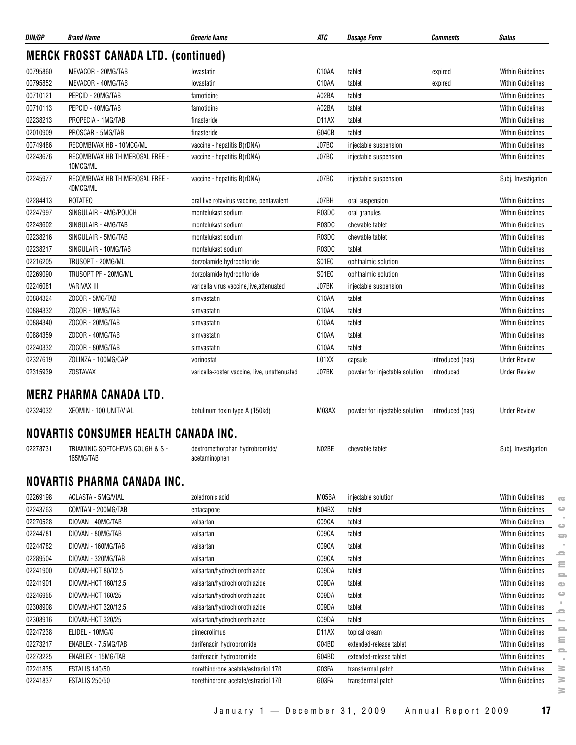| DIN/GP | Brand Name | Generic Name | ATC | Dosage Form | Comments | Status |
|---|---|---|---|---|---|---|

## MERCK FROSST CANADA LTD. (continued)

| DIN/GP | Brand Name | Generic Name | ATC | Dosage Form | Comments | Status |
|---|---|---|---|---|---|---|
| 00795860 | MEVACOR - 20MG/TAB | lovastatin | C10AA | tablet | expired | Within Guidelines |
| 00795852 | MEVACOR - 40MG/TAB | lovastatin | C10AA | tablet | expired | Within Guidelines |
| 00710121 | PEPCID - 20MG/TAB | famotidine | A02BA | tablet | | Within Guidelines |
| 00710113 | PEPCID - 40MG/TAB | famotidine | A02BA | tablet | | Within Guidelines |
| 02238213 | PROPECIA - 1MG/TAB | finasteride | D11AX | tablet | | Within Guidelines |
| 02010909 | PROSCAR - 5MG/TAB | finasteride | G04CB | tablet | | Within Guidelines |
| 00749486 | RECOMBIVAX HB - 10MCG/ML | vaccine - hepatitis B(rDNA) | J07BC | injectable suspension | | Within Guidelines |
| 02243676 | RECOMBIVAX HB THIMEROSAL FREE - 10MCG/ML | vaccine - hepatitis B(rDNA) | J07BC | injectable suspension | | Within Guidelines |
| 02245977 | RECOMBIVAX HB THIMEROSAL FREE - 40MCG/ML | vaccine - hepatitis B(rDNA) | J07BC | injectable suspension | | Subj. Investigation |
| 02284413 | ROTATEQ | oral live rotavirus vaccine, pentavalent | J07BH | oral suspension | | Within Guidelines |
| 02247997 | SINGULAIR - 4MG/POUCH | montelukast sodium | R03DC | oral granules | | Within Guidelines |
| 02243602 | SINGULAIR - 4MG/TAB | montelukast sodium | R03DC | chewable tablet | | Within Guidelines |
| 02238216 | SINGULAIR - 5MG/TAB | montelukast sodium | R03DC | chewable tablet | | Within Guidelines |
| 02238217 | SINGULAIR - 10MG/TAB | montelukast sodium | R03DC | tablet | | Within Guidelines |
| 02216205 | TRUSOPT - 20MG/ML | dorzolamide hydrochloride | S01EC | ophthalmic solution | | Within Guidelines |
| 02269090 | TRUSOPT PF - 20MG/ML | dorzolamide hydrochloride | S01EC | ophthalmic solution | | Within Guidelines |
| 02246081 | VARIVAX III | varicella virus vaccine,live,attenuated | J07BK | injectable suspension | | Within Guidelines |
| 00884324 | ZOCOR - 5MG/TAB | simvastatin | C10AA | tablet | | Within Guidelines |
| 00884332 | ZOCOR - 10MG/TAB | simvastatin | C10AA | tablet | | Within Guidelines |
| 00884340 | ZOCOR - 20MG/TAB | simvastatin | C10AA | tablet | | Within Guidelines |
| 00884359 | ZOCOR - 40MG/TAB | simvastatin | C10AA | tablet | | Within Guidelines |
| 02240332 | ZOCOR - 80MG/TAB | simvastatin | C10AA | tablet | | Within Guidelines |
| 02327619 | ZOLINZA - 100MG/CAP | vorinostat | L01XX | capsule | introduced (nas) | Under Review |
| 02315939 | ZOSTAVAX | varicella-zoster vaccine, live, unattenuated | J07BK | powder for injectable solution | introduced | Under Review |

## MERZ PHARMA CANADA LTD.

| DIN/GP | Brand Name | Generic Name | ATC | Dosage Form | Comments | Status |
|---|---|---|---|---|---|---|
| 02324032 | XEOMIN - 100 UNIT/VIAL | botulinum toxin type A (150kd) | M03AX | powder for injectable solution | introduced (nas) | Under Review |

## NOVARTIS CONSUMER HEALTH CANADA INC.

| DIN/GP | Brand Name | Generic Name | ATC | Dosage Form | Comments | Status |
|---|---|---|---|---|---|---|
| 02278731 | TRIAMINIC SOFTCHEWS COUGH & S - 165MG/TAB | dextromethorphan hydrobromide/ acetaminophen | N02BE | chewable tablet | | Subj. Investigation |

## NOVARTIS PHARMA CANADA INC.

| DIN/GP | Brand Name | Generic Name | ATC | Dosage Form | Comments | Status |
|---|---|---|---|---|---|---|
| 02269198 | ACLASTA - 5MG/VIAL | zoledronic acid | M05BA | injectable solution | | Within Guidelines |
| 02243763 | COMTAN - 200MG/TAB | entacapone | N04BX | tablet | | Within Guidelines |
| 02270528 | DIOVAN - 40MG/TAB | valsartan | C09CA | tablet | | Within Guidelines |
| 02244781 | DIOVAN - 80MG/TAB | valsartan | C09CA | tablet | | Within Guidelines |
| 02244782 | DIOVAN - 160MG/TAB | valsartan | C09CA | tablet | | Within Guidelines |
| 02289504 | DIOVAN - 320MG/TAB | valsartan | C09CA | tablet | | Within Guidelines |
| 02241900 | DIOVAN-HCT 80/12.5 | valsartan/hydrochlorothiazide | C09DA | tablet | | Within Guidelines |
| 02241901 | DIOVAN-HCT 160/12.5 | valsartan/hydrochlorothiazide | C09DA | tablet | | Within Guidelines |
| 02246955 | DIOVAN-HCT 160/25 | valsartan/hydrochlorothiazide | C09DA | tablet | | Within Guidelines |
| 02308908 | DIOVAN-HCT 320/12.5 | valsartan/hydrochlorothiazide | C09DA | tablet | | Within Guidelines |
| 02308916 | DIOVAN-HCT 320/25 | valsartan/hydrochlorothiazide | C09DA | tablet | | Within Guidelines |
| 02247238 | ELIDEL - 10MG/G | pimecrolimus | D11AX | topical cream | | Within Guidelines |
| 02273217 | ENABLEX - 7.5MG/TAB | darifenacin hydrobromide | G04BD | extended-release tablet | | Within Guidelines |
| 02273225 | ENABLEX - 15MG/TAB | darifenacin hydrobromide | G04BD | extended-release tablet | | Within Guidelines |
| 02241835 | ESTALIS 140/50 | norethindrone acetate/estradiol 17ß | G03FA | transdermal patch | | Within Guidelines |
| 02241837 | ESTALIS 250/50 | norethindrone acetate/estradiol 17ß | G03FA | transdermal patch | | Within Guidelines |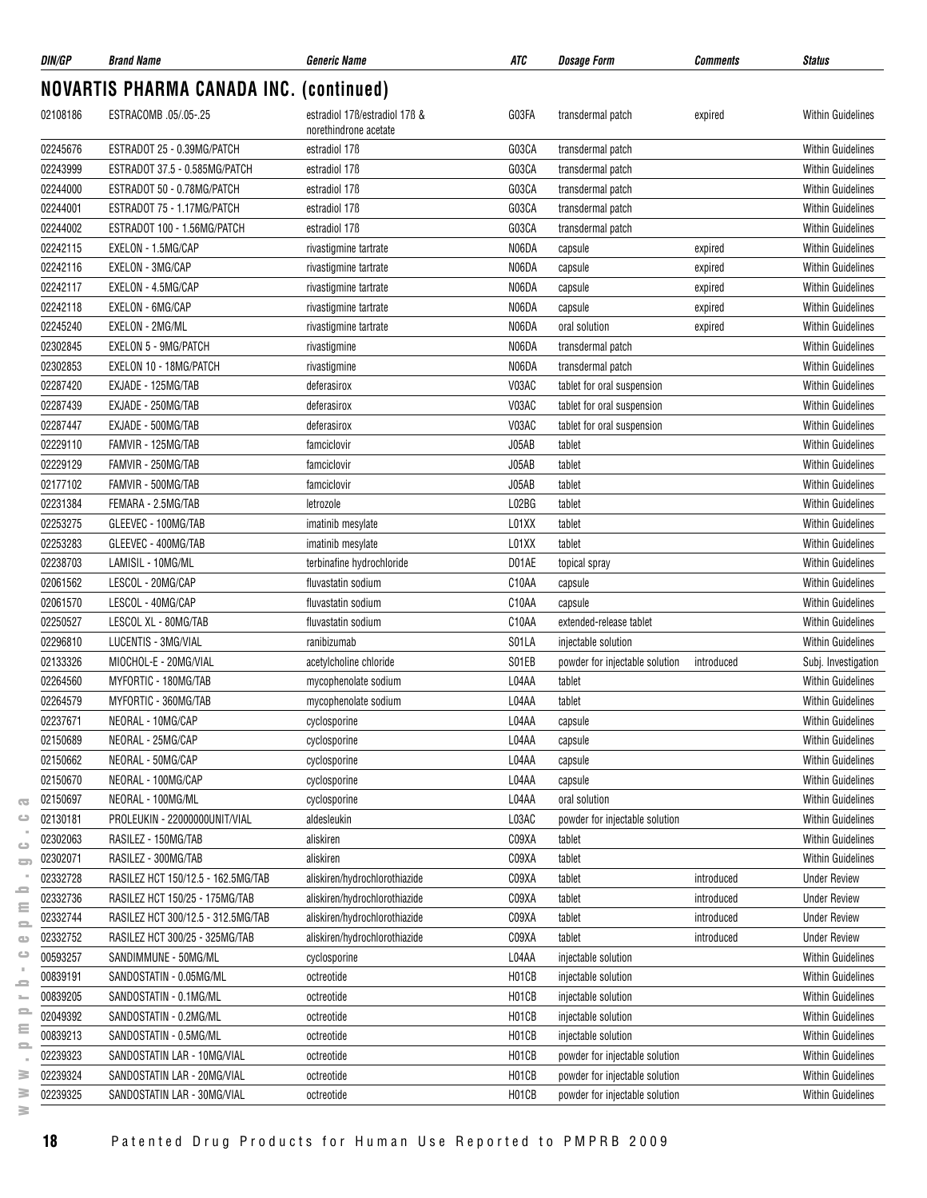| DIN/GP | Brand Name | Generic Name | ATC | Dosage Form | Comments | Status |
|---|---|---|---|---|---|---|

## NOVARTIS PHARMA CANADA INC. (continued)

| DIN/GP | Brand Name | Generic Name | ATC | Dosage Form | Comments | Status |
|---|---|---|---|---|---|---|
| 02108186 | ESTRACOMB .05/.05-.25 | estradiol 17ß/estradiol 17ß & norethindrone acetate | G03FA | transdermal patch | expired | Within Guidelines |
| 02245676 | ESTRADOT 25 - 0.39MG/PATCH | estradiol 17ß | G03CA | transdermal patch | | Within Guidelines |
| 02243999 | ESTRADOT 37.5 - 0.585MG/PATCH | estradiol 17ß | G03CA | transdermal patch | | Within Guidelines |
| 02244000 | ESTRADOT 50 - 0.78MG/PATCH | estradiol 17ß | G03CA | transdermal patch | | Within Guidelines |
| 02244001 | ESTRADOT 75 - 1.17MG/PATCH | estradiol 17ß | G03CA | transdermal patch | | Within Guidelines |
| 02244002 | ESTRADOT 100 - 1.56MG/PATCH | estradiol 17ß | G03CA | transdermal patch | | Within Guidelines |
| 02242115 | EXELON - 1.5MG/CAP | rivastigmine tartrate | N06DA | capsule | expired | Within Guidelines |
| 02242116 | EXELON - 3MG/CAP | rivastigmine tartrate | N06DA | capsule | expired | Within Guidelines |
| 02242117 | EXELON - 4.5MG/CAP | rivastigmine tartrate | N06DA | capsule | expired | Within Guidelines |
| 02242118 | EXELON - 6MG/CAP | rivastigmine tartrate | N06DA | capsule | expired | Within Guidelines |
| 02245240 | EXELON - 2MG/ML | rivastigmine tartrate | N06DA | oral solution | expired | Within Guidelines |
| 02302845 | EXELON 5 - 9MG/PATCH | rivastigmine | N06DA | transdermal patch | | Within Guidelines |
| 02302853 | EXELON 10 - 18MG/PATCH | rivastigmine | N06DA | transdermal patch | | Within Guidelines |
| 02287420 | EXJADE - 125MG/TAB | deferasirox | V03AC | tablet for oral suspension | | Within Guidelines |
| 02287439 | EXJADE - 250MG/TAB | deferasirox | V03AC | tablet for oral suspension | | Within Guidelines |
| 02287447 | EXJADE - 500MG/TAB | deferasirox | V03AC | tablet for oral suspension | | Within Guidelines |
| 02229110 | FAMVIR - 125MG/TAB | famciclovir | J05AB | tablet | | Within Guidelines |
| 02229129 | FAMVIR - 250MG/TAB | famciclovir | J05AB | tablet | | Within Guidelines |
| 02177102 | FAMVIR - 500MG/TAB | famciclovir | J05AB | tablet | | Within Guidelines |
| 02231384 | FEMARA - 2.5MG/TAB | letrozole | L02BG | tablet | | Within Guidelines |
| 02253275 | GLEEVEC - 100MG/TAB | imatinib mesylate | L01XX | tablet | | Within Guidelines |
| 02253283 | GLEEVEC - 400MG/TAB | imatinib mesylate | L01XX | tablet | | Within Guidelines |
| 02238703 | LAMISIL - 10MG/ML | terbinafine hydrochloride | D01AE | topical spray | | Within Guidelines |
| 02061562 | LESCOL - 20MG/CAP | fluvastatin sodium | C10AA | capsule | | Within Guidelines |
| 02061570 | LESCOL - 40MG/CAP | fluvastatin sodium | C10AA | capsule | | Within Guidelines |
| 02250527 | LESCOL XL - 80MG/TAB | fluvastatin sodium | C10AA | extended-release tablet | | Within Guidelines |
| 02296810 | LUCENTIS - 3MG/VIAL | ranibizumab | S01LA | injectable solution | | Within Guidelines |
| 02133326 | MIOCHOL-E - 20MG/VIAL | acetylcholine chloride | S01EB | powder for injectable solution | introduced | Subj. Investigation |
| 02264560 | MYFORTIC - 180MG/TAB | mycophenolate sodium | L04AA | tablet | | Within Guidelines |
| 02264579 | MYFORTIC - 360MG/TAB | mycophenolate sodium | L04AA | tablet | | Within Guidelines |
| 02237671 | NEORAL - 10MG/CAP | cyclosporine | L04AA | capsule | | Within Guidelines |
| 02150689 | NEORAL - 25MG/CAP | cyclosporine | L04AA | capsule | | Within Guidelines |
| 02150662 | NEORAL - 50MG/CAP | cyclosporine | L04AA | capsule | | Within Guidelines |
| 02150670 | NEORAL - 100MG/CAP | cyclosporine | L04AA | capsule | | Within Guidelines |
| 02150697 | NEORAL - 100MG/ML | cyclosporine | L04AA | oral solution | | Within Guidelines |
| 02130181 | PROLEUKIN - 22000000UNIT/VIAL | aldesleukin | L03AC | powder for injectable solution | | Within Guidelines |
| 02302063 | RASILEZ - 150MG/TAB | aliskiren | C09XA | tablet | | Within Guidelines |
| 02302071 | RASILEZ - 300MG/TAB | aliskiren | C09XA | tablet | | Within Guidelines |
| 02332728 | RASILEZ HCT 150/12.5 - 162.5MG/TAB | aliskiren/hydrochlorothiazide | C09XA | tablet | introduced | Under Review |
| 02332736 | RASILEZ HCT 150/25 - 175MG/TAB | aliskiren/hydrochlorothiazide | C09XA | tablet | introduced | Under Review |
| 02332744 | RASILEZ HCT 300/12.5 - 312.5MG/TAB | aliskiren/hydrochlorothiazide | C09XA | tablet | introduced | Under Review |
| 02332752 | RASILEZ HCT 300/25 - 325MG/TAB | aliskiren/hydrochlorothiazide | C09XA | tablet | introduced | Under Review |
| 00593257 | SANDIMMUNE - 50MG/ML | cyclosporine | L04AA | injectable solution | | Within Guidelines |
| 00839191 | SANDOSTATIN - 0.05MG/ML | octreotide | H01CB | injectable solution | | Within Guidelines |
| 00839205 | SANDOSTATIN - 0.1MG/ML | octreotide | H01CB | injectable solution | | Within Guidelines |
| 02049392 | SANDOSTATIN - 0.2MG/ML | octreotide | H01CB | injectable solution | | Within Guidelines |
| 00839213 | SANDOSTATIN - 0.5MG/ML | octreotide | H01CB | injectable solution | | Within Guidelines |
| 02239323 | SANDOSTATIN LAR - 10MG/VIAL | octreotide | H01CB | powder for injectable solution | | Within Guidelines |
| 02239324 | SANDOSTATIN LAR - 20MG/VIAL | octreotide | H01CB | powder for injectable solution | | Within Guidelines |
| 02239325 | SANDOSTATIN LAR - 30MG/VIAL | octreotide | H01CB | powder for injectable solution | | Within Guidelines |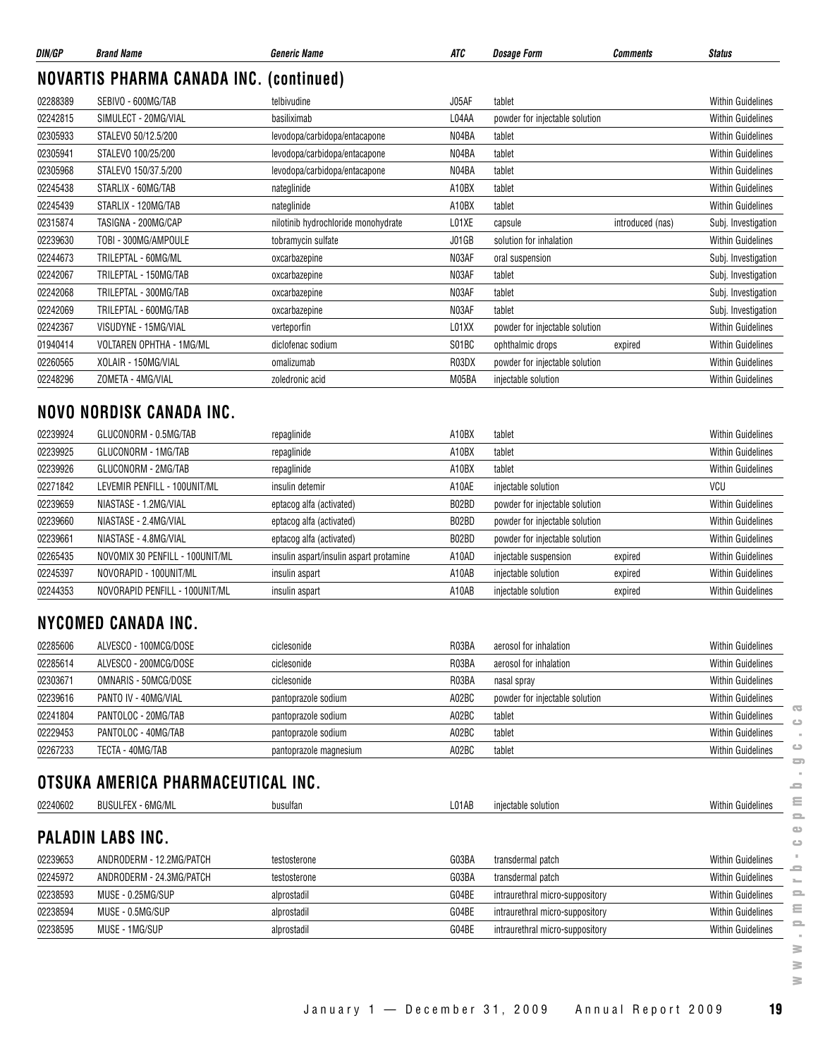| DIN/GP | Brand Name | Generic Name | ATC | Dosage Form | Comments | Status |
|---|---|---|---|---|---|---|

## NOVARTIS PHARMA CANADA INC. (continued)

| DIN/GP | Brand Name | Generic Name | ATC | Dosage Form | Comments | Status |
|---|---|---|---|---|---|---|
| 02288389 | SEBIVO - 600MG/TAB | telbivudine | J05AF | tablet | | Within Guidelines |
| 02242815 | SIMULECT - 20MG/VIAL | basiliximab | L04AA | powder for injectable solution | | Within Guidelines |
| 02305933 | STALEVO 50/12.5/200 | levodopa/carbidopa/entacapone | N04BA | tablet | | Within Guidelines |
| 02305941 | STALEVO 100/25/200 | levodopa/carbidopa/entacapone | N04BA | tablet | | Within Guidelines |
| 02305968 | STALEVO 150/37.5/200 | levodopa/carbidopa/entacapone | N04BA | tablet | | Within Guidelines |
| 02245438 | STARLIX - 60MG/TAB | nateglinide | A10BX | tablet | | Within Guidelines |
| 02245439 | STARLIX - 120MG/TAB | nateglinide | A10BX | tablet | | Within Guidelines |
| 02315874 | TASIGNA - 200MG/CAP | nilotinib hydrochloride monohydrate | L01XE | capsule | introduced (nas) | Subj. Investigation |
| 02239630 | TOBI - 300MG/AMPOULE | tobramycin sulfate | J01GB | solution for inhalation | | Within Guidelines |
| 02244673 | TRILEPTAL - 60MG/ML | oxcarbazepine | N03AF | oral suspension | | Subj. Investigation |
| 02242067 | TRILEPTAL - 150MG/TAB | oxcarbazepine | N03AF | tablet | | Subj. Investigation |
| 02242068 | TRILEPTAL - 300MG/TAB | oxcarbazepine | N03AF | tablet | | Subj. Investigation |
| 02242069 | TRILEPTAL - 600MG/TAB | oxcarbazepine | N03AF | tablet | | Subj. Investigation |
| 02242367 | VISUDYNE - 15MG/VIAL | verteporfin | L01XX | powder for injectable solution | | Within Guidelines |
| 01940414 | VOLTAREN OPHTHA - 1MG/ML | diclofenac sodium | S01BC | ophthalmic drops | expired | Within Guidelines |
| 02260565 | XOLAIR - 150MG/VIAL | omalizumab | R03DX | powder for injectable solution | | Within Guidelines |
| 02248296 | ZOMETA - 4MG/VIAL | zoledronic acid | M05BA | injectable solution | | Within Guidelines |

## NOVO NORDISK CANADA INC.

| DIN/GP | Brand Name | Generic Name | ATC | Dosage Form | Comments | Status |
|---|---|---|---|---|---|---|
| 02239924 | GLUCONORM - 0.5MG/TAB | repaglinide | A10BX | tablet | | Within Guidelines |
| 02239925 | GLUCONORM - 1MG/TAB | repaglinide | A10BX | tablet | | Within Guidelines |
| 02239926 | GLUCONORM - 2MG/TAB | repaglinide | A10BX | tablet | | Within Guidelines |
| 02271842 | LEVEMIR PENFILL - 100UNIT/ML | insulin detemir | A10AE | injectable solution | | VCU |
| 02239659 | NIASTASE - 1.2MG/VIAL | eptacog alfa (activated) | B02BD | powder for injectable solution | | Within Guidelines |
| 02239660 | NIASTASE - 2.4MG/VIAL | eptacog alfa (activated) | B02BD | powder for injectable solution | | Within Guidelines |
| 02239661 | NIASTASE - 4.8MG/VIAL | eptacog alfa (activated) | B02BD | powder for injectable solution | | Within Guidelines |
| 02265435 | NOVOMIX 30 PENFILL - 100UNIT/ML | insulin aspart/insulin aspart protamine | A10AD | injectable suspension | expired | Within Guidelines |
| 02245397 | NOVORAPID - 100UNIT/ML | insulin aspart | A10AB | injectable solution | expired | Within Guidelines |
| 02244353 | NOVORAPID PENFILL - 100UNIT/ML | insulin aspart | A10AB | injectable solution | expired | Within Guidelines |

## NYCOMED CANADA INC.

| DIN/GP | Brand Name | Generic Name | ATC | Dosage Form | Comments | Status |
|---|---|---|---|---|---|---|
| 02285606 | ALVESCO - 100MCG/DOSE | ciclesonide | R03BA | aerosol for inhalation | | Within Guidelines |
| 02285614 | ALVESCO - 200MCG/DOSE | ciclesonide | R03BA | aerosol for inhalation | | Within Guidelines |
| 02303671 | OMNARIS - 50MCG/DOSE | ciclesonide | R03BA | nasal spray | | Within Guidelines |
| 02239616 | PANTO IV - 40MG/VIAL | pantoprazole sodium | A02BC | powder for injectable solution | | Within Guidelines |
| 02241804 | PANTOLOC - 20MG/TAB | pantoprazole sodium | A02BC | tablet | | Within Guidelines |
| 02229453 | PANTOLOC - 40MG/TAB | pantoprazole sodium | A02BC | tablet | | Within Guidelines |
| 02267233 | TECTA - 40MG/TAB | pantoprazole magnesium | A02BC | tablet | | Within Guidelines |

## OTSUKA AMERICA PHARMACEUTICAL INC.

| DIN/GP | Brand Name | Generic Name | ATC | Dosage Form | Comments | Status |
|---|---|---|---|---|---|---|
| 02240602 | BUSULFEX - 6MG/ML | busulfan | L01AB | injectable solution | | Within Guidelines |

## PALADIN LABS INC.

| DIN/GP | Brand Name | Generic Name | ATC | Dosage Form | Comments | Status |
|---|---|---|---|---|---|---|
| 02239653 | ANDRODERM - 12.2MG/PATCH | testosterone | G03BA | transdermal patch | | Within Guidelines |
| 02245972 | ANDRODERM - 24.3MG/PATCH | testosterone | G03BA | transdermal patch | | Within Guidelines |
| 02238593 | MUSE - 0.25MG/SUP | alprostadil | G04BE | intraurethral micro-suppository | | Within Guidelines |
| 02238594 | MUSE - 0.5MG/SUP | alprostadil | G04BE | intraurethral micro-suppository | | Within Guidelines |
| 02238595 | MUSE - 1MG/SUP | alprostadil | G04BE | intraurethral micro-suppository | | Within Guidelines |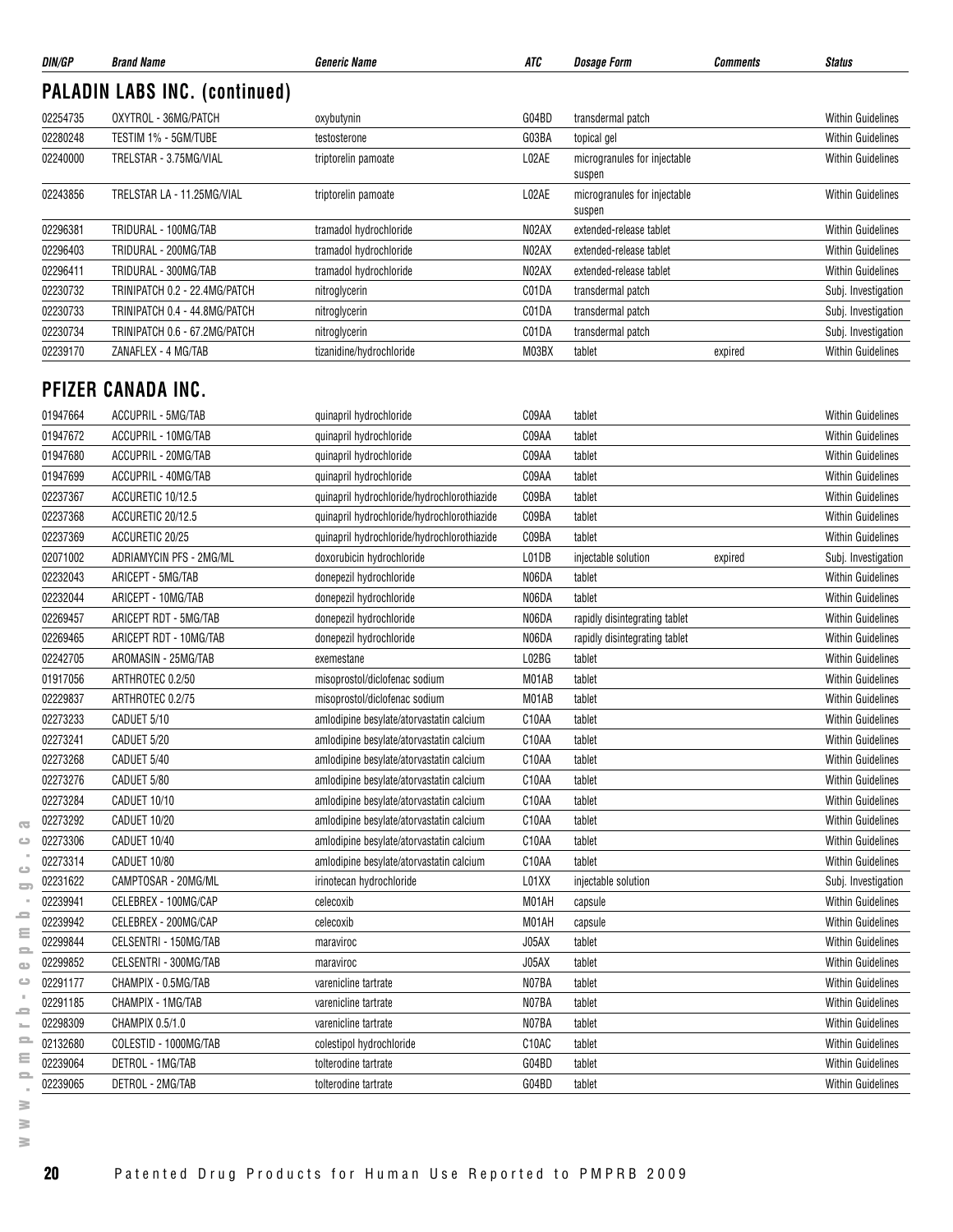| DIN/GP | Brand Name | Generic Name | ATC | Dosage Form | Comments | Status |
|---|---|---|---|---|---|---|

## PALADIN LABS INC. (continued)

| DIN/GP | Brand Name | Generic Name | ATC | Dosage Form | Comments | Status |
|---|---|---|---|---|---|---|
| 02254735 | OXYTROL - 36MG/PATCH | oxybutynin | G04BD | transdermal patch | | Within Guidelines |
| 02280248 | TESTIM 1% - 5GM/TUBE | testosterone | G03BA | topical gel | | Within Guidelines |
| 02240000 | TRELSTAR - 3.75MG/VIAL | triptorelin pamoate | L02AE | microgranules for injectable suspen | | Within Guidelines |
| 02243856 | TRELSTAR LA - 11.25MG/VIAL | triptorelin pamoate | L02AE | microgranules for injectable suspen | | Within Guidelines |
| 02296381 | TRIDURAL - 100MG/TAB | tramadol hydrochloride | N02AX | extended-release tablet | | Within Guidelines |
| 02296403 | TRIDURAL - 200MG/TAB | tramadol hydrochloride | N02AX | extended-release tablet | | Within Guidelines |
| 02296411 | TRIDURAL - 300MG/TAB | tramadol hydrochloride | N02AX | extended-release tablet | | Within Guidelines |
| 02230732 | TRINIPATCH 0.2 - 22.4MG/PATCH | nitroglycerin | C01DA | transdermal patch | | Subj. Investigation |
| 02230733 | TRINIPATCH 0.4 - 44.8MG/PATCH | nitroglycerin | C01DA | transdermal patch | | Subj. Investigation |
| 02230734 | TRINIPATCH 0.6 - 67.2MG/PATCH | nitroglycerin | C01DA | transdermal patch | | Subj. Investigation |
| 02239170 | ZANAFLEX - 4 MG/TAB | tizanidine/hydrochloride | M03BX | tablet | expired | Within Guidelines |

## PFIZER CANADA INC.

| DIN/GP | Brand Name | Generic Name | ATC | Dosage Form | Comments | Status |
|---|---|---|---|---|---|---|
| 01947664 | ACCUPRIL - 5MG/TAB | quinapril hydrochloride | C09AA | tablet | | Within Guidelines |
| 01947672 | ACCUPRIL - 10MG/TAB | quinapril hydrochloride | C09AA | tablet | | Within Guidelines |
| 01947680 | ACCUPRIL - 20MG/TAB | quinapril hydrochloride | C09AA | tablet | | Within Guidelines |
| 01947699 | ACCUPRIL - 40MG/TAB | quinapril hydrochloride | C09AA | tablet | | Within Guidelines |
| 02237367 | ACCURETIC 10/12.5 | quinapril hydrochloride/hydrochlorothiazide | C09BA | tablet | | Within Guidelines |
| 02237368 | ACCURETIC 20/12.5 | quinapril hydrochloride/hydrochlorothiazide | C09BA | tablet | | Within Guidelines |
| 02237369 | ACCURETIC 20/25 | quinapril hydrochloride/hydrochlorothiazide | C09BA | tablet | | Within Guidelines |
| 02071002 | ADRIAMYCIN PFS - 2MG/ML | doxorubicin hydrochloride | L01DB | injectable solution | expired | Subj. Investigation |
| 02232043 | ARICEPT - 5MG/TAB | donepezil hydrochloride | N06DA | tablet | | Within Guidelines |
| 02232044 | ARICEPT - 10MG/TAB | donepezil hydrochloride | N06DA | tablet | | Within Guidelines |
| 02269457 | ARICEPT RDT - 5MG/TAB | donepezil hydrochloride | N06DA | rapidly disintegrating tablet | | Within Guidelines |
| 02269465 | ARICEPT RDT - 10MG/TAB | donepezil hydrochloride | N06DA | rapidly disintegrating tablet | | Within Guidelines |
| 02242705 | AROMASIN - 25MG/TAB | exemestane | L02BG | tablet | | Within Guidelines |
| 01917056 | ARTHROTEC 0.2/50 | misoprostol/diclofenac sodium | M01AB | tablet | | Within Guidelines |
| 02229837 | ARTHROTEC 0.2/75 | misoprostol/diclofenac sodium | M01AB | tablet | | Within Guidelines |
| 02273233 | CADUET 5/10 | amlodipine besylate/atorvastatin calcium | C10AA | tablet | | Within Guidelines |
| 02273241 | CADUET 5/20 | amlodipine besylate/atorvastatin calcium | C10AA | tablet | | Within Guidelines |
| 02273268 | CADUET 5/40 | amlodipine besylate/atorvastatin calcium | C10AA | tablet | | Within Guidelines |
| 02273276 | CADUET 5/80 | amlodipine besylate/atorvastatin calcium | C10AA | tablet | | Within Guidelines |
| 02273284 | CADUET 10/10 | amlodipine besylate/atorvastatin calcium | C10AA | tablet | | Within Guidelines |
| 02273292 | CADUET 10/20 | amlodipine besylate/atorvastatin calcium | C10AA | tablet | | Within Guidelines |
| 02273306 | CADUET 10/40 | amlodipine besylate/atorvastatin calcium | C10AA | tablet | | Within Guidelines |
| 02273314 | CADUET 10/80 | amlodipine besylate/atorvastatin calcium | C10AA | tablet | | Within Guidelines |
| 02231622 | CAMPTOSAR - 20MG/ML | irinotecan hydrochloride | L01XX | injectable solution | | Subj. Investigation |
| 02239941 | CELEBREX - 100MG/CAP | celecoxib | M01AH | capsule | | Within Guidelines |
| 02239942 | CELEBREX - 200MG/CAP | celecoxib | M01AH | capsule | | Within Guidelines |
| 02299844 | CELSENTRI - 150MG/TAB | maraviroc | J05AX | tablet | | Within Guidelines |
| 02299852 | CELSENTRI - 300MG/TAB | maraviroc | J05AX | tablet | | Within Guidelines |
| 02291177 | CHAMPIX - 0.5MG/TAB | varenicline tartrate | N07BA | tablet | | Within Guidelines |
| 02291185 | CHAMPIX - 1MG/TAB | varenicline tartrate | N07BA | tablet | | Within Guidelines |
| 02298309 | CHAMPIX 0.5/1.0 | varenicline tartrate | N07BA | tablet | | Within Guidelines |
| 02132680 | COLESTID - 1000MG/TAB | colestipol hydrochloride | C10AC | tablet | | Within Guidelines |
| 02239064 | DETROL - 1MG/TAB | tolterodine tartrate | G04BD | tablet | | Within Guidelines |
| 02239065 | DETROL - 2MG/TAB | tolterodine tartrate | G04BD | tablet | | Within Guidelines |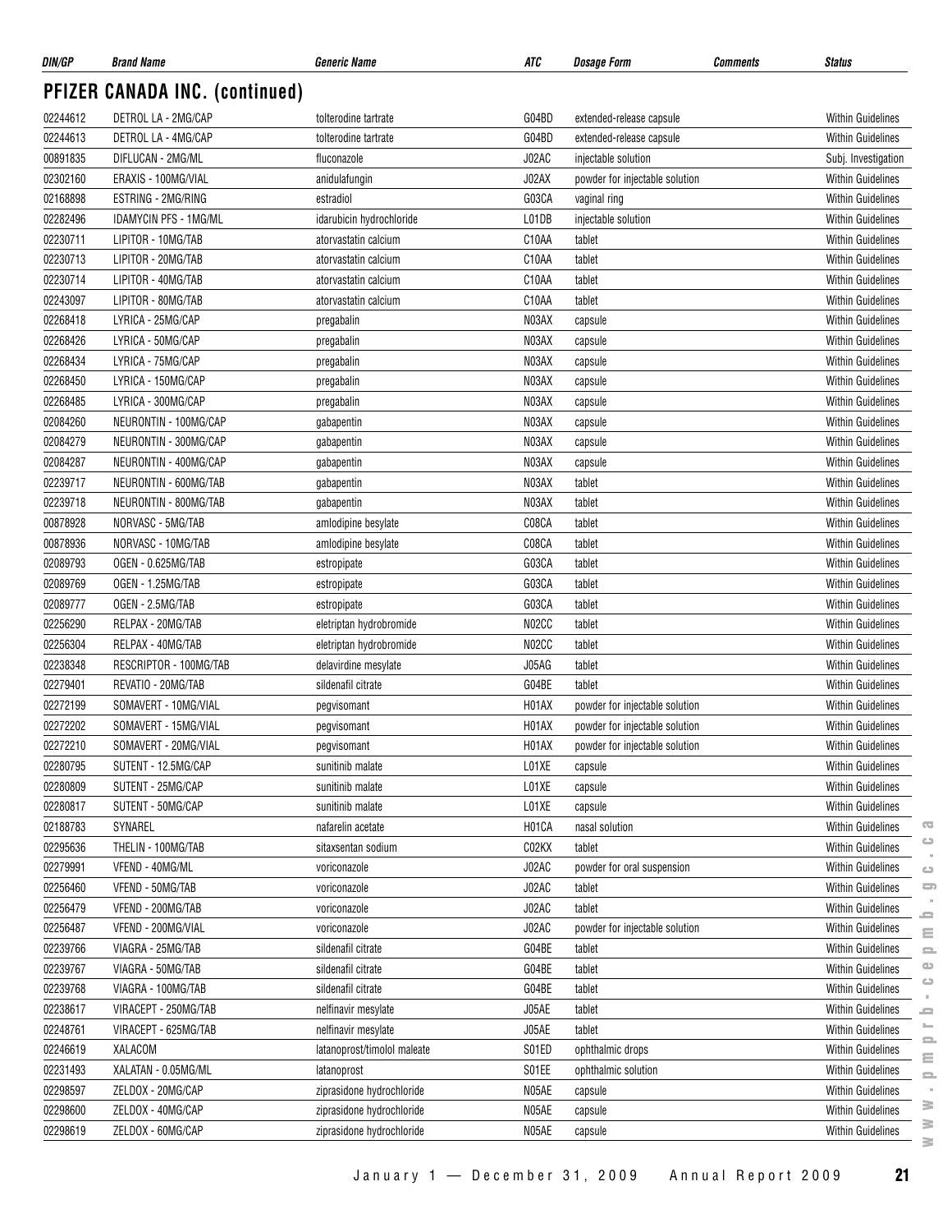| DIN/GP | Brand Name | Generic Name | ATC | Dosage Form | Comments | Status |
|---|---|---|---|---|---|---|

## PFIZER CANADA INC. (continued)

| DIN/GP | Brand Name | Generic Name | ATC | Dosage Form | Comments | Status |
|---|---|---|---|---|---|---|
| 02244612 | DETROL LA - 2MG/CAP | tolterodine tartrate | G04BD | extended-release capsule | | Within Guidelines |
| 02244613 | DETROL LA - 4MG/CAP | tolterodine tartrate | G04BD | extended-release capsule | | Within Guidelines |
| 00891835 | DIFLUCAN - 2MG/ML | fluconazole | J02AC | injectable solution | | Subj. Investigation |
| 02302160 | ERAXIS - 100MG/VIAL | anidulafungin | J02AX | powder for injectable solution | | Within Guidelines |
| 02168898 | ESTRING - 2MG/RING | estradiol | G03CA | vaginal ring | | Within Guidelines |
| 02282496 | IDAMYCIN PFS - 1MG/ML | idarubicin hydrochloride | L01DB | injectable solution | | Within Guidelines |
| 02230711 | LIPITOR - 10MG/TAB | atorvastatin calcium | C10AA | tablet | | Within Guidelines |
| 02230713 | LIPITOR - 20MG/TAB | atorvastatin calcium | C10AA | tablet | | Within Guidelines |
| 02230714 | LIPITOR - 40MG/TAB | atorvastatin calcium | C10AA | tablet | | Within Guidelines |
| 02243097 | LIPITOR - 80MG/TAB | atorvastatin calcium | C10AA | tablet | | Within Guidelines |
| 02268418 | LYRICA - 25MG/CAP | pregabalin | N03AX | capsule | | Within Guidelines |
| 02268426 | LYRICA - 50MG/CAP | pregabalin | N03AX | capsule | | Within Guidelines |
| 02268434 | LYRICA - 75MG/CAP | pregabalin | N03AX | capsule | | Within Guidelines |
| 02268450 | LYRICA - 150MG/CAP | pregabalin | N03AX | capsule | | Within Guidelines |
| 02268485 | LYRICA - 300MG/CAP | pregabalin | N03AX | capsule | | Within Guidelines |
| 02084260 | NEURONTIN - 100MG/CAP | gabapentin | N03AX | capsule | | Within Guidelines |
| 02084279 | NEURONTIN - 300MG/CAP | gabapentin | N03AX | capsule | | Within Guidelines |
| 02084287 | NEURONTIN - 400MG/CAP | gabapentin | N03AX | capsule | | Within Guidelines |
| 02239717 | NEURONTIN - 600MG/TAB | gabapentin | N03AX | tablet | | Within Guidelines |
| 02239718 | NEURONTIN - 800MG/TAB | gabapentin | N03AX | tablet | | Within Guidelines |
| 00878928 | NORVASC - 5MG/TAB | amlodipine besylate | C08CA | tablet | | Within Guidelines |
| 00878936 | NORVASC - 10MG/TAB | amlodipine besylate | C08CA | tablet | | Within Guidelines |
| 02089793 | OGEN - 0.625MG/TAB | estropipate | G03CA | tablet | | Within Guidelines |
| 02089769 | OGEN - 1.25MG/TAB | estropipate | G03CA | tablet | | Within Guidelines |
| 02089777 | OGEN - 2.5MG/TAB | estropipate | G03CA | tablet | | Within Guidelines |
| 02256290 | RELPAX - 20MG/TAB | eletriptan hydrobromide | N02CC | tablet | | Within Guidelines |
| 02256304 | RELPAX - 40MG/TAB | eletriptan hydrobromide | N02CC | tablet | | Within Guidelines |
| 02238348 | RESCRIPTOR - 100MG/TAB | delavirdine mesylate | J05AG | tablet | | Within Guidelines |
| 02279401 | REVATIO - 20MG/TAB | sildenafil citrate | G04BE | tablet | | Within Guidelines |
| 02272199 | SOMAVERT - 10MG/VIAL | pegvisomant | H01AX | powder for injectable solution | | Within Guidelines |
| 02272202 | SOMAVERT - 15MG/VIAL | pegvisomant | H01AX | powder for injectable solution | | Within Guidelines |
| 02272210 | SOMAVERT - 20MG/VIAL | pegvisomant | H01AX | powder for injectable solution | | Within Guidelines |
| 02280795 | SUTENT - 12.5MG/CAP | sunitinib malate | L01XE | capsule | | Within Guidelines |
| 02280809 | SUTENT - 25MG/CAP | sunitinib malate | L01XE | capsule | | Within Guidelines |
| 02280817 | SUTENT - 50MG/CAP | sunitinib malate | L01XE | capsule | | Within Guidelines |
| 02188783 | SYNAREL | nafarelin acetate | H01CA | nasal solution | | Within Guidelines |
| 02295636 | THELIN - 100MG/TAB | sitaxsentan sodium | C02KX | tablet | | Within Guidelines |
| 02279991 | VFEND - 40MG/ML | voriconazole | J02AC | powder for oral suspension | | Within Guidelines |
| 02256460 | VFEND - 50MG/TAB | voriconazole | J02AC | tablet | | Within Guidelines |
| 02256479 | VFEND - 200MG/TAB | voriconazole | J02AC | tablet | | Within Guidelines |
| 02256487 | VFEND - 200MG/VIAL | voriconazole | J02AC | powder for injectable solution | | Within Guidelines |
| 02239766 | VIAGRA - 25MG/TAB | sildenafil citrate | G04BE | tablet | | Within Guidelines |
| 02239767 | VIAGRA - 50MG/TAB | sildenafil citrate | G04BE | tablet | | Within Guidelines |
| 02239768 | VIAGRA - 100MG/TAB | sildenafil citrate | G04BE | tablet | | Within Guidelines |
| 02238617 | VIRACEPT - 250MG/TAB | nelfinavir mesylate | J05AE | tablet | | Within Guidelines |
| 02248761 | VIRACEPT - 625MG/TAB | nelfinavir mesylate | J05AE | tablet | | Within Guidelines |
| 02246619 | XALACOM | latanoprost/timolol maleate | S01ED | ophthalmic drops | | Within Guidelines |
| 02231493 | XALATAN - 0.05MG/ML | latanoprost | S01EE | ophthalmic solution | | Within Guidelines |
| 02298597 | ZELDOX - 20MG/CAP | ziprasidone hydrochloride | N05AE | capsule | | Within Guidelines |
| 02298600 | ZELDOX - 40MG/CAP | ziprasidone hydrochloride | N05AE | capsule | | Within Guidelines |
| 02298619 | ZELDOX - 60MG/CAP | ziprasidone hydrochloride | N05AE | capsule | | Within Guidelines |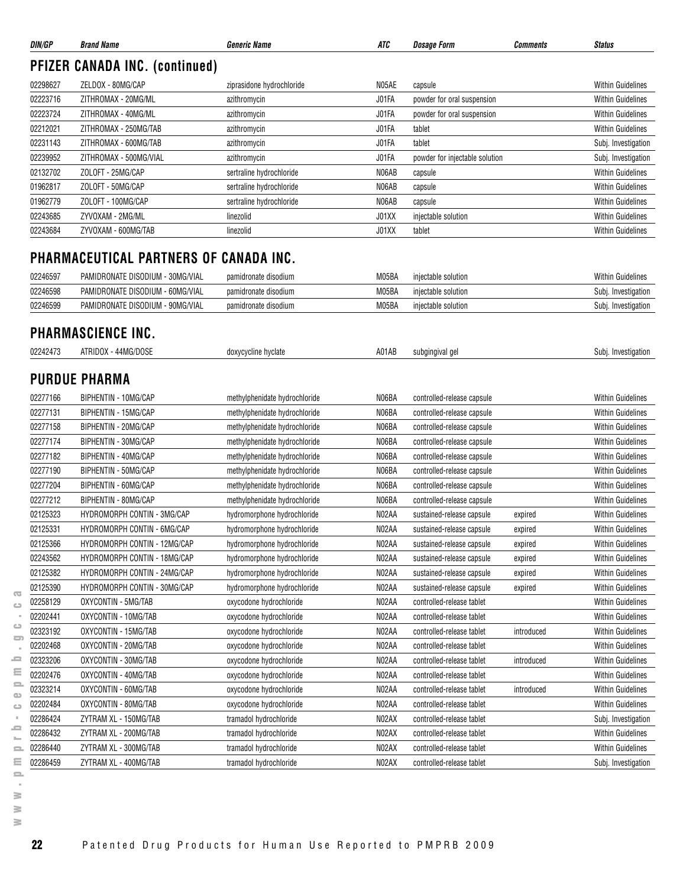| DIN/GP | Brand Name | Generic Name | ATC | Dosage Form | Comments | Status |
|---|---|---|---|---|---|---|

## PFIZER CANADA INC. (continued)

| DIN/GP | Brand Name | Generic Name | ATC | Dosage Form | Comments | Status |
|---|---|---|---|---|---|---|
| 02298627 | ZELDOX - 80MG/CAP | ziprasidone hydrochloride | N05AE | capsule | | Within Guidelines |
| 02223716 | ZITHROMAX - 20MG/ML | azithromycin | J01FA | powder for oral suspension | | Within Guidelines |
| 02223724 | ZITHROMAX - 40MG/ML | azithromycin | J01FA | powder for oral suspension | | Within Guidelines |
| 02212021 | ZITHROMAX - 250MG/TAB | azithromycin | J01FA | tablet | | Within Guidelines |
| 02231143 | ZITHROMAX - 600MG/TAB | azithromycin | J01FA | tablet | | Subj. Investigation |
| 02239952 | ZITHROMAX - 500MG/VIAL | azithromycin | J01FA | powder for injectable solution | | Subj. Investigation |
| 02132702 | ZOLOFT - 25MG/CAP | sertraline hydrochloride | N06AB | capsule | | Within Guidelines |
| 01962817 | ZOLOFT - 50MG/CAP | sertraline hydrochloride | N06AB | capsule | | Within Guidelines |
| 01962779 | ZOLOFT - 100MG/CAP | sertraline hydrochloride | N06AB | capsule | | Within Guidelines |
| 02243685 | ZYVOXAM - 2MG/ML | linezolid | J01XX | injectable solution | | Within Guidelines |
| 02243684 | ZYVOXAM - 600MG/TAB | linezolid | J01XX | tablet | | Within Guidelines |

## PHARMACEUTICAL PARTNERS OF CANADA INC.

| DIN/GP | Brand Name | Generic Name | ATC | Dosage Form | Comments | Status |
|---|---|---|---|---|---|---|
| 02246597 | PAMIDRONATE DISODIUM - 30MG/VIAL | pamidronate disodium | M05BA | injectable solution | | Within Guidelines |
| 02246598 | PAMIDRONATE DISODIUM - 60MG/VIAL | pamidronate disodium | M05BA | injectable solution | | Subj. Investigation |
| 02246599 | PAMIDRONATE DISODIUM - 90MG/VIAL | pamidronate disodium | M05BA | injectable solution | | Subj. Investigation |

## PHARMASCIENCE INC.

| DIN/GP | Brand Name | Generic Name | ATC | Dosage Form | Comments | Status |
|---|---|---|---|---|---|---|
| 02242473 | ATRIDOX - 44MG/DOSE | doxycycline hyclate | A01AB | subgingival gel | | Subj. Investigation |

## PURDUE PHARMA

| DIN/GP | Brand Name | Generic Name | ATC | Dosage Form | Comments | Status |
|---|---|---|---|---|---|---|
| 02277166 | BIPHENTIN - 10MG/CAP | methylphenidate hydrochloride | N06BA | controlled-release capsule | | Within Guidelines |
| 02277131 | BIPHENTIN - 15MG/CAP | methylphenidate hydrochloride | N06BA | controlled-release capsule | | Within Guidelines |
| 02277158 | BIPHENTIN - 20MG/CAP | methylphenidate hydrochloride | N06BA | controlled-release capsule | | Within Guidelines |
| 02277174 | BIPHENTIN - 30MG/CAP | methylphenidate hydrochloride | N06BA | controlled-release capsule | | Within Guidelines |
| 02277182 | BIPHENTIN - 40MG/CAP | methylphenidate hydrochloride | N06BA | controlled-release capsule | | Within Guidelines |
| 02277190 | BIPHENTIN - 50MG/CAP | methylphenidate hydrochloride | N06BA | controlled-release capsule | | Within Guidelines |
| 02277204 | BIPHENTIN - 60MG/CAP | methylphenidate hydrochloride | N06BA | controlled-release capsule | | Within Guidelines |
| 02277212 | BIPHENTIN - 80MG/CAP | methylphenidate hydrochloride | N06BA | controlled-release capsule | | Within Guidelines |
| 02125323 | HYDROMORPH CONTIN - 3MG/CAP | hydromorphone hydrochloride | N02AA | sustained-release capsule | expired | Within Guidelines |
| 02125331 | HYDROMORPH CONTIN - 6MG/CAP | hydromorphone hydrochloride | N02AA | sustained-release capsule | expired | Within Guidelines |
| 02125366 | HYDROMORPH CONTIN - 12MG/CAP | hydromorphone hydrochloride | N02AA | sustained-release capsule | expired | Within Guidelines |
| 02243562 | HYDROMORPH CONTIN - 18MG/CAP | hydromorphone hydrochloride | N02AA | sustained-release capsule | expired | Within Guidelines |
| 02125382 | HYDROMORPH CONTIN - 24MG/CAP | hydromorphone hydrochloride | N02AA | sustained-release capsule | expired | Within Guidelines |
| 02125390 | HYDROMORPH CONTIN - 30MG/CAP | hydromorphone hydrochloride | N02AA | sustained-release capsule | expired | Within Guidelines |
| 02258129 | OXYCONTIN - 5MG/TAB | oxycodone hydrochloride | N02AA | controlled-release tablet | | Within Guidelines |
| 02202441 | OXYCONTIN - 10MG/TAB | oxycodone hydrochloride | N02AA | controlled-release tablet | | Within Guidelines |
| 02323192 | OXYCONTIN - 15MG/TAB | oxycodone hydrochloride | N02AA | controlled-release tablet | introduced | Within Guidelines |
| 02202468 | OXYCONTIN - 20MG/TAB | oxycodone hydrochloride | N02AA | controlled-release tablet | | Within Guidelines |
| 02323206 | OXYCONTIN - 30MG/TAB | oxycodone hydrochloride | N02AA | controlled-release tablet | introduced | Within Guidelines |
| 02202476 | OXYCONTIN - 40MG/TAB | oxycodone hydrochloride | N02AA | controlled-release tablet | | Within Guidelines |
| 02323214 | OXYCONTIN - 60MG/TAB | oxycodone hydrochloride | N02AA | controlled-release tablet | introduced | Within Guidelines |
| 02202484 | OXYCONTIN - 80MG/TAB | oxycodone hydrochloride | N02AA | controlled-release tablet | | Within Guidelines |
| 02286424 | ZYTRAM XL - 150MG/TAB | tramadol hydrochloride | N02AX | controlled-release tablet | | Subj. Investigation |
| 02286432 | ZYTRAM XL - 200MG/TAB | tramadol hydrochloride | N02AX | controlled-release tablet | | Within Guidelines |
| 02286440 | ZYTRAM XL - 300MG/TAB | tramadol hydrochloride | N02AX | controlled-release tablet | | Within Guidelines |
| 02286459 | ZYTRAM XL - 400MG/TAB | tramadol hydrochloride | N02AX | controlled-release tablet | | Subj. Investigation |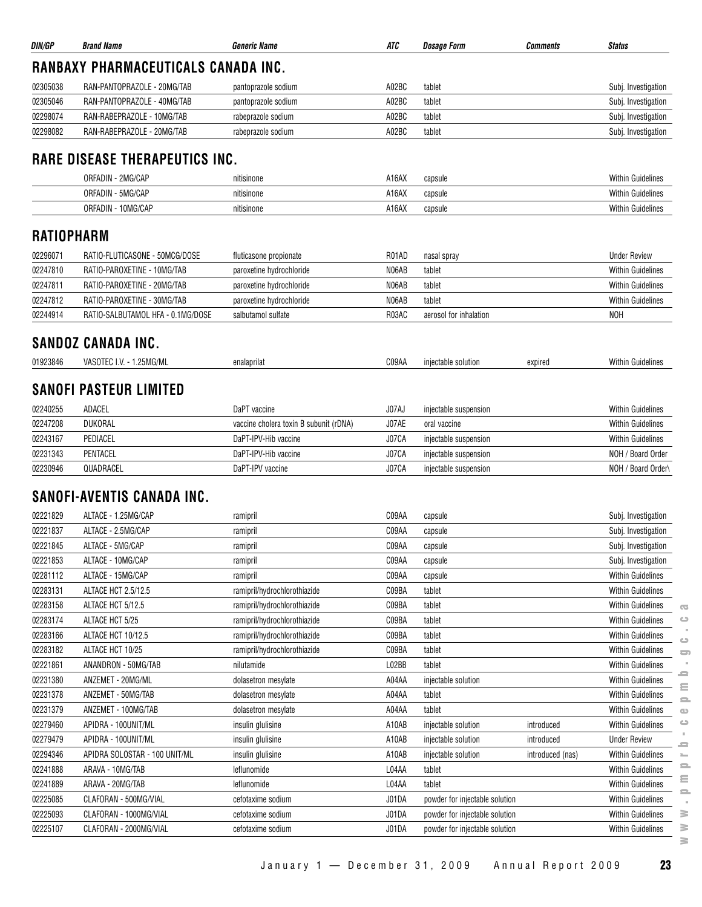| DIN/GP | Brand Name | Generic Name | ATC | Dosage Form | Comments | Status |
|---|---|---|---|---|---|---|

## RANBAXY PHARMACEUTICALS CANADA INC.

| DIN/GP | Brand Name | Generic Name | ATC | Dosage Form | Comments | Status |
|---|---|---|---|---|---|---|
| 02305038 | RAN-PANTOPRAZOLE - 20MG/TAB | pantoprazole sodium | A02BC | tablet | | Subj. Investigation |
| 02305046 | RAN-PANTOPRAZOLE - 40MG/TAB | pantoprazole sodium | A02BC | tablet | | Subj. Investigation |
| 02298074 | RAN-RABEPRAZOLE - 10MG/TAB | rabeprazole sodium | A02BC | tablet | | Subj. Investigation |
| 02298082 | RAN-RABEPRAZOLE - 20MG/TAB | rabeprazole sodium | A02BC | tablet | | Subj. Investigation |

## RARE DISEASE THERAPEUTICS INC.

| DIN/GP | Brand Name | Generic Name | ATC | Dosage Form | Comments | Status |
|---|---|---|---|---|---|---|
| | ORFADIN - 2MG/CAP | nitisinone | A16AX | capsule | | Within Guidelines |
| | ORFADIN - 5MG/CAP | nitisinone | A16AX | capsule | | Within Guidelines |
| | ORFADIN - 10MG/CAP | nitisinone | A16AX | capsule | | Within Guidelines |

## RATIOPHARM

| DIN/GP | Brand Name | Generic Name | ATC | Dosage Form | Comments | Status |
|---|---|---|---|---|---|---|
| 02296071 | RATIO-FLUTICASONE - 50MCG/DOSE | fluticasone propionate | R01AD | nasal spray | | Under Review |
| 02247810 | RATIO-PAROXETINE - 10MG/TAB | paroxetine hydrochloride | N06AB | tablet | | Within Guidelines |
| 02247811 | RATIO-PAROXETINE - 20MG/TAB | paroxetine hydrochloride | N06AB | tablet | | Within Guidelines |
| 02247812 | RATIO-PAROXETINE - 30MG/TAB | paroxetine hydrochloride | N06AB | tablet | | Within Guidelines |
| 02244914 | RATIO-SALBUTAMOL HFA - 0.1MG/DOSE | salbutamol sulfate | R03AC | aerosol for inhalation | | NOH |

## SANDOZ CANADA INC.

| DIN/GP | Brand Name | Generic Name | ATC | Dosage Form | Comments | Status |
|---|---|---|---|---|---|---|
| 01923846 | VASOTEC I.V. - 1.25MG/ML | enalaprilat | C09AA | injectable solution | expired | Within Guidelines |

## SANOFI PASTEUR LIMITED

| DIN/GP | Brand Name | Generic Name | ATC | Dosage Form | Comments | Status |
|---|---|---|---|---|---|---|
| 02240255 | ADACEL | DaPT vaccine | J07AJ | injectable suspension | | Within Guidelines |
| 02247208 | DUKORAL | vaccine cholera toxin B subunit (rDNA) | J07AE | oral vaccine | | Within Guidelines |
| 02243167 | PEDIACEL | DaPT-IPV-Hib vaccine | J07CA | injectable suspension | | Within Guidelines |
| 02231343 | PENTACEL | DaPT-IPV-Hib vaccine | J07CA | injectable suspension | | NOH / Board Order |
| 02230946 | QUADRACEL | DaPT-IPV vaccine | J07CA | injectable suspension | | NOH / Board Order\ |

## SANOFI-AVENTIS CANADA INC.

| DIN/GP | Brand Name | Generic Name | ATC | Dosage Form | Comments | Status |
|---|---|---|---|---|---|---|
| 02221829 | ALTACE - 1.25MG/CAP | ramipril | C09AA | capsule | | Subj. Investigation |
| 02221837 | ALTACE - 2.5MG/CAP | ramipril | C09AA | capsule | | Subj. Investigation |
| 02221845 | ALTACE - 5MG/CAP | ramipril | C09AA | capsule | | Subj. Investigation |
| 02221853 | ALTACE - 10MG/CAP | ramipril | C09AA | capsule | | Subj. Investigation |
| 02281112 | ALTACE - 15MG/CAP | ramipril | C09AA | capsule | | Within Guidelines |
| 02283131 | ALTACE HCT 2.5/12.5 | ramipril/hydrochlorothiazide | C09BA | tablet | | Within Guidelines |
| 02283158 | ALTACE HCT 5/12.5 | ramipril/hydrochlorothiazide | C09BA | tablet | | Within Guidelines |
| 02283174 | ALTACE HCT 5/25 | ramipril/hydrochlorothiazide | C09BA | tablet | | Within Guidelines |
| 02283166 | ALTACE HCT 10/12.5 | ramipril/hydrochlorothiazide | C09BA | tablet | | Within Guidelines |
| 02283182 | ALTACE HCT 10/25 | ramipril/hydrochlorothiazide | C09BA | tablet | | Within Guidelines |
| 02221861 | ANANDRON - 50MG/TAB | nilutamide | L02BB | tablet | | Within Guidelines |
| 02231380 | ANZEMET - 20MG/ML | dolasetron mesylate | A04AA | injectable solution | | Within Guidelines |
| 02231378 | ANZEMET - 50MG/TAB | dolasetron mesylate | A04AA | tablet | | Within Guidelines |
| 02231379 | ANZEMET - 100MG/TAB | dolasetron mesylate | A04AA | tablet | | Within Guidelines |
| 02279460 | APIDRA - 100UNIT/ML | insulin glulisine | A10AB | injectable solution | introduced | Within Guidelines |
| 02279479 | APIDRA - 100UNIT/ML | insulin glulisine | A10AB | injectable solution | introduced | Under Review |
| 02294346 | APIDRA SOLOSTAR - 100 UNIT/ML | insulin glulisine | A10AB | injectable solution | introduced (nas) | Within Guidelines |
| 02241888 | ARAVA - 10MG/TAB | leflunomide | L04AA | tablet | | Within Guidelines |
| 02241889 | ARAVA - 20MG/TAB | leflunomide | L04AA | tablet | | Within Guidelines |
| 02225085 | CLAFORAN - 500MG/VIAL | cefotaxime sodium | J01DA | powder for injectable solution | | Within Guidelines |
| 02225093 | CLAFORAN - 1000MG/VIAL | cefotaxime sodium | J01DA | powder for injectable solution | | Within Guidelines |
| 02225107 | CLAFORAN - 2000MG/VIAL | cefotaxime sodium | J01DA | powder for injectable solution | | Within Guidelines |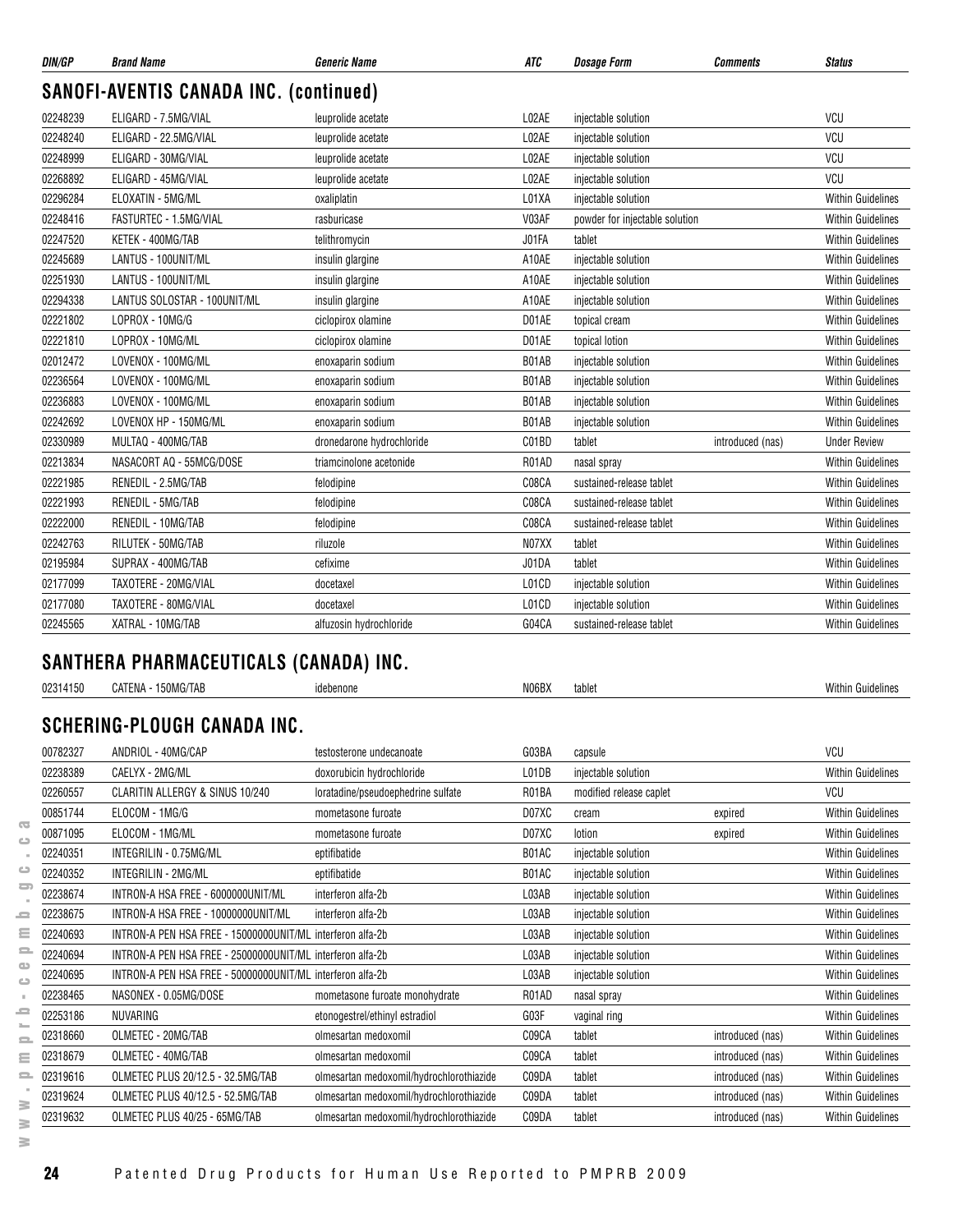| DIN/GP | Brand Name | Generic Name | ATC | Dosage Form | Comments | Status |
|---|---|---|---|---|---|---|

## SANOFI-AVENTIS CANADA INC. (continued)

| DIN/GP | Brand Name | Generic Name | ATC | Dosage Form | Comments | Status |
|---|---|---|---|---|---|---|
| 02248239 | ELIGARD - 7.5MG/VIAL | leuprolide acetate | L02AE | injectable solution | | VCU |
| 02248240 | ELIGARD - 22.5MG/VIAL | leuprolide acetate | L02AE | injectable solution | | VCU |
| 02248999 | ELIGARD - 30MG/VIAL | leuprolide acetate | L02AE | injectable solution | | VCU |
| 02268892 | ELIGARD - 45MG/VIAL | leuprolide acetate | L02AE | injectable solution | | VCU |
| 02296284 | ELOXATIN - 5MG/ML | oxaliplatin | L01XA | injectable solution | | Within Guidelines |
| 02248416 | FASTURTEC - 1.5MG/VIAL | rasburicase | V03AF | powder for injectable solution | | Within Guidelines |
| 02247520 | KETEK - 400MG/TAB | telithromycin | J01FA | tablet | | Within Guidelines |
| 02245689 | LANTUS - 100UNIT/ML | insulin glargine | A10AE | injectable solution | | Within Guidelines |
| 02251930 | LANTUS - 100UNIT/ML | insulin glargine | A10AE | injectable solution | | Within Guidelines |
| 02294338 | LANTUS SOLOSTAR - 100UNIT/ML | insulin glargine | A10AE | injectable solution | | Within Guidelines |
| 02221802 | LOPROX - 10MG/G | ciclopirox olamine | D01AE | topical cream | | Within Guidelines |
| 02221810 | LOPROX - 10MG/ML | ciclopirox olamine | D01AE | topical lotion | | Within Guidelines |
| 02012472 | LOVENOX - 100MG/ML | enoxaparin sodium | B01AB | injectable solution | | Within Guidelines |
| 02236564 | LOVENOX - 100MG/ML | enoxaparin sodium | B01AB | injectable solution | | Within Guidelines |
| 02236883 | LOVENOX - 100MG/ML | enoxaparin sodium | B01AB | injectable solution | | Within Guidelines |
| 02242692 | LOVENOX HP - 150MG/ML | enoxaparin sodium | B01AB | injectable solution | | Within Guidelines |
| 02330989 | MULTAQ - 400MG/TAB | dronedarone hydrochloride | C01BD | tablet | introduced (nas) | Under Review |
| 02213834 | NASACORT AQ - 55MCG/DOSE | triamcinolone acetonide | R01AD | nasal spray | | Within Guidelines |
| 02221985 | RENEDIL - 2.5MG/TAB | felodipine | C08CA | sustained-release tablet | | Within Guidelines |
| 02221993 | RENEDIL - 5MG/TAB | felodipine | C08CA | sustained-release tablet | | Within Guidelines |
| 02222000 | RENEDIL - 10MG/TAB | felodipine | C08CA | sustained-release tablet | | Within Guidelines |
| 02242763 | RILUTEK - 50MG/TAB | riluzole | N07XX | tablet | | Within Guidelines |
| 02195984 | SUPRAX - 400MG/TAB | cefixime | J01DA | tablet | | Within Guidelines |
| 02177099 | TAXOTERE - 20MG/VIAL | docetaxel | L01CD | injectable solution | | Within Guidelines |
| 02177080 | TAXOTERE - 80MG/VIAL | docetaxel | L01CD | injectable solution | | Within Guidelines |
| 02245565 | XATRAL - 10MG/TAB | alfuzosin hydrochloride | G04CA | sustained-release tablet | | Within Guidelines |

## SANTHERA PHARMACEUTICALS (CANADA) INC.

| DIN/GP | Brand Name | Generic Name | ATC | Dosage Form | Comments | Status |
|---|---|---|---|---|---|---|
| 02314150 | CATENA - 150MG/TAB | idebenone | N06BX | tablet | | Within Guidelines |

## SCHERING-PLOUGH CANADA INC.

| DIN/GP | Brand Name | Generic Name | ATC | Dosage Form | Comments | Status |
|---|---|---|---|---|---|---|
| 00782327 | ANDRIOL - 40MG/CAP | testosterone undecanoate | G03BA | capsule | | VCU |
| 02238389 | CAELYX - 2MG/ML | doxorubicin hydrochloride | L01DB | injectable solution | | Within Guidelines |
| 02260557 | CLARITIN ALLERGY & SINUS 10/240 | loratadine/pseudoephedrine sulfate | R01BA | modified release caplet | | VCU |
| 00851744 | ELOCOM - 1MG/G | mometasone furoate | D07XC | cream | expired | Within Guidelines |
| 00871095 | ELOCOM - 1MG/ML | mometasone furoate | D07XC | lotion | expired | Within Guidelines |
| 02240351 | INTEGRILIN - 0.75MG/ML | eptifibatide | B01AC | injectable solution | | Within Guidelines |
| 02240352 | INTEGRILIN - 2MG/ML | eptifibatide | B01AC | injectable solution | | Within Guidelines |
| 02238674 | INTRON-A HSA FREE - 6000000UNIT/ML | interferon alfa-2b | L03AB | injectable solution | | Within Guidelines |
| 02238675 | INTRON-A HSA FREE - 10000000UNIT/ML | interferon alfa-2b | L03AB | injectable solution | | Within Guidelines |
| 02240693 | INTRON-A PEN HSA FREE - 15000000UNIT/ML | interferon alfa-2b | L03AB | injectable solution | | Within Guidelines |
| 02240694 | INTRON-A PEN HSA FREE - 25000000UNIT/ML | interferon alfa-2b | L03AB | injectable solution | | Within Guidelines |
| 02240695 | INTRON-A PEN HSA FREE - 50000000UNIT/ML | interferon alfa-2b | L03AB | injectable solution | | Within Guidelines |
| 02238465 | NASONEX - 0.05MG/DOSE | mometasone furoate monohydrate | R01AD | nasal spray | | Within Guidelines |
| 02253186 | NUVARING | etonogestrel/ethinyl estradiol | G03F | vaginal ring | | Within Guidelines |
| 02318660 | OLMETEC - 20MG/TAB | olmesartan medoxomil | C09CA | tablet | introduced (nas) | Within Guidelines |
| 02318679 | OLMETEC - 40MG/TAB | olmesartan medoxomil | C09CA | tablet | introduced (nas) | Within Guidelines |
| 02319616 | OLMETEC PLUS 20/12.5 - 32.5MG/TAB | olmesartan medoxomil/hydrochlorothiazide | C09DA | tablet | introduced (nas) | Within Guidelines |
| 02319624 | OLMETEC PLUS 40/12.5 - 52.5MG/TAB | olmesartan medoxomil/hydrochlorothiazide | C09DA | tablet | introduced (nas) | Within Guidelines |
| 02319632 | OLMETEC PLUS 40/25 - 65MG/TAB | olmesartan medoxomil/hydrochlorothiazide | C09DA | tablet | introduced (nas) | Within Guidelines |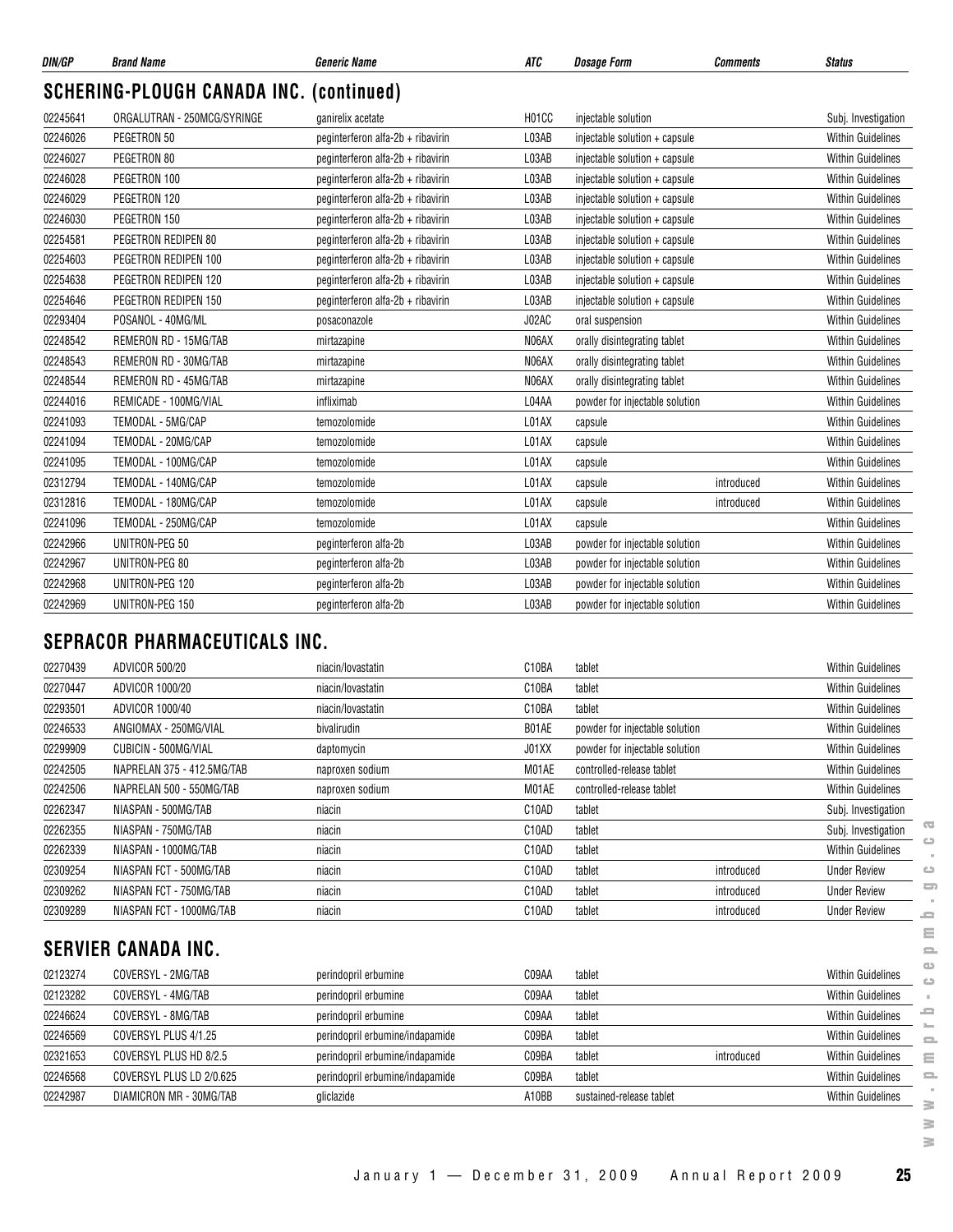| DIN/GP | Brand Name | Generic Name | ATC | Dosage Form | Comments | Status |
|---|---|---|---|---|---|---|

## SCHERING-PLOUGH CANADA INC. (continued)

| DIN/GP | Brand Name | Generic Name | ATC | Dosage Form | Comments | Status |
|---|---|---|---|---|---|---|
| 02245641 | ORGALUTRAN - 250MCG/SYRINGE | ganirelix acetate | H01CC | injectable solution | | Subj. Investigation |
| 02246026 | PEGETRON 50 | peginterferon alfa-2b + ribavirin | L03AB | injectable solution + capsule | | Within Guidelines |
| 02246027 | PEGETRON 80 | peginterferon alfa-2b + ribavirin | L03AB | injectable solution + capsule | | Within Guidelines |
| 02246028 | PEGETRON 100 | peginterferon alfa-2b + ribavirin | L03AB | injectable solution + capsule | | Within Guidelines |
| 02246029 | PEGETRON 120 | peginterferon alfa-2b + ribavirin | L03AB | injectable solution + capsule | | Within Guidelines |
| 02246030 | PEGETRON 150 | peginterferon alfa-2b + ribavirin | L03AB | injectable solution + capsule | | Within Guidelines |
| 02254581 | PEGETRON REDIPEN 80 | peginterferon alfa-2b + ribavirin | L03AB | injectable solution + capsule | | Within Guidelines |
| 02254603 | PEGETRON REDIPEN 100 | peginterferon alfa-2b + ribavirin | L03AB | injectable solution + capsule | | Within Guidelines |
| 02254638 | PEGETRON REDIPEN 120 | peginterferon alfa-2b + ribavirin | L03AB | injectable solution + capsule | | Within Guidelines |
| 02254646 | PEGETRON REDIPEN 150 | peginterferon alfa-2b + ribavirin | L03AB | injectable solution + capsule | | Within Guidelines |
| 02293404 | POSANOL - 40MG/ML | posaconazole | J02AC | oral suspension | | Within Guidelines |
| 02248542 | REMERON RD - 15MG/TAB | mirtazapine | N06AX | orally disintegrating tablet | | Within Guidelines |
| 02248543 | REMERON RD - 30MG/TAB | mirtazapine | N06AX | orally disintegrating tablet | | Within Guidelines |
| 02248544 | REMERON RD - 45MG/TAB | mirtazapine | N06AX | orally disintegrating tablet | | Within Guidelines |
| 02244016 | REMICADE - 100MG/VIAL | infliximab | L04AA | powder for injectable solution | | Within Guidelines |
| 02241093 | TEMODAL - 5MG/CAP | temozolomide | L01AX | capsule | | Within Guidelines |
| 02241094 | TEMODAL - 20MG/CAP | temozolomide | L01AX | capsule | | Within Guidelines |
| 02241095 | TEMODAL - 100MG/CAP | temozolomide | L01AX | capsule | | Within Guidelines |
| 02312794 | TEMODAL - 140MG/CAP | temozolomide | L01AX | capsule | introduced | Within Guidelines |
| 02312816 | TEMODAL - 180MG/CAP | temozolomide | L01AX | capsule | introduced | Within Guidelines |
| 02241096 | TEMODAL - 250MG/CAP | temozolomide | L01AX | capsule | | Within Guidelines |
| 02242966 | UNITRON-PEG 50 | peginterferon alfa-2b | L03AB | powder for injectable solution | | Within Guidelines |
| 02242967 | UNITRON-PEG 80 | peginterferon alfa-2b | L03AB | powder for injectable solution | | Within Guidelines |
| 02242968 | UNITRON-PEG 120 | peginterferon alfa-2b | L03AB | powder for injectable solution | | Within Guidelines |
| 02242969 | UNITRON-PEG 150 | peginterferon alfa-2b | L03AB | powder for injectable solution | | Within Guidelines |

## SEPRACOR PHARMACEUTICALS INC.

| DIN/GP | Brand Name | Generic Name | ATC | Dosage Form | Comments | Status |
|---|---|---|---|---|---|---|
| 02270439 | ADVICOR 500/20 | niacin/lovastatin | C10BA | tablet | | Within Guidelines |
| 02270447 | ADVICOR 1000/20 | niacin/lovastatin | C10BA | tablet | | Within Guidelines |
| 02293501 | ADVICOR 1000/40 | niacin/lovastatin | C10BA | tablet | | Within Guidelines |
| 02246533 | ANGIOMAX - 250MG/VIAL | bivalirudin | B01AE | powder for injectable solution | | Within Guidelines |
| 02299909 | CUBICIN - 500MG/VIAL | daptomycin | J01XX | powder for injectable solution | | Within Guidelines |
| 02242505 | NAPRELAN 375 - 412.5MG/TAB | naproxen sodium | M01AE | controlled-release tablet | | Within Guidelines |
| 02242506 | NAPRELAN 500 - 550MG/TAB | naproxen sodium | M01AE | controlled-release tablet | | Within Guidelines |
| 02262347 | NIASPAN - 500MG/TAB | niacin | C10AD | tablet | | Subj. Investigation |
| 02262355 | NIASPAN - 750MG/TAB | niacin | C10AD | tablet | | Subj. Investigation |
| 02262339 | NIASPAN - 1000MG/TAB | niacin | C10AD | tablet | | Within Guidelines |
| 02309254 | NIASPAN FCT - 500MG/TAB | niacin | C10AD | tablet | introduced | Under Review |
| 02309262 | NIASPAN FCT - 750MG/TAB | niacin | C10AD | tablet | introduced | Under Review |
| 02309289 | NIASPAN FCT - 1000MG/TAB | niacin | C10AD | tablet | introduced | Under Review |

## SERVIER CANADA INC.

| DIN/GP | Brand Name | Generic Name | ATC | Dosage Form | Comments | Status |
|---|---|---|---|---|---|---|
| 02123274 | COVERSYL - 2MG/TAB | perindopril erbumine | C09AA | tablet | | Within Guidelines |
| 02123282 | COVERSYL - 4MG/TAB | perindopril erbumine | C09AA | tablet | | Within Guidelines |
| 02246624 | COVERSYL - 8MG/TAB | perindopril erbumine | C09AA | tablet | | Within Guidelines |
| 02246569 | COVERSYL PLUS 4/1.25 | perindopril erbumine/indapamide | C09BA | tablet | | Within Guidelines |
| 02321653 | COVERSYL PLUS HD 8/2.5 | perindopril erbumine/indapamide | C09BA | tablet | introduced | Within Guidelines |
| 02246568 | COVERSYL PLUS LD 2/0.625 | perindopril erbumine/indapamide | C09BA | tablet | | Within Guidelines |
| 02242987 | DIAMICRON MR - 30MG/TAB | gliclazide | A10BB | sustained-release tablet | | Within Guidelines |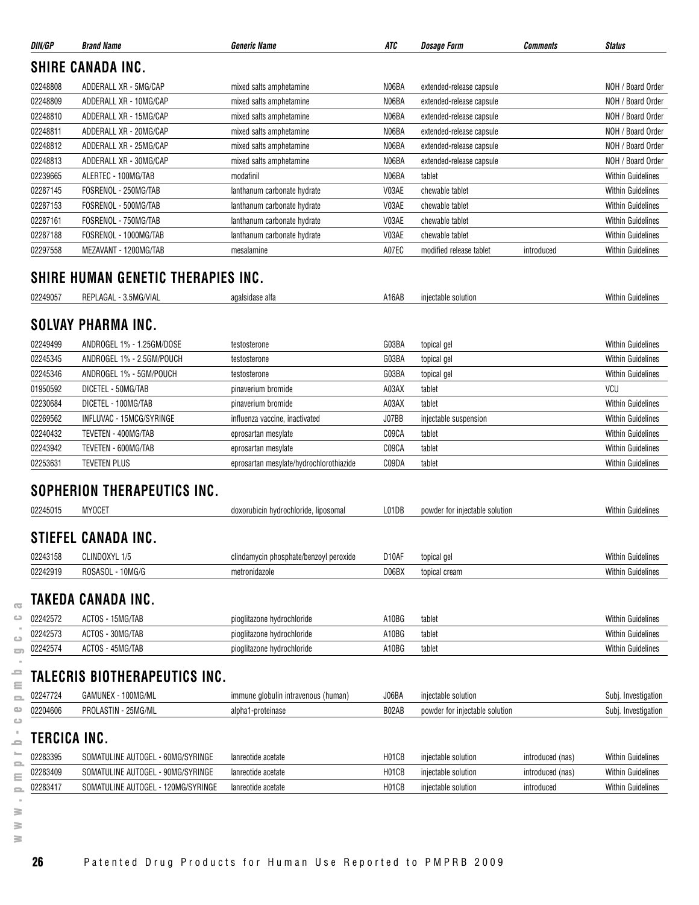| DIN/GP | Brand Name | Generic Name | ATC | Dosage Form | Comments | Status |
|---|---|---|---|---|---|---|

## SHIRE CANADA INC.

| DIN/GP | Brand Name | Generic Name | ATC | Dosage Form | Comments | Status |
|---|---|---|---|---|---|---|
| 02248808 | ADDERALL XR - 5MG/CAP | mixed salts amphetamine | N06BA | extended-release capsule | | NOH / Board Order |
| 02248809 | ADDERALL XR - 10MG/CAP | mixed salts amphetamine | N06BA | extended-release capsule | | NOH / Board Order |
| 02248810 | ADDERALL XR - 15MG/CAP | mixed salts amphetamine | N06BA | extended-release capsule | | NOH / Board Order |
| 02248811 | ADDERALL XR - 20MG/CAP | mixed salts amphetamine | N06BA | extended-release capsule | | NOH / Board Order |
| 02248812 | ADDERALL XR - 25MG/CAP | mixed salts amphetamine | N06BA | extended-release capsule | | NOH / Board Order |
| 02248813 | ADDERALL XR - 30MG/CAP | mixed salts amphetamine | N06BA | extended-release capsule | | NOH / Board Order |
| 02239665 | ALERTEC - 100MG/TAB | modafinil | N06BA | tablet | | Within Guidelines |
| 02287145 | FOSRENOL - 250MG/TAB | lanthanum carbonate hydrate | V03AE | chewable tablet | | Within Guidelines |
| 02287153 | FOSRENOL - 500MG/TAB | lanthanum carbonate hydrate | V03AE | chewable tablet | | Within Guidelines |
| 02287161 | FOSRENOL - 750MG/TAB | lanthanum carbonate hydrate | V03AE | chewable tablet | | Within Guidelines |
| 02287188 | FOSRENOL - 1000MG/TAB | lanthanum carbonate hydrate | V03AE | chewable tablet | | Within Guidelines |
| 02297558 | MEZAVANT - 1200MG/TAB | mesalamine | A07EC | modified release tablet | introduced | Within Guidelines |

## SHIRE HUMAN GENETIC THERAPIES INC.

| DIN/GP | Brand Name | Generic Name | ATC | Dosage Form | Comments | Status |
|---|---|---|---|---|---|---|
| 02249057 | REPLAGAL - 3.5MG/VIAL | agalsidase alfa | A16AB | injectable solution | | Within Guidelines |

## SOLVAY PHARMA INC.

| DIN/GP | Brand Name | Generic Name | ATC | Dosage Form | Comments | Status |
|---|---|---|---|---|---|---|
| 02249499 | ANDROGEL 1% - 1.25GM/DOSE | testosterone | G03BA | topical gel | | Within Guidelines |
| 02245345 | ANDROGEL 1% - 2.5GM/POUCH | testosterone | G03BA | topical gel | | Within Guidelines |
| 02245346 | ANDROGEL 1% - 5GM/POUCH | testosterone | G03BA | topical gel | | Within Guidelines |
| 01950592 | DICETEL - 50MG/TAB | pinaverium bromide | A03AX | tablet | | VCU |
| 02230684 | DICETEL - 100MG/TAB | pinaverium bromide | A03AX | tablet | | Within Guidelines |
| 02269562 | INFLUVAC - 15MCG/SYRINGE | influenza vaccine, inactivated | J07BB | injectable suspension | | Within Guidelines |
| 02240432 | TEVETEN - 400MG/TAB | eprosartan mesylate | C09CA | tablet | | Within Guidelines |
| 02243942 | TEVETEN - 600MG/TAB | eprosartan mesylate | C09CA | tablet | | Within Guidelines |
| 02253631 | TEVETEN PLUS | eprosartan mesylate/hydrochlorothiazide | C09DA | tablet | | Within Guidelines |

## SOPHERION THERAPEUTICS INC.

| DIN/GP | Brand Name | Generic Name | ATC | Dosage Form | Comments | Status |
|---|---|---|---|---|---|---|
| 02245015 | MYOCET | doxorubicin hydrochloride, liposomal | L01DB | powder for injectable solution | | Within Guidelines |

## STIEFEL CANADA INC.

| DIN/GP | Brand Name | Generic Name | ATC | Dosage Form | Comments | Status |
|---|---|---|---|---|---|---|
| 02243158 | CLINDOXYL 1/5 | clindamycin phosphate/benzoyl peroxide | D10AF | topical gel | | Within Guidelines |
| 02242919 | ROSASOL - 10MG/G | metronidazole | D06BX | topical cream | | Within Guidelines |

## TAKEDA CANADA INC.

| DIN/GP | Brand Name | Generic Name | ATC | Dosage Form | Comments | Status |
|---|---|---|---|---|---|---|
| 02242572 | ACTOS - 15MG/TAB | pioglitazone hydrochloride | A10BG | tablet | | Within Guidelines |
| 02242573 | ACTOS - 30MG/TAB | pioglitazone hydrochloride | A10BG | tablet | | Within Guidelines |
| 02242574 | ACTOS - 45MG/TAB | pioglitazone hydrochloride | A10BG | tablet | | Within Guidelines |

## TALECRIS BIOTHERAPEUTICS INC.

| DIN/GP | Brand Name | Generic Name | ATC | Dosage Form | Comments | Status |
|---|---|---|---|---|---|---|
| 02247724 | GAMUNEX - 100MG/ML | immune globulin intravenous (human) | J06BA | injectable solution | | Subj. Investigation |
| 02204606 | PROLASTIN - 25MG/ML | alpha1-proteinase | B02AB | powder for injectable solution | | Subj. Investigation |

## TERCICA INC.

| DIN/GP | Brand Name | Generic Name | ATC | Dosage Form | Comments | Status |
|---|---|---|---|---|---|---|
| 02283395 | SOMATULINE AUTOGEL - 60MG/SYRINGE | lanreotide acetate | H01CB | injectable solution | introduced (nas) | Within Guidelines |
| 02283409 | SOMATULINE AUTOGEL - 90MG/SYRINGE | lanreotide acetate | H01CB | injectable solution | introduced (nas) | Within Guidelines |
| 02283417 | SOMATULINE AUTOGEL - 120MG/SYRINGE | lanreotide acetate | H01CB | injectable solution | introduced | Within Guidelines |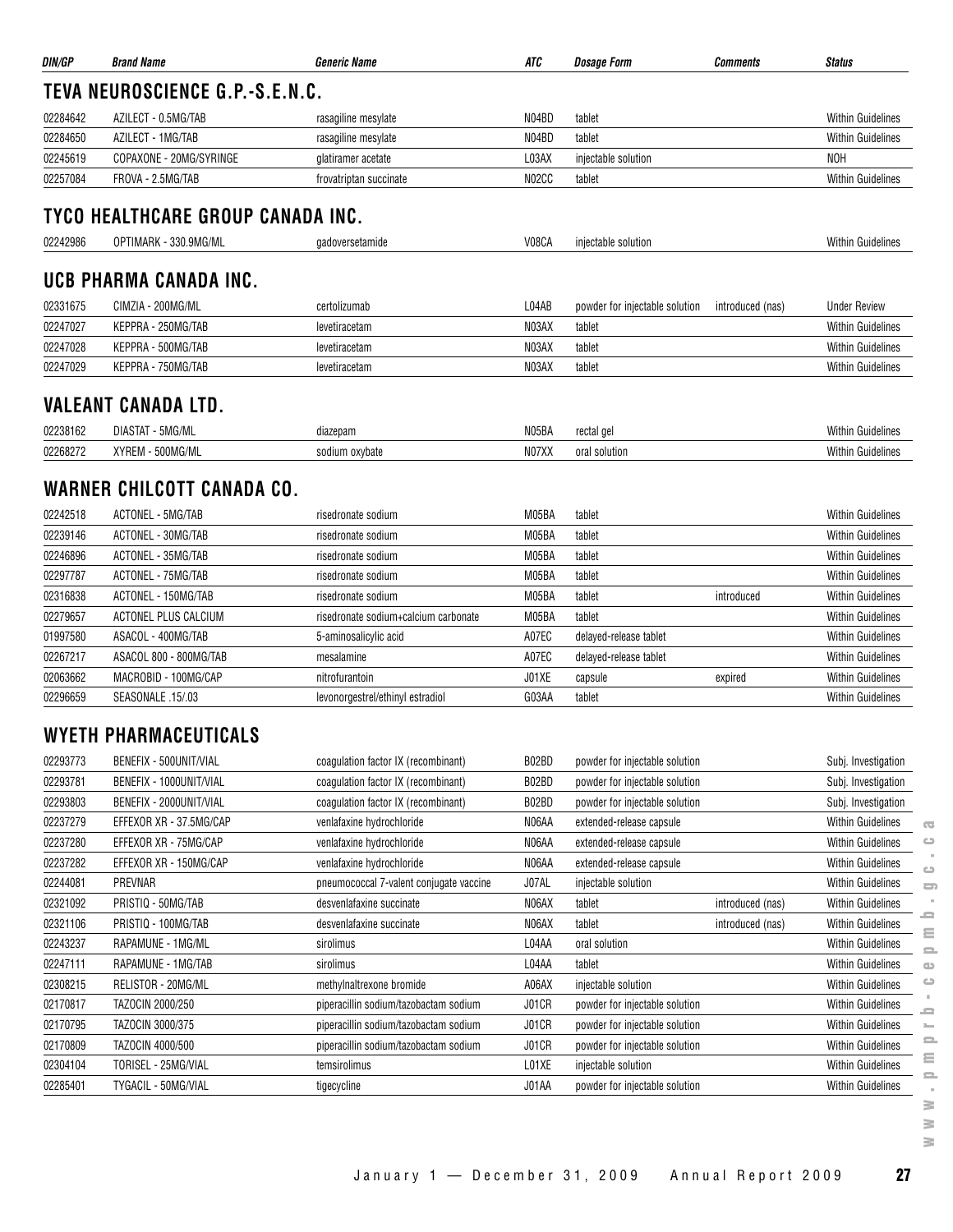| DIN/GP | Brand Name | Generic Name | ATC | Dosage Form | Comments | Status |
|---|---|---|---|---|---|---|

## TEVA NEUROSCIENCE G.P.-S.E.N.C.

| DIN/GP | Brand Name | Generic Name | ATC | Dosage Form | Comments | Status |
|---|---|---|---|---|---|---|
| 02284642 | AZILECT - 0.5MG/TAB | rasagiline mesylate | N04BD | tablet | | Within Guidelines |
| 02284650 | AZILECT - 1MG/TAB | rasagiline mesylate | N04BD | tablet | | Within Guidelines |
| 02245619 | COPAXONE - 20MG/SYRINGE | glatiramer acetate | L03AX | injectable solution | | NOH |
| 02257084 | FROVA - 2.5MG/TAB | frovatriptan succinate | N02CC | tablet | | Within Guidelines |

## TYCO HEALTHCARE GROUP CANADA INC.

| DIN/GP | Brand Name | Generic Name | ATC | Dosage Form | Comments | Status |
|---|---|---|---|---|---|---|
| 02242986 | OPTIMARK - 330.9MG/ML | gadoversetamide | V08CA | injectable solution | | Within Guidelines |

## UCB PHARMA CANADA INC.

| DIN/GP | Brand Name | Generic Name | ATC | Dosage Form | Comments | Status |
|---|---|---|---|---|---|---|
| 02331675 | CIMZIA - 200MG/ML | certolizumab | L04AB | powder for injectable solution | introduced (nas) | Under Review |
| 02247027 | KEPPRA - 250MG/TAB | levetiracetam | N03AX | tablet | | Within Guidelines |
| 02247028 | KEPPRA - 500MG/TAB | levetiracetam | N03AX | tablet | | Within Guidelines |
| 02247029 | KEPPRA - 750MG/TAB | levetiracetam | N03AX | tablet | | Within Guidelines |

## VALEANT CANADA LTD.

| DIN/GP | Brand Name | Generic Name | ATC | Dosage Form | Comments | Status |
|---|---|---|---|---|---|---|
| 02238162 | DIASTAT - 5MG/ML | diazepam | N05BA | rectal gel | | Within Guidelines |
| 02268272 | XYREM - 500MG/ML | sodium oxybate | N07XX | oral solution | | Within Guidelines |

## WARNER CHILCOTT CANADA CO.

| DIN/GP | Brand Name | Generic Name | ATC | Dosage Form | Comments | Status |
|---|---|---|---|---|---|---|
| 02242518 | ACTONEL - 5MG/TAB | risedronate sodium | M05BA | tablet | | Within Guidelines |
| 02239146 | ACTONEL - 30MG/TAB | risedronate sodium | M05BA | tablet | | Within Guidelines |
| 02246896 | ACTONEL - 35MG/TAB | risedronate sodium | M05BA | tablet | | Within Guidelines |
| 02297787 | ACTONEL - 75MG/TAB | risedronate sodium | M05BA | tablet | | Within Guidelines |
| 02316838 | ACTONEL - 150MG/TAB | risedronate sodium | M05BA | tablet | introduced | Within Guidelines |
| 02279657 | ACTONEL PLUS CALCIUM | risedronate sodium+calcium carbonate | M05BA | tablet | | Within Guidelines |
| 01997580 | ASACOL - 400MG/TAB | 5-aminosalicylic acid | A07EC | delayed-release tablet | | Within Guidelines |
| 02267217 | ASACOL 800 - 800MG/TAB | mesalamine | A07EC | delayed-release tablet | | Within Guidelines |
| 02063662 | MACROBID - 100MG/CAP | nitrofurantoin | J01XE | capsule | expired | Within Guidelines |
| 02296659 | SEASONALE .15/.03 | levonorgestrel/ethinyl estradiol | G03AA | tablet | | Within Guidelines |

## WYETH PHARMACEUTICALS

| DIN/GP | Brand Name | Generic Name | ATC | Dosage Form | Comments | Status |
|---|---|---|---|---|---|---|
| 02293773 | BENEFIX - 500UNIT/VIAL | coagulation factor IX (recombinant) | B02BD | powder for injectable solution | | Subj. Investigation |
| 02293781 | BENEFIX - 1000UNIT/VIAL | coagulation factor IX (recombinant) | B02BD | powder for injectable solution | | Subj. Investigation |
| 02293803 | BENEFIX - 2000UNIT/VIAL | coagulation factor IX (recombinant) | B02BD | powder for injectable solution | | Subj. Investigation |
| 02237279 | EFFEXOR XR - 37.5MG/CAP | venlafaxine hydrochloride | N06AA | extended-release capsule | | Within Guidelines |
| 02237280 | EFFEXOR XR - 75MG/CAP | venlafaxine hydrochloride | N06AA | extended-release capsule | | Within Guidelines |
| 02237282 | EFFEXOR XR - 150MG/CAP | venlafaxine hydrochloride | N06AA | extended-release capsule | | Within Guidelines |
| 02244081 | PREVNAR | pneumococcal 7-valent conjugate vaccine | J07AL | injectable solution | | Within Guidelines |
| 02321092 | PRISTIQ - 50MG/TAB | desvenlafaxine succinate | N06AX | tablet | introduced (nas) | Within Guidelines |
| 02321106 | PRISTIQ - 100MG/TAB | desvenlafaxine succinate | N06AX | tablet | introduced (nas) | Within Guidelines |
| 02243237 | RAPAMUNE - 1MG/ML | sirolimus | L04AA | oral solution | | Within Guidelines |
| 02247111 | RAPAMUNE - 1MG/TAB | sirolimus | L04AA | tablet | | Within Guidelines |
| 02308215 | RELISTOR - 20MG/ML | methylnaltrexone bromide | A06AX | injectable solution | | Within Guidelines |
| 02170817 | TAZOCIN 2000/250 | piperacillin sodium/tazobactam sodium | J01CR | powder for injectable solution | | Within Guidelines |
| 02170795 | TAZOCIN 3000/375 | piperacillin sodium/tazobactam sodium | J01CR | powder for injectable solution | | Within Guidelines |
| 02170809 | TAZOCIN 4000/500 | piperacillin sodium/tazobactam sodium | J01CR | powder for injectable solution | | Within Guidelines |
| 02304104 | TORISEL - 25MG/VIAL | temsirolimus | L01XE | injectable solution | | Within Guidelines |
| 02285401 | TYGACIL - 50MG/VIAL | tigecycline | J01AA | powder for injectable solution | | Within Guidelines |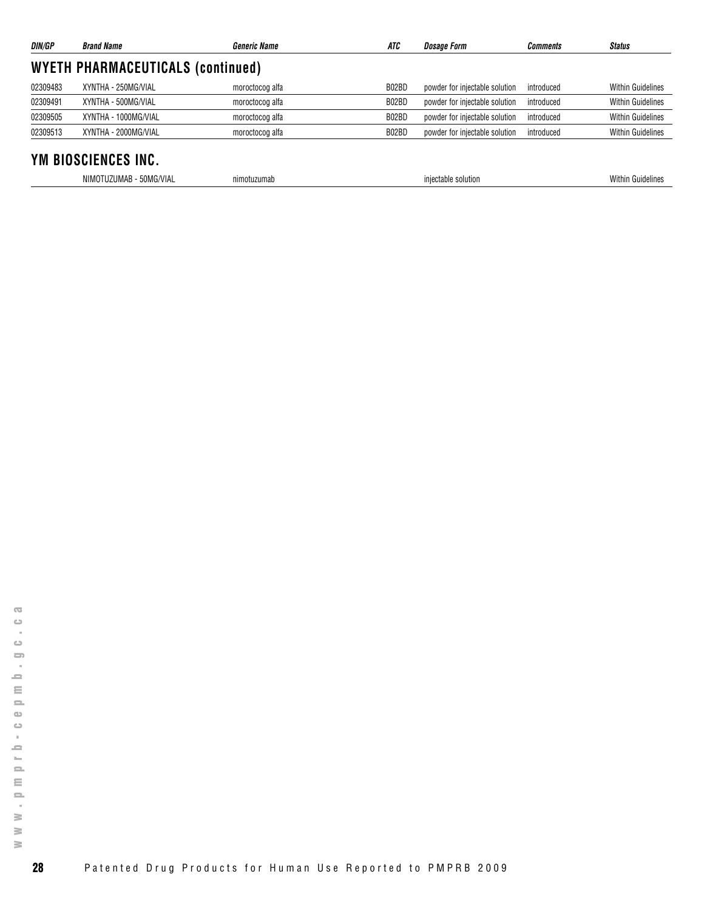| DIN/GP | Brand Name | Generic Name | ATC | Dosage Form | Comments | Status |
|---|---|---|---|---|---|---|

## WYETH PHARMACEUTICALS (continued)

| DIN/GP | Brand Name | Generic Name | ATC | Dosage Form | Comments | Status |
|---|---|---|---|---|---|---|
| 02309483 | XYNTHA - 250MG/VIAL | moroctocog alfa | B02BD | powder for injectable solution | introduced | Within Guidelines |
| 02309491 | XYNTHA - 500MG/VIAL | moroctocog alfa | B02BD | powder for injectable solution | introduced | Within Guidelines |
| 02309505 | XYNTHA - 1000MG/VIAL | moroctocog alfa | B02BD | powder for injectable solution | introduced | Within Guidelines |
| 02309513 | XYNTHA - 2000MG/VIAL | moroctocog alfa | B02BD | powder for injectable solution | introduced | Within Guidelines |

## YM BIOSCIENCES INC.

| DIN/GP | Brand Name | Generic Name | ATC | Dosage Form | Comments | Status |
|---|---|---|---|---|---|---|
| | NIMOTUZUMAB - 50MG/VIAL | nimotuzumab | | injectable solution | | Within Guidelines |